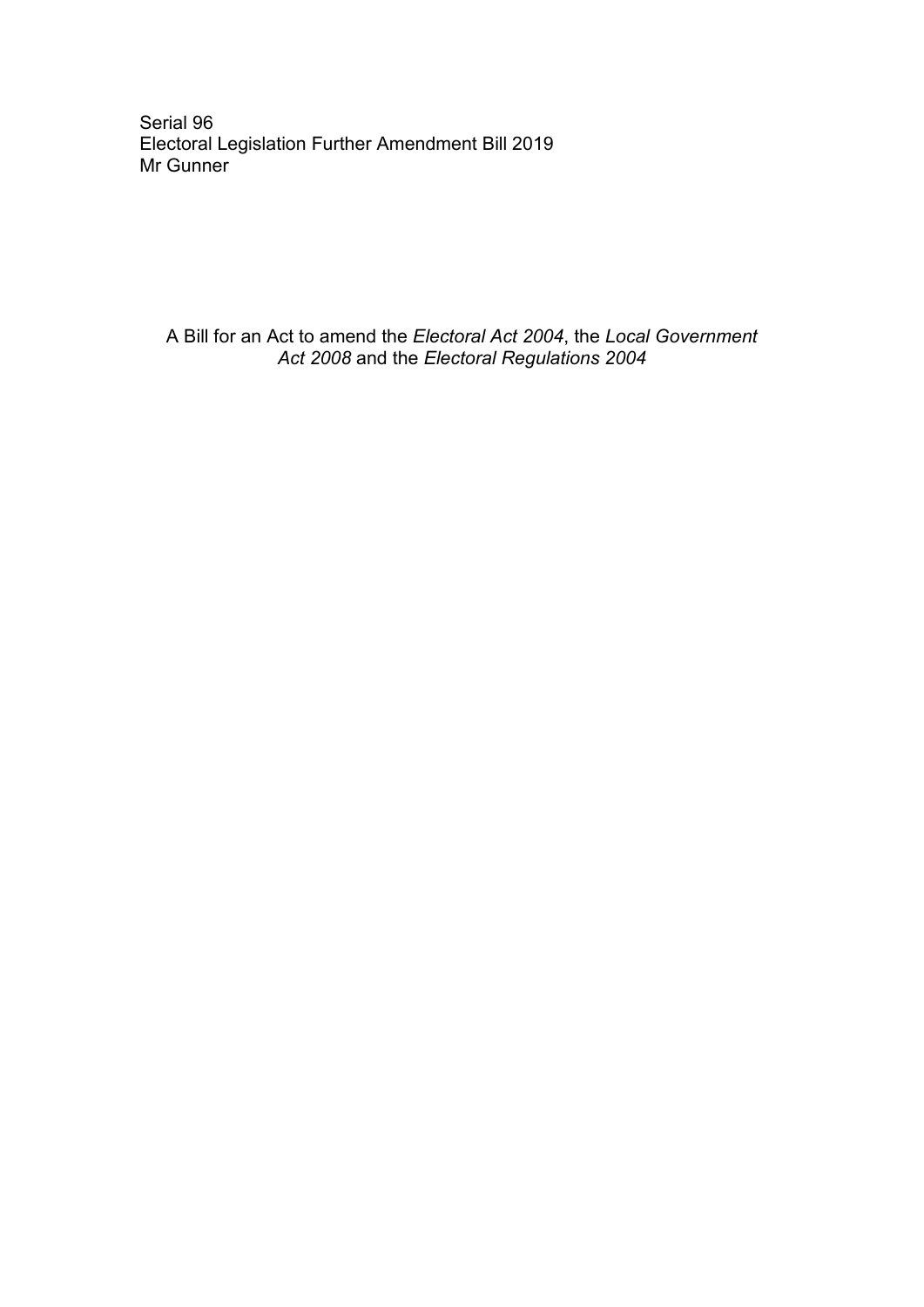Serial 96
Electoral Legislation Further Amendment Bill 2019
Mr Gunner

A Bill for an Act to amend the *Electoral Act 2004*, the *Local Government Act 2008* and the *Electoral Regulations 2004*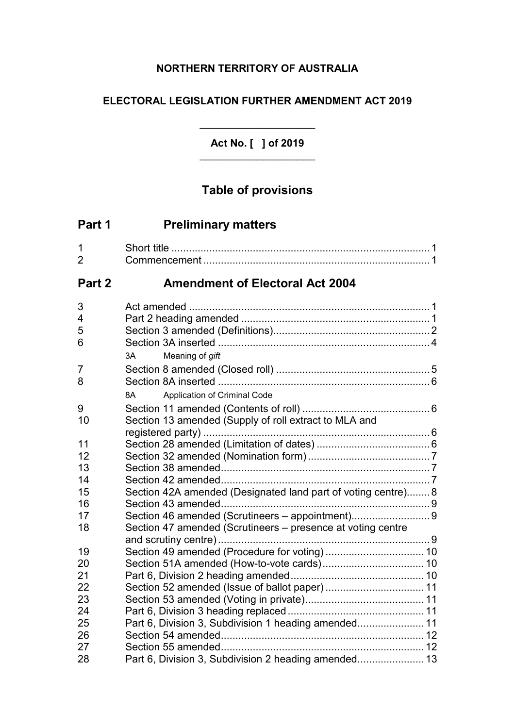**NORTHERN TERRITORY OF AUSTRALIA**

**ELECTORAL LEGISLATION FURTHER AMENDMENT ACT 2019**

**Act No. [ ] of 2019**

## Table of provisions

## Part 1 Preliminary matters

1 Short title ........................................................................................ 1
2 Commencement ............................................................................. 1

## Part 2 Amendment of Electoral Act 2004

3 Act amended .................................................................................. 1
4 Part 2 heading amended ................................................................ 1
5 Section 3 amended (Definitions)..................................................... 2
6 Section 3A inserted ........................................................................ 4

3A Meaning of *gift*

7 Section 8 amended (Closed roll) .................................................... 5
8 Section 8A inserted ........................................................................ 6

8A Application of Criminal Code

9 Section 11 amended (Contents of roll) ........................................... 6
10 Section 13 amended (Supply of roll extract to MLA and registered party) ............................................................................. 6
11 Section 28 amended (Limitation of dates) ...................................... 6
12 Section 32 amended (Nomination form) ......................................... 7
13 Section 38 amended ....................................................................... 7
14 Section 42 amended ....................................................................... 7
15 Section 42A amended (Designated land part of voting centre) ....... 8
16 Section 43 amended ....................................................................... 9
17 Section 46 amended (Scrutineers – appointment) .......................... 9
18 Section 47 amended (Scrutineers – presence at voting centre and scrutiny centre) ......................................................................... 9
19 Section 49 amended (Procedure for voting) .................................. 10
20 Section 51A amended (How-to-vote cards) ................................... 10
21 Part 6, Division 2 heading amended ............................................. 10
22 Section 52 amended (Issue of ballot paper) .................................. 11
23 Section 53 amended (Voting in private) ......................................... 11
24 Part 6, Division 3 heading replaced ............................................... 11
25 Part 6, Division 3, Subdivision 1 heading amended ....................... 11
26 Section 54 amended ..................................................................... 12
27 Section 55 amended ..................................................................... 12
28 Part 6, Division 3, Subdivision 2 heading amended ....................... 13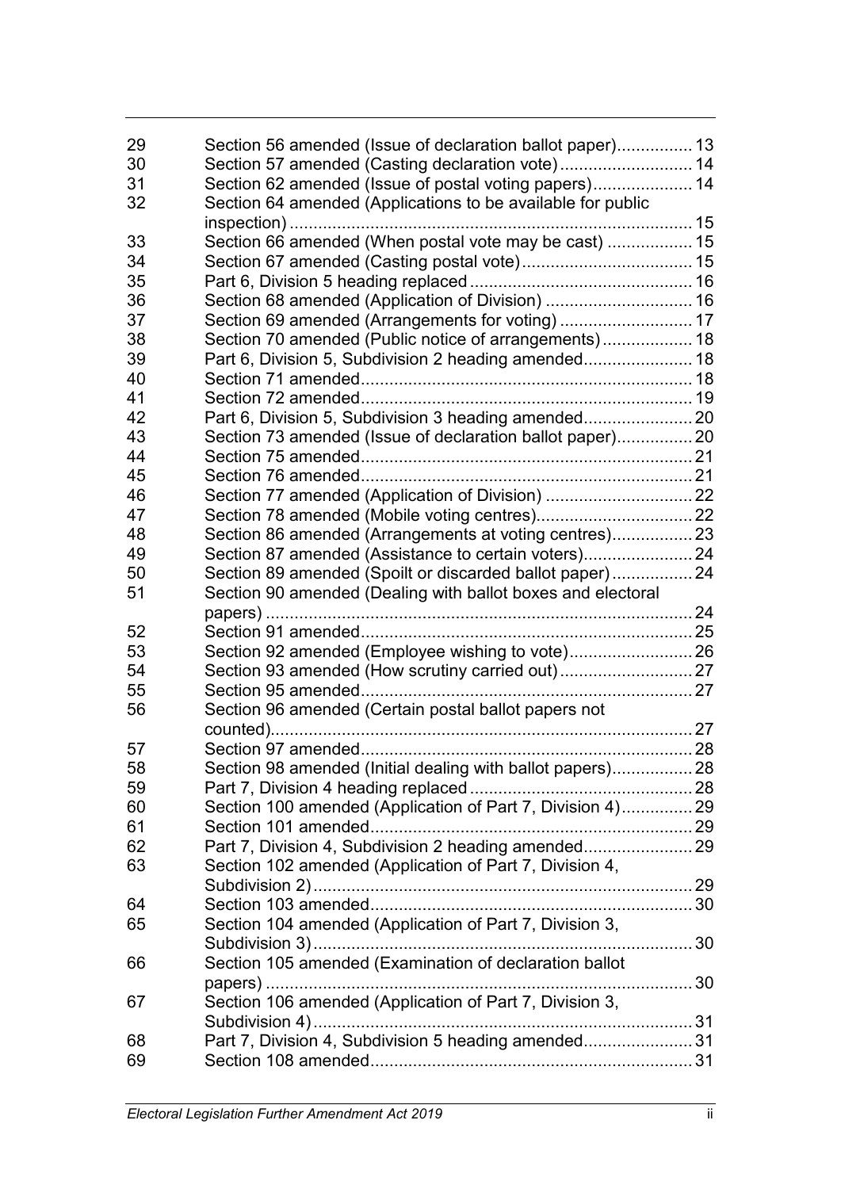| | | |
|---|---|---|
| 29 | Section 56 amended (Issue of declaration ballot paper) | 13 |
| 30 | Section 57 amended (Casting declaration vote) | 14 |
| 31 | Section 62 amended (Issue of postal voting papers) | 14 |
| 32 | Section 64 amended (Applications to be available for public inspection) | 15 |
| 33 | Section 66 amended (When postal vote may be cast) | 15 |
| 34 | Section 67 amended (Casting postal vote) | 15 |
| 35 | Part 6, Division 5 heading replaced | 16 |
| 36 | Section 68 amended (Application of Division) | 16 |
| 37 | Section 69 amended (Arrangements for voting) | 17 |
| 38 | Section 70 amended (Public notice of arrangements) | 18 |
| 39 | Part 6, Division 5, Subdivision 2 heading amended | 18 |
| 40 | Section 71 amended | 18 |
| 41 | Section 72 amended | 19 |
| 42 | Part 6, Division 5, Subdivision 3 heading amended | 20 |
| 43 | Section 73 amended (Issue of declaration ballot paper) | 20 |
| 44 | Section 75 amended | 21 |
| 45 | Section 76 amended | 21 |
| 46 | Section 77 amended (Application of Division) | 22 |
| 47 | Section 78 amended (Mobile voting centres) | 22 |
| 48 | Section 86 amended (Arrangements at voting centres) | 23 |
| 49 | Section 87 amended (Assistance to certain voters) | 24 |
| 50 | Section 89 amended (Spoilt or discarded ballot paper) | 24 |
| 51 | Section 90 amended (Dealing with ballot boxes and electoral papers) | 24 |
| 52 | Section 91 amended | 25 |
| 53 | Section 92 amended (Employee wishing to vote) | 26 |
| 54 | Section 93 amended (How scrutiny carried out) | 27 |
| 55 | Section 95 amended | 27 |
| 56 | Section 96 amended (Certain postal ballot papers not counted) | 27 |
| 57 | Section 97 amended | 28 |
| 58 | Section 98 amended (Initial dealing with ballot papers) | 28 |
| 59 | Part 7, Division 4 heading replaced | 28 |
| 60 | Section 100 amended (Application of Part 7, Division 4) | 29 |
| 61 | Section 101 amended | 29 |
| 62 | Part 7, Division 4, Subdivision 2 heading amended | 29 |
| 63 | Section 102 amended (Application of Part 7, Division 4, Subdivision 2) | 29 |
| 64 | Section 103 amended | 30 |
| 65 | Section 104 amended (Application of Part 7, Division 3, Subdivision 3) | 30 |
| 66 | Section 105 amended (Examination of declaration ballot papers) | 30 |
| 67 | Section 106 amended (Application of Part 7, Division 3, Subdivision 4) | 31 |
| 68 | Part 7, Division 4, Subdivision 5 heading amended | 31 |
| 69 | Section 108 amended | 31 |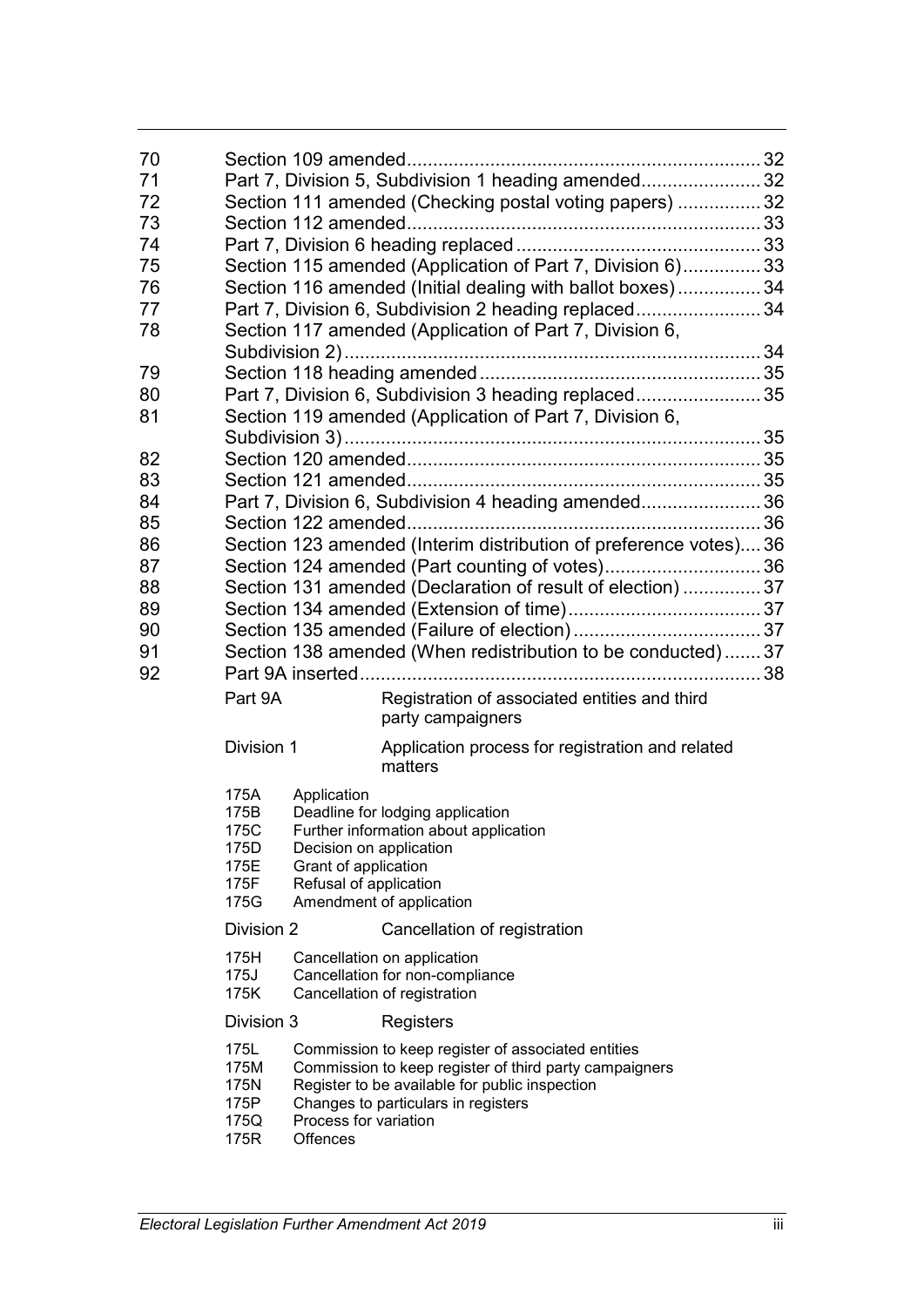| | | |
|---|---|---|
| 70 | Section 109 amended | 32 |
| 71 | Part 7, Division 5, Subdivision 1 heading amended | 32 |
| 72 | Section 111 amended (Checking postal voting papers) | 32 |
| 73 | Section 112 amended | 33 |
| 74 | Part 7, Division 6 heading replaced | 33 |
| 75 | Section 115 amended (Application of Part 7, Division 6) | 33 |
| 76 | Section 116 amended (Initial dealing with ballot boxes) | 34 |
| 77 | Part 7, Division 6, Subdivision 2 heading replaced | 34 |
| 78 | Section 117 amended (Application of Part 7, Division 6, Subdivision 2) | 34 |
| 79 | Section 118 heading amended | 35 |
| 80 | Part 7, Division 6, Subdivision 3 heading replaced | 35 |
| 81 | Section 119 amended (Application of Part 7, Division 6, Subdivision 3) | 35 |
| 82 | Section 120 amended | 35 |
| 83 | Section 121 amended | 35 |
| 84 | Part 7, Division 6, Subdivision 4 heading amended | 36 |
| 85 | Section 122 amended | 36 |
| 86 | Section 123 amended (Interim distribution of preference votes) | 36 |
| 87 | Section 124 amended (Part counting of votes) | 36 |
| 88 | Section 131 amended (Declaration of result of election) | 37 |
| 89 | Section 134 amended (Extension of time) | 37 |
| 90 | Section 135 amended (Failure of election) | 37 |
| 91 | Section 138 amended (When redistribution to be conducted) | 37 |
| 92 | Part 9A inserted | 38 |

Part 9A — Registration of associated entities and third party campaigners

Division 1 — Application process for registration and related matters

- 175A Application
- 175B Deadline for lodging application
- 175C Further information about application
- 175D Decision on application
- 175E Grant of application
- 175F Refusal of application
- 175G Amendment of application

Division 2 — Cancellation of registration

- 175H Cancellation on application
- 175J Cancellation for non-compliance
- 175K Cancellation of registration

Division 3 — Registers

- 175L Commission to keep register of associated entities
- 175M Commission to keep register of third party campaigners
- 175N Register to be available for public inspection
- 175P Changes to particulars in registers
- 175Q Process for variation
- 175R Offences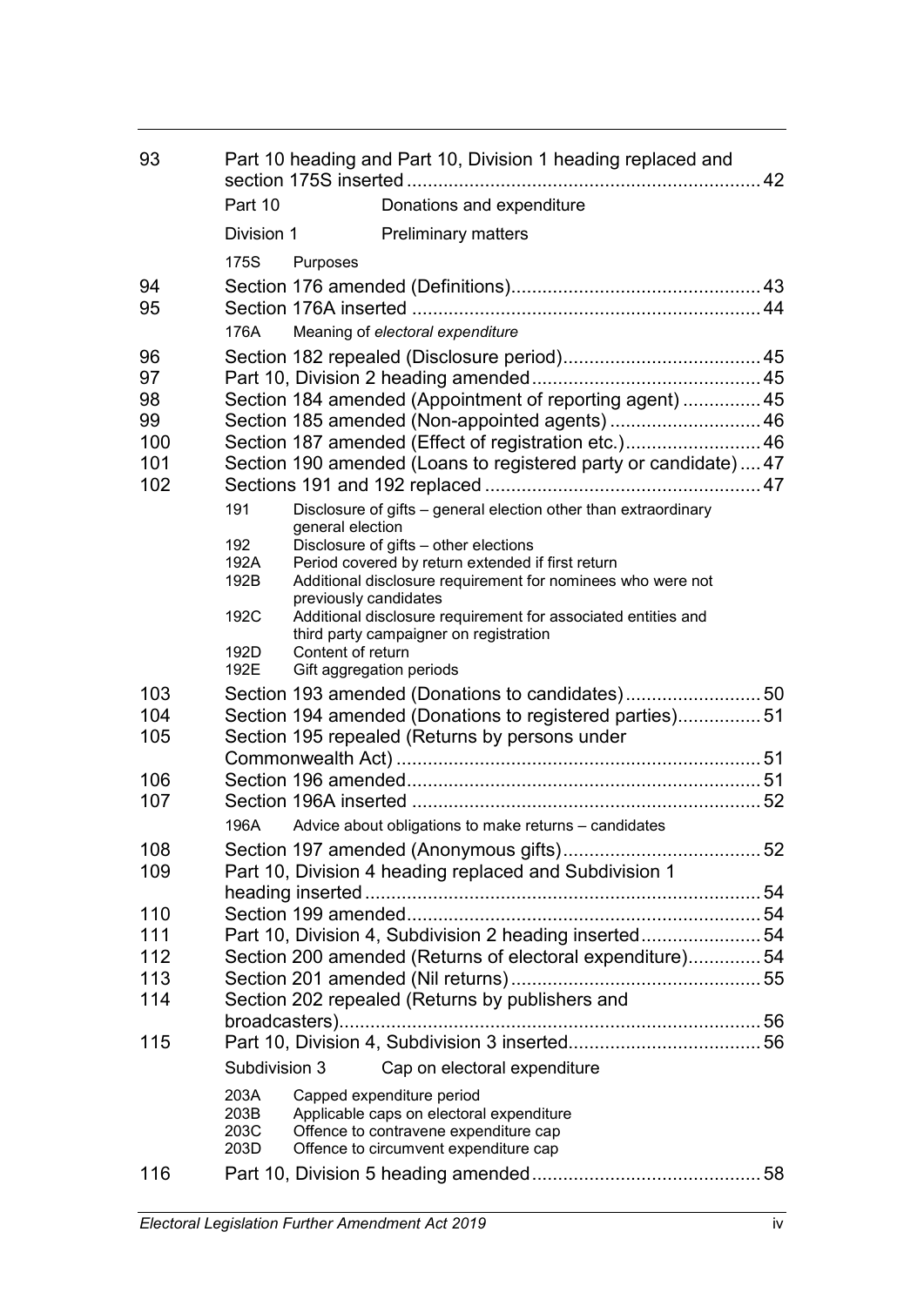| | | |
|---|---|---|
| 93 | Part 10 heading and Part 10, Division 1 heading replaced and section 175S inserted | 42 |
| | Part 10 Donations and expenditure | |
| | Division 1 Preliminary matters | |
| | 175S Purposes | |
| 94 | Section 176 amended (Definitions) | 43 |
| 95 | Section 176A inserted | 44 |
| | 176A Meaning of *electoral expenditure* | |
| 96 | Section 182 repealed (Disclosure period) | 45 |
| 97 | Part 10, Division 2 heading amended | 45 |
| 98 | Section 184 amended (Appointment of reporting agent) | 45 |
| 99 | Section 185 amended (Non-appointed agents) | 46 |
| 100 | Section 187 amended (Effect of registration etc.) | 46 |
| 101 | Section 190 amended (Loans to registered party or candidate) | 47 |
| 102 | Sections 191 and 192 replaced | 47 |
| | 191 Disclosure of gifts – general election other than extraordinary general election | |
| | 192 Disclosure of gifts – other elections | |
| | 192A Period covered by return extended if first return | |
| | 192B Additional disclosure requirement for nominees who were not previously candidates | |
| | 192C Additional disclosure requirement for associated entities and third party campaigner on registration | |
| | 192D Content of return | |
| | 192E Gift aggregation periods | |
| 103 | Section 193 amended (Donations to candidates) | 50 |
| 104 | Section 194 amended (Donations to registered parties) | 51 |
| 105 | Section 195 repealed (Returns by persons under Commonwealth Act) | 51 |
| 106 | Section 196 amended | 51 |
| 107 | Section 196A inserted | 52 |
| | 196A Advice about obligations to make returns – candidates | |
| 108 | Section 197 amended (Anonymous gifts) | 52 |
| 109 | Part 10, Division 4 heading replaced and Subdivision 1 heading inserted | 54 |
| 110 | Section 199 amended | 54 |
| 111 | Part 10, Division 4, Subdivision 2 heading inserted | 54 |
| 112 | Section 200 amended (Returns of electoral expenditure) | 54 |
| 113 | Section 201 amended (Nil returns) | 55 |
| 114 | Section 202 repealed (Returns by publishers and broadcasters) | 56 |
| 115 | Part 10, Division 4, Subdivision 3 inserted | 56 |
| | Subdivision 3 Cap on electoral expenditure | |
| | 203A Capped expenditure period | |
| | 203B Applicable caps on electoral expenditure | |
| | 203C Offence to contravene expenditure cap | |
| | 203D Offence to circumvent expenditure cap | |
| 116 | Part 10, Division 5 heading amended | 58 |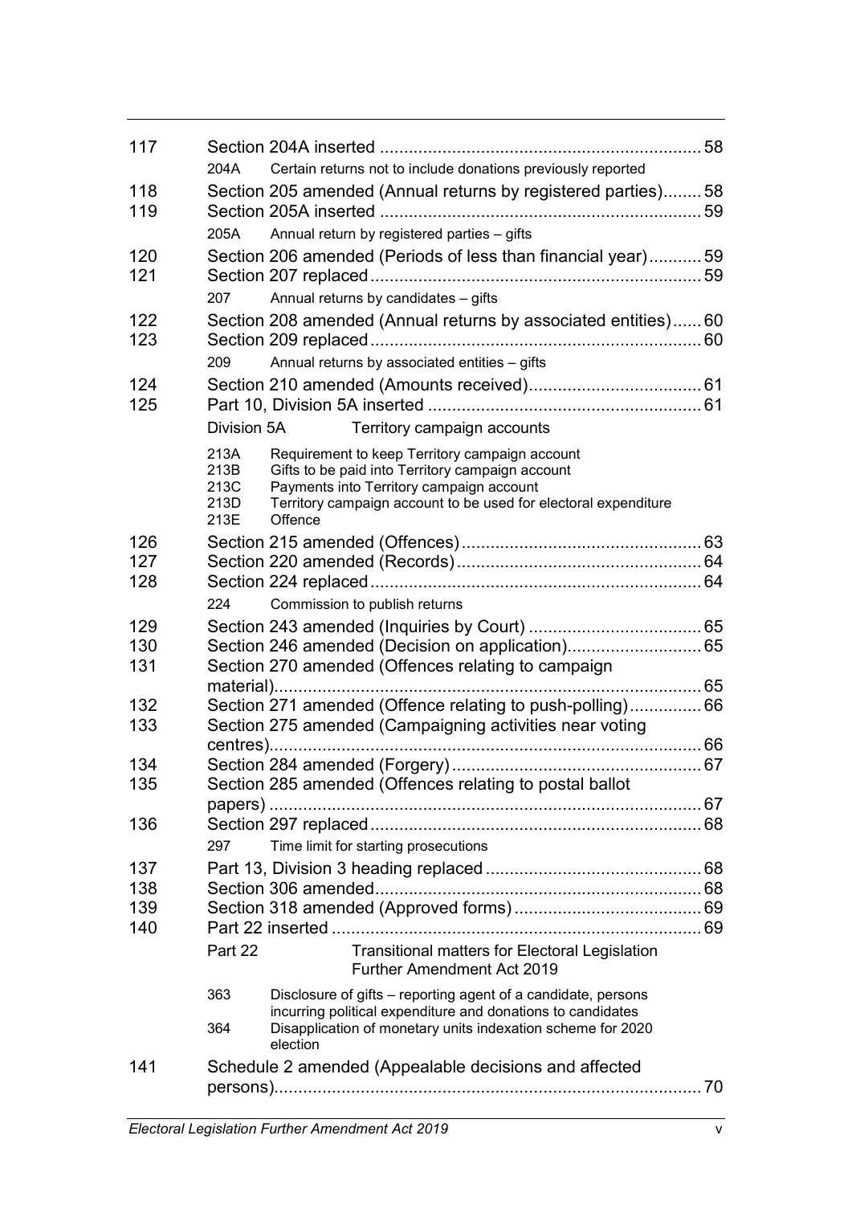| | | |
|---|---|---|
| 117 | Section 204A inserted | 58 |
| | 204A Certain returns not to include donations previously reported | |
| 118 | Section 205 amended (Annual returns by registered parties) | 58 |
| 119 | Section 205A inserted | 59 |
| | 205A Annual return by registered parties – gifts | |
| 120 | Section 206 amended (Periods of less than financial year) | 59 |
| 121 | Section 207 replaced | 59 |
| | 207 Annual returns by candidates – gifts | |
| 122 | Section 208 amended (Annual returns by associated entities) | 60 |
| 123 | Section 209 replaced | 60 |
| | 209 Annual returns by associated entities – gifts | |
| 124 | Section 210 amended (Amounts received) | 61 |
| 125 | Part 10, Division 5A inserted | 61 |
| | Division 5A Territory campaign accounts | |
| | 213A Requirement to keep Territory campaign account | |
| | 213B Gifts to be paid into Territory campaign account | |
| | 213C Payments into Territory campaign account | |
| | 213D Territory campaign account to be used for electoral expenditure | |
| | 213E Offence | |
| 126 | Section 215 amended (Offences) | 63 |
| 127 | Section 220 amended (Records) | 64 |
| 128 | Section 224 replaced | 64 |
| | 224 Commission to publish returns | |
| 129 | Section 243 amended (Inquiries by Court) | 65 |
| 130 | Section 246 amended (Decision on application) | 65 |
| 131 | Section 270 amended (Offences relating to campaign material) | 65 |
| 132 | Section 271 amended (Offence relating to push-polling) | 66 |
| 133 | Section 275 amended (Campaigning activities near voting centres) | 66 |
| 134 | Section 284 amended (Forgery) | 67 |
| 135 | Section 285 amended (Offences relating to postal ballot papers) | 67 |
| 136 | Section 297 replaced | 68 |
| | 297 Time limit for starting prosecutions | |
| 137 | Part 13, Division 3 heading replaced | 68 |
| 138 | Section 306 amended | 68 |
| 139 | Section 318 amended (Approved forms) | 69 |
| 140 | Part 22 inserted | 69 |
| | Part 22 Transitional matters for Electoral Legislation Further Amendment Act 2019 | |
| | 363 Disclosure of gifts – reporting agent of a candidate, persons incurring political expenditure and donations to candidates | |
| | 364 Disapplication of monetary units indexation scheme for 2020 election | |
| 141 | Schedule 2 amended (Appealable decisions and affected persons) | 70 |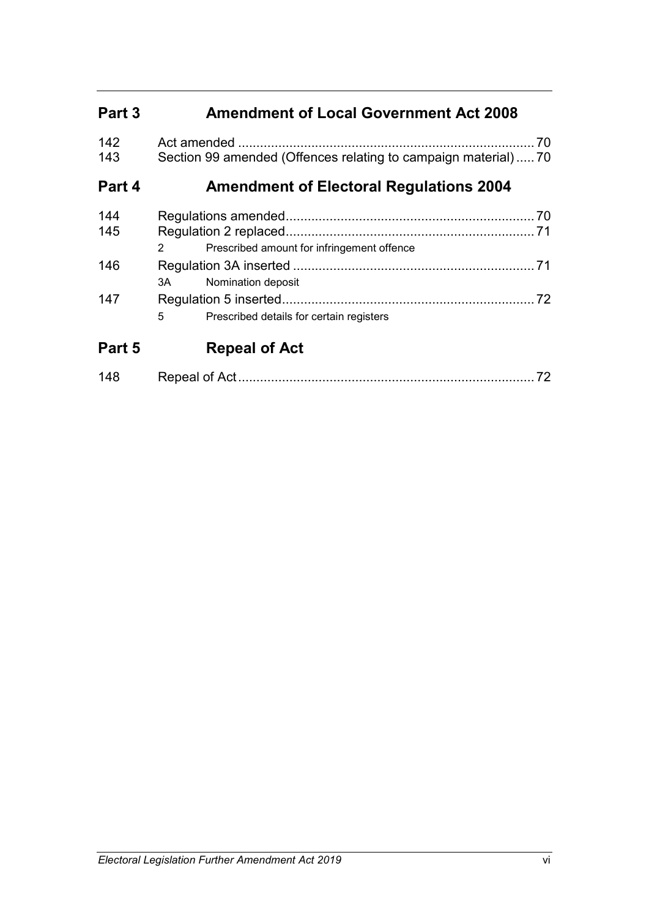## Part 3 Amendment of Local Government Act 2008

| | | |
|---|---|---|
| 142 | Act amended | 70 |
| 143 | Section 99 amended (Offences relating to campaign material) | 70 |

## Part 4 Amendment of Electoral Regulations 2004

| | | |
|---|---|---|
| 144 | Regulations amended | 70 |
| 145 | Regulation 2 replaced | 71 |
| | 2 Prescribed amount for infringement offence | |
| 146 | Regulation 3A inserted | 71 |
| | 3A Nomination deposit | |
| 147 | Regulation 5 inserted | 72 |
| | 5 Prescribed details for certain registers | |

## Part 5 Repeal of Act

| | | |
|---|---|---|
| 148 | Repeal of Act | 72 |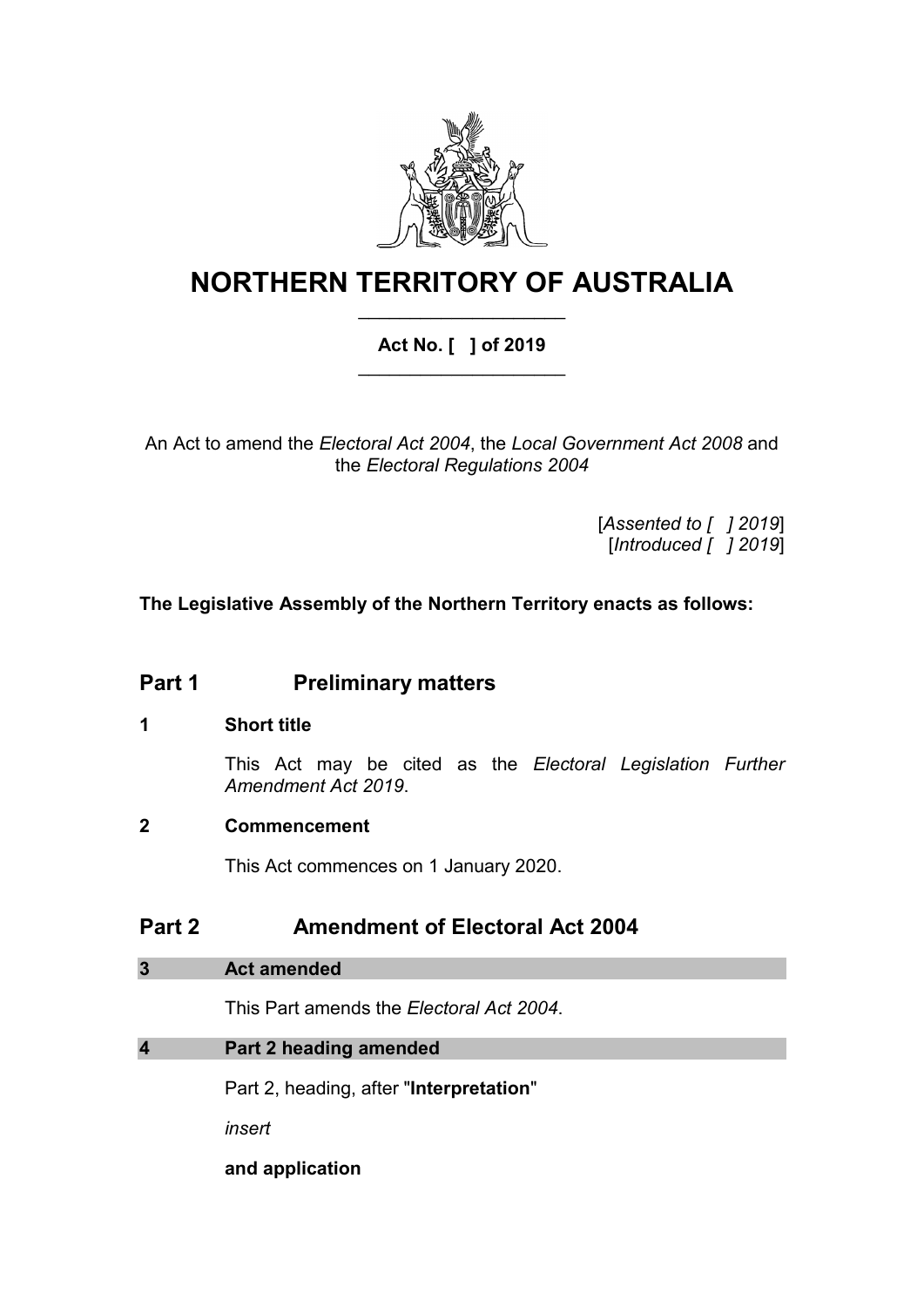# NORTHERN TERRITORY OF AUSTRALIA

**Act No. [ ] of 2019**

An Act to amend the *Electoral Act 2004*, the *Local Government Act 2008* and the *Electoral Regulations 2004*

[*Assented to [ ] 2019*]
[*Introduced [ ] 2019*]

**The Legislative Assembly of the Northern Territory enacts as follows:**

## Part 1 Preliminary matters

### 1 Short title

This Act may be cited as the *Electoral Legislation Further Amendment Act 2019*.

### 2 Commencement

This Act commences on 1 January 2020.

## Part 2 Amendment of Electoral Act 2004

### 3 Act amended

This Part amends the *Electoral Act 2004*.

### 4 Part 2 heading amended

Part 2, heading, after "**Interpretation**"

*insert*

**and application**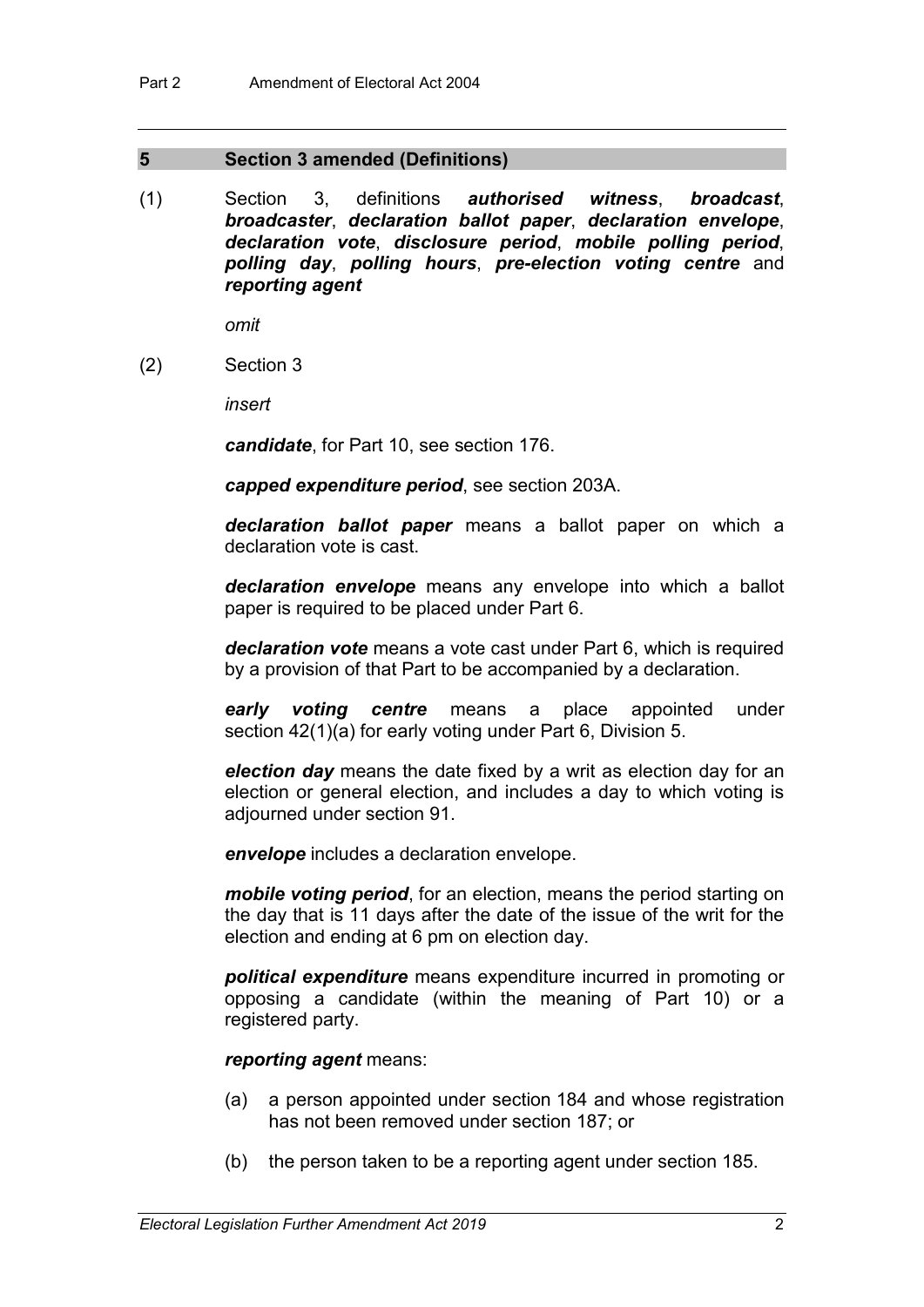## 5 Section 3 amended (Definitions)

(1) Section 3, definitions ***authorised witness***, ***broadcast***, ***broadcaster***, ***declaration ballot paper***, ***declaration envelope***, ***declaration vote***, ***disclosure period***, ***mobile polling period***, ***polling day***, ***polling hours***, ***pre-election voting centre*** and ***reporting agent***

*omit*

(2) Section 3

*insert*

***candidate***, for Part 10, see section 176.

***capped expenditure period***, see section 203A.

***declaration ballot paper*** means a ballot paper on which a declaration vote is cast.

***declaration envelope*** means any envelope into which a ballot paper is required to be placed under Part 6.

***declaration vote*** means a vote cast under Part 6, which is required by a provision of that Part to be accompanied by a declaration.

***early voting centre*** means a place appointed under section 42(1)(a) for early voting under Part 6, Division 5.

***election day*** means the date fixed by a writ as election day for an election or general election, and includes a day to which voting is adjourned under section 91.

***envelope*** includes a declaration envelope.

***mobile voting period***, for an election, means the period starting on the day that is 11 days after the date of the issue of the writ for the election and ending at 6 pm on election day.

***political expenditure*** means expenditure incurred in promoting or opposing a candidate (within the meaning of Part 10) or a registered party.

***reporting agent*** means:

(a) a person appointed under section 184 and whose registration has not been removed under section 187; or

(b) the person taken to be a reporting agent under section 185.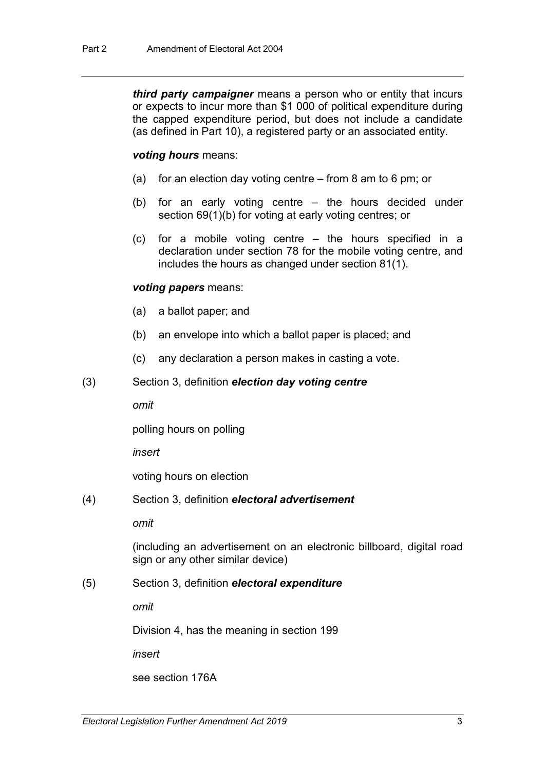***third party campaigner*** means a person who or entity that incurs or expects to incur more than $1 000 of political expenditure during the capped expenditure period, but does not include a candidate (as defined in Part 10), a registered party or an associated entity.

***voting hours*** means:

(a) for an election day voting centre – from 8 am to 6 pm; or

(b) for an early voting centre – the hours decided under section 69(1)(b) for voting at early voting centres; or

(c) for a mobile voting centre – the hours specified in a declaration under section 78 for the mobile voting centre, and includes the hours as changed under section 81(1).

***voting papers*** means:

(a) a ballot paper; and

(b) an envelope into which a ballot paper is placed; and

(c) any declaration a person makes in casting a vote.

(3) Section 3, definition ***election day voting centre***

*omit*

polling hours on polling

*insert*

voting hours on election

(4) Section 3, definition ***electoral advertisement***

*omit*

(including an advertisement on an electronic billboard, digital road sign or any other similar device)

(5) Section 3, definition ***electoral expenditure***

*omit*

Division 4, has the meaning in section 199

*insert*

see section 176A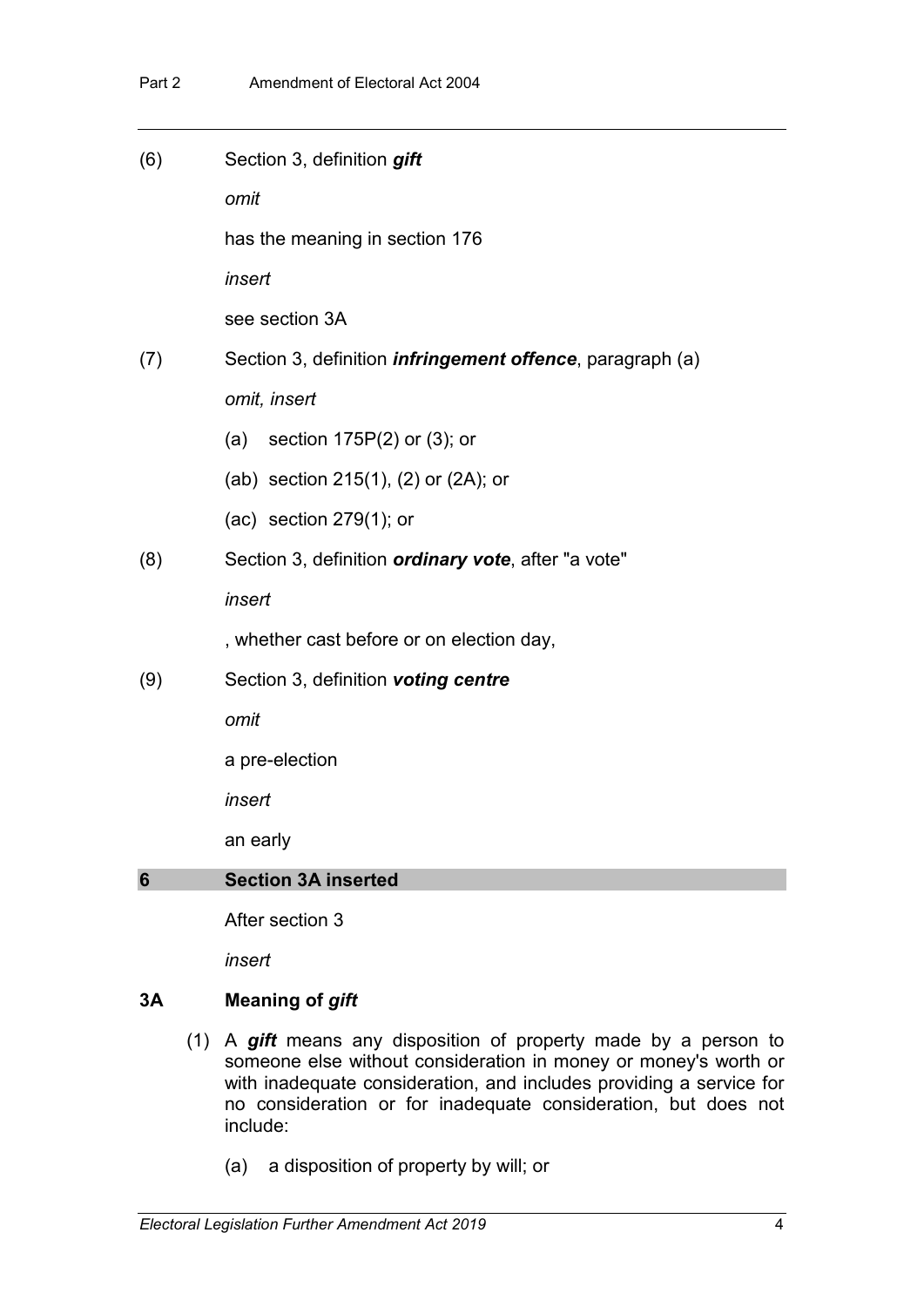(6) Section 3, definition ***gift***

*omit*

has the meaning in section 176

*insert*

see section 3A

(7) Section 3, definition ***infringement offence***, paragraph (a)

*omit, insert*

(a) section 175P(2) or (3); or

(ab) section 215(1), (2) or (2A); or

(ac) section 279(1); or

(8) Section 3, definition ***ordinary vote***, after "a vote"

*insert*

, whether cast before or on election day,

(9) Section 3, definition ***voting centre***

*omit*

a pre-election

*insert*

an early

## 6 Section 3A inserted

After section 3

*insert*

### 3A Meaning of *gift*

(1) A ***gift*** means any disposition of property made by a person to someone else without consideration in money or money's worth or with inadequate consideration, and includes providing a service for no consideration or for inadequate consideration, but does not include:

(a) a disposition of property by will; or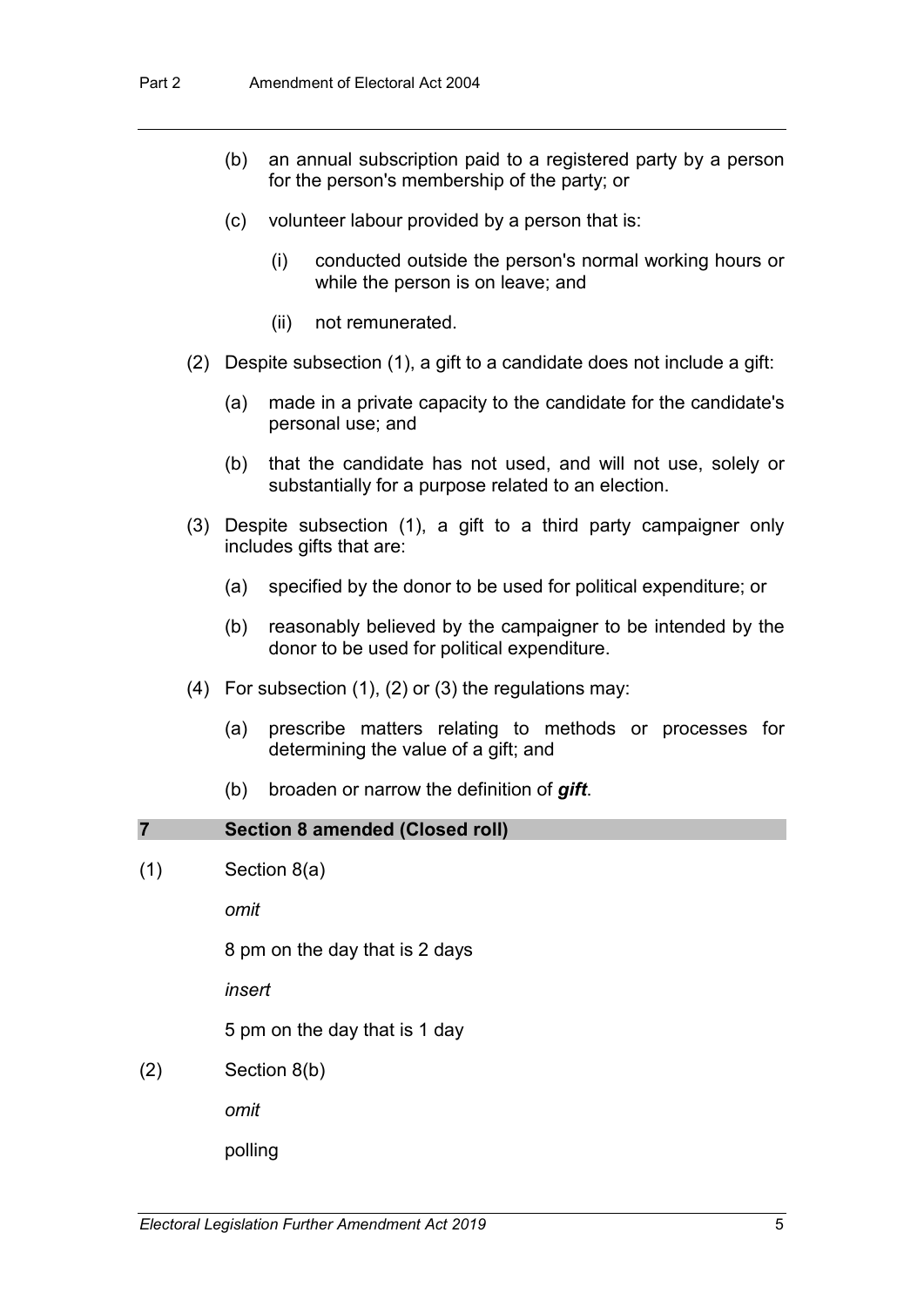(b) an annual subscription paid to a registered party by a person for the person's membership of the party; or

(c) volunteer labour provided by a person that is:

(i) conducted outside the person's normal working hours or while the person is on leave; and

(ii) not remunerated.

(2) Despite subsection (1), a gift to a candidate does not include a gift:

(a) made in a private capacity to the candidate for the candidate's personal use; and

(b) that the candidate has not used, and will not use, solely or substantially for a purpose related to an election.

(3) Despite subsection (1), a gift to a third party campaigner only includes gifts that are:

(a) specified by the donor to be used for political expenditure; or

(b) reasonably believed by the campaigner to be intended by the donor to be used for political expenditure.

(4) For subsection (1), (2) or (3) the regulations may:

(a) prescribe matters relating to methods or processes for determining the value of a gift; and

(b) broaden or narrow the definition of ***gift***.

### 7 Section 8 amended (Closed roll)

(1) Section 8(a)

*omit*

8 pm on the day that is 2 days

*insert*

5 pm on the day that is 1 day

(2) Section 8(b)

*omit*

polling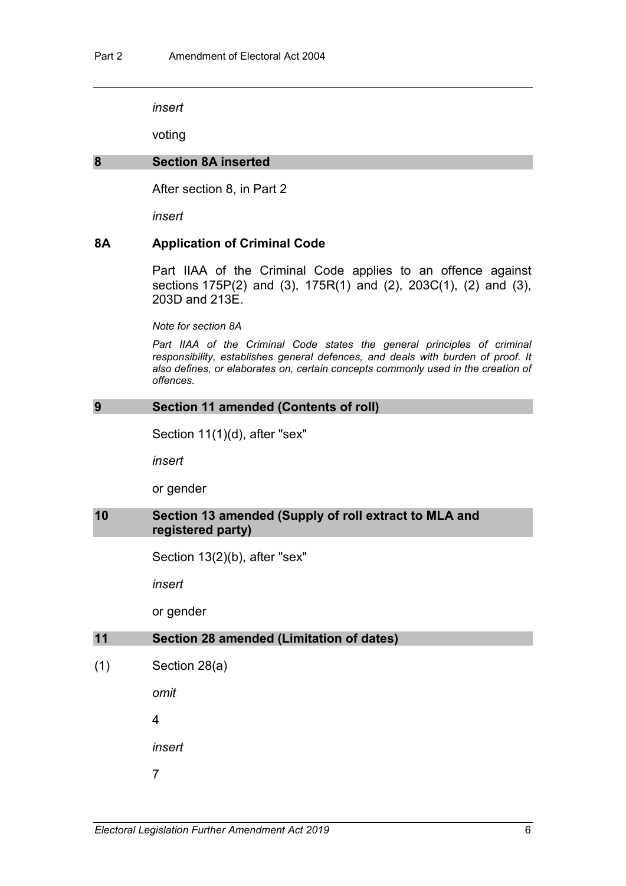*insert*

voting

## 8 Section 8A inserted

After section 8, in Part 2

*insert*

### 8A Application of Criminal Code

Part IIAA of the Criminal Code applies to an offence against sections 175P(2) and (3), 175R(1) and (2), 203C(1), (2) and (3), 203D and 213E.

*Note for section 8A*

*Part IIAA of the Criminal Code states the general principles of criminal responsibility, establishes general defences, and deals with burden of proof. It also defines, or elaborates on, certain concepts commonly used in the creation of offences.*

## 9 Section 11 amended (Contents of roll)

Section 11(1)(d), after "sex"

*insert*

or gender

## 10 Section 13 amended (Supply of roll extract to MLA and registered party)

Section 13(2)(b), after "sex"

*insert*

or gender

## 11 Section 28 amended (Limitation of dates)

(1) Section 28(a)

*omit*

4

*insert*

7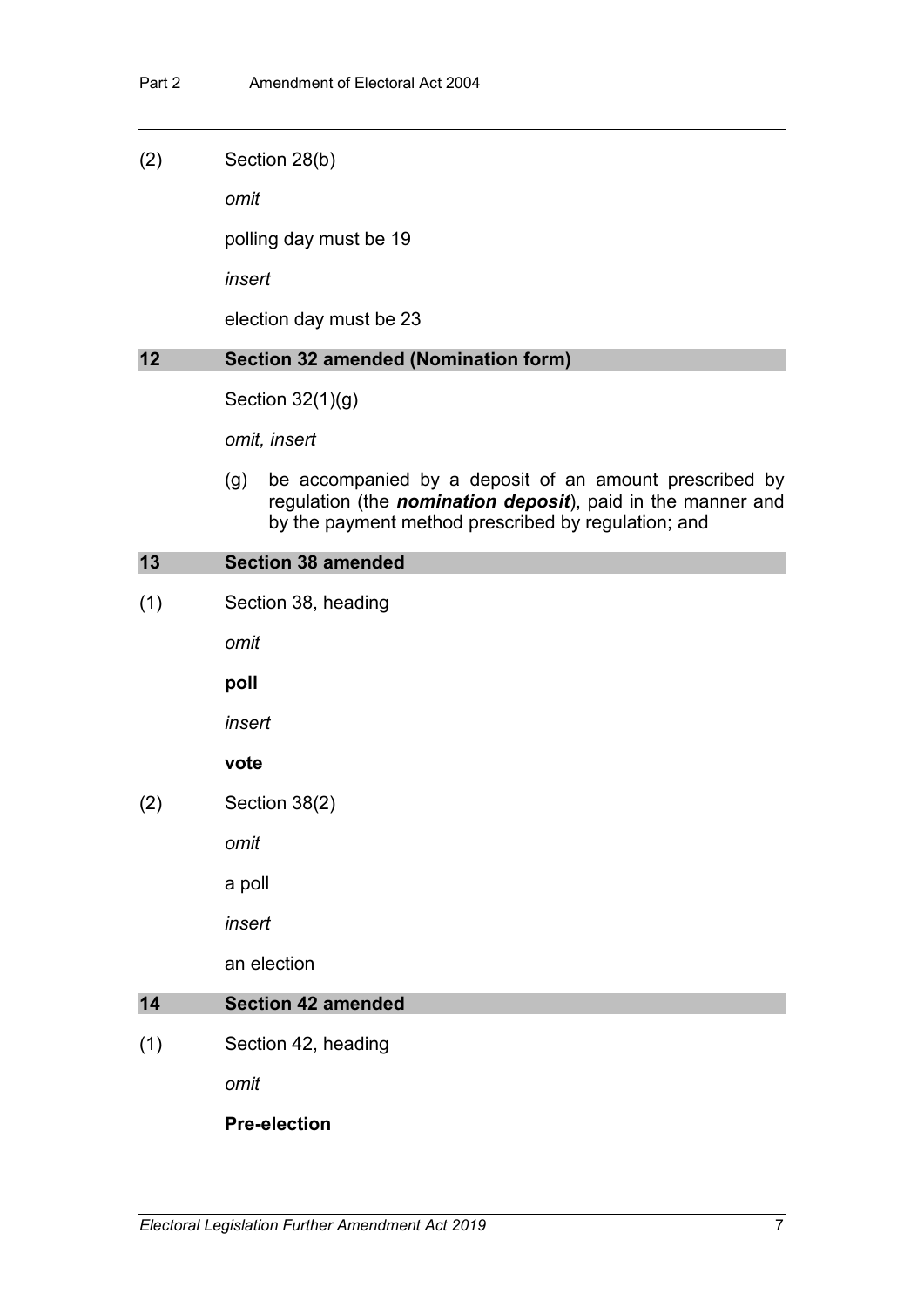(2) Section 28(b)

*omit*

polling day must be 19

*insert*

election day must be 23

## 12 Section 32 amended (Nomination form)

Section 32(1)(g)

*omit, insert*

(g) be accompanied by a deposit of an amount prescribed by regulation (the ***nomination deposit***), paid in the manner and by the payment method prescribed by regulation; and

## 13 Section 38 amended

(1) Section 38, heading

*omit*

**poll**

*insert*

**vote**

(2) Section 38(2)

*omit*

a poll

*insert*

an election

## 14 Section 42 amended

(1) Section 42, heading

*omit*

**Pre-election**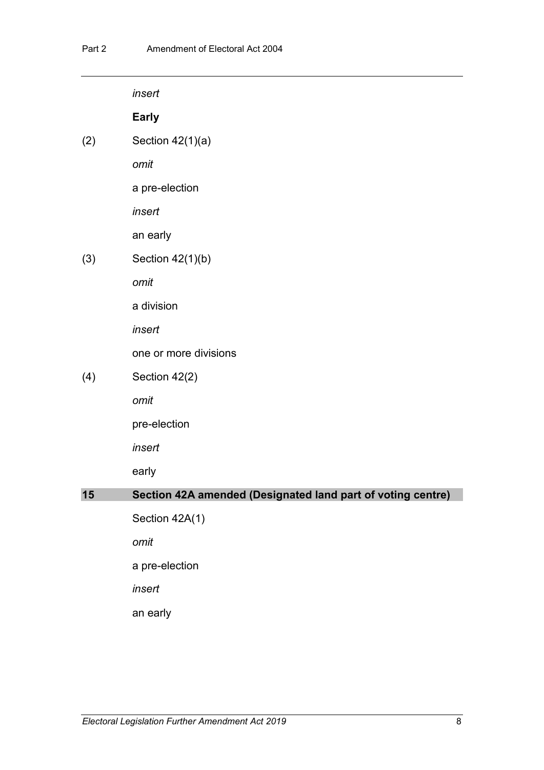*insert*

**Early**

(2) Section 42(1)(a)

*omit*

a pre-election

*insert*

an early

(3) Section 42(1)(b)

*omit*

a division

*insert*

one or more divisions

(4) Section 42(2)

*omit*

pre-election

*insert*

early

## 15 Section 42A amended (Designated land part of voting centre)

Section 42A(1)

*omit*

a pre-election

*insert*

an early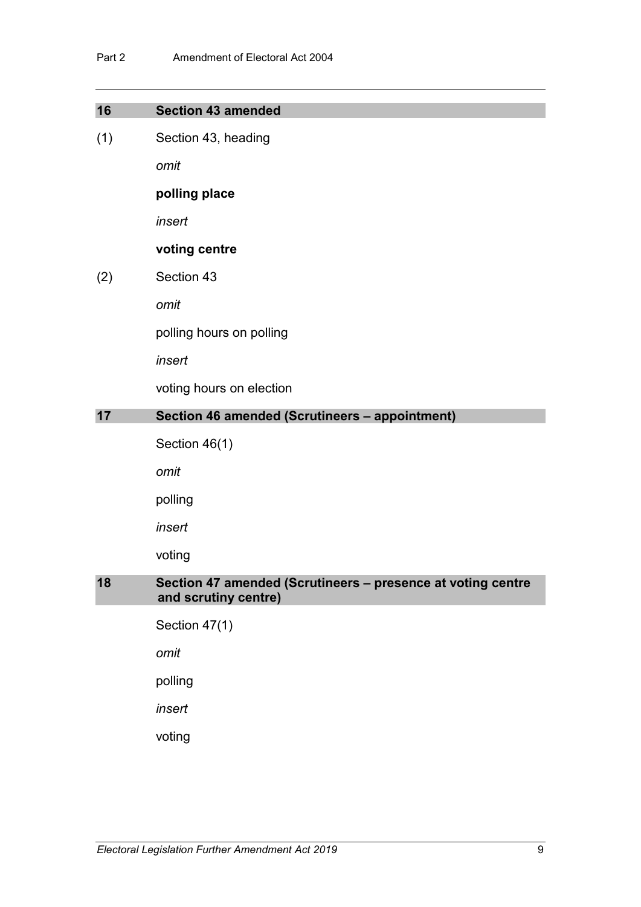## 16 Section 43 amended

(1) Section 43, heading

*omit*

**polling place**

*insert*

**voting centre**

(2) Section 43

*omit*

polling hours on polling

*insert*

voting hours on election

## 17 Section 46 amended (Scrutineers – appointment)

Section 46(1)

*omit*

polling

*insert*

voting

## 18 Section 47 amended (Scrutineers – presence at voting centre and scrutiny centre)

Section 47(1)

*omit*

polling

*insert*

voting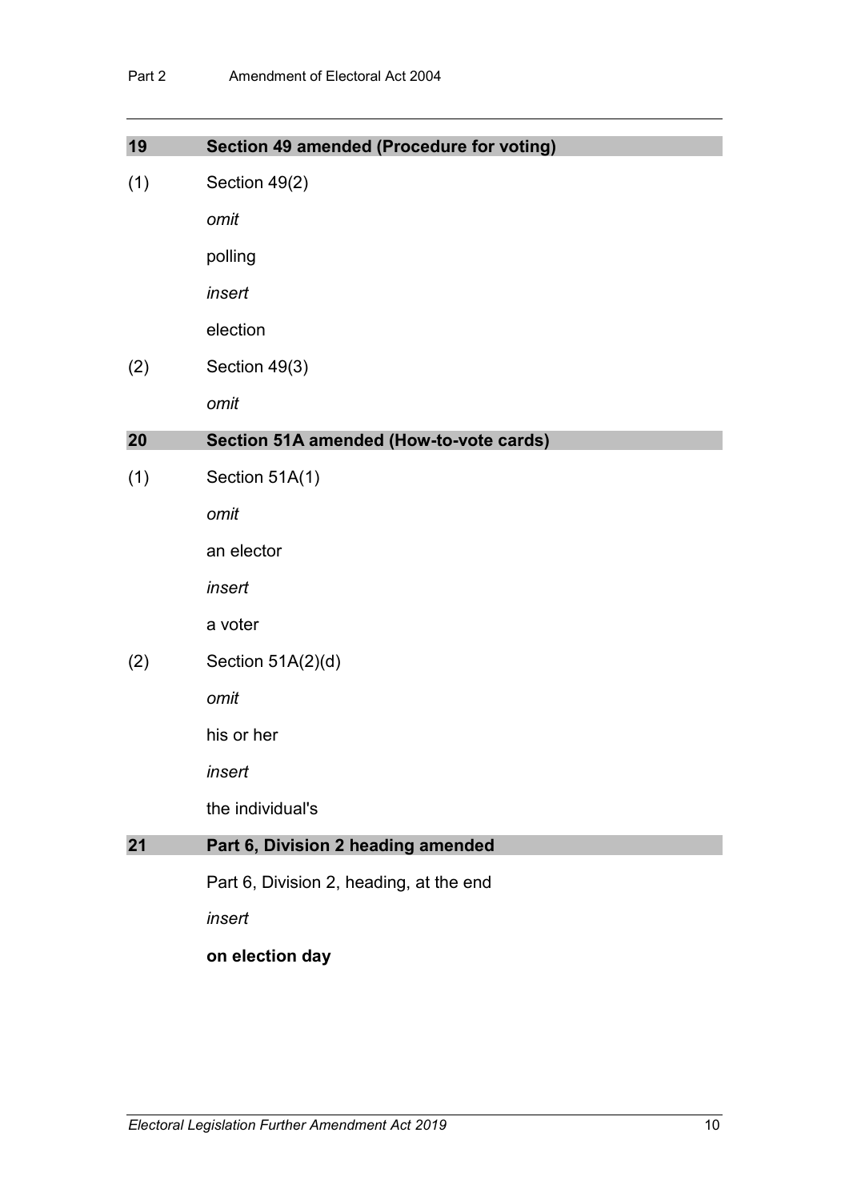## 19 Section 49 amended (Procedure for voting)

(1) Section 49(2)

*omit*

polling

*insert*

election

(2) Section 49(3)

*omit*

## 20 Section 51A amended (How-to-vote cards)

(1) Section 51A(1)

*omit*

an elector

*insert*

a voter

(2) Section 51A(2)(d)

*omit*

his or her

*insert*

the individual's

## 21 Part 6, Division 2 heading amended

Part 6, Division 2, heading, at the end

*insert*

**on election day**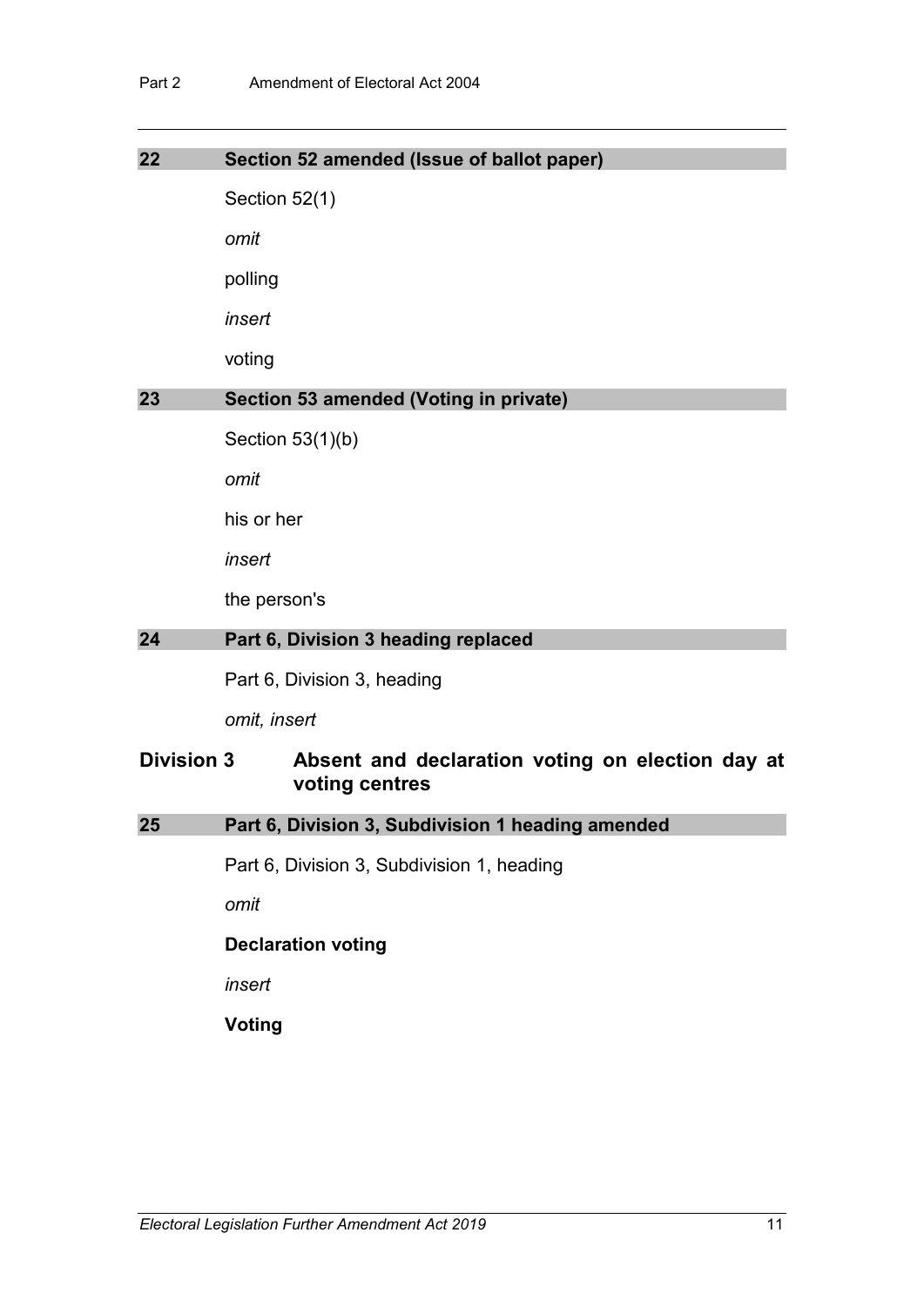## 22 Section 52 amended (Issue of ballot paper)

Section 52(1)

*omit*

polling

*insert*

voting

## 23 Section 53 amended (Voting in private)

Section 53(1)(b)

*omit*

his or her

*insert*

the person's

## 24 Part 6, Division 3 heading replaced

Part 6, Division 3, heading

*omit, insert*

### Division 3 Absent and declaration voting on election day at voting centres

## 25 Part 6, Division 3, Subdivision 1 heading amended

Part 6, Division 3, Subdivision 1, heading

*omit*

**Declaration voting**

*insert*

**Voting**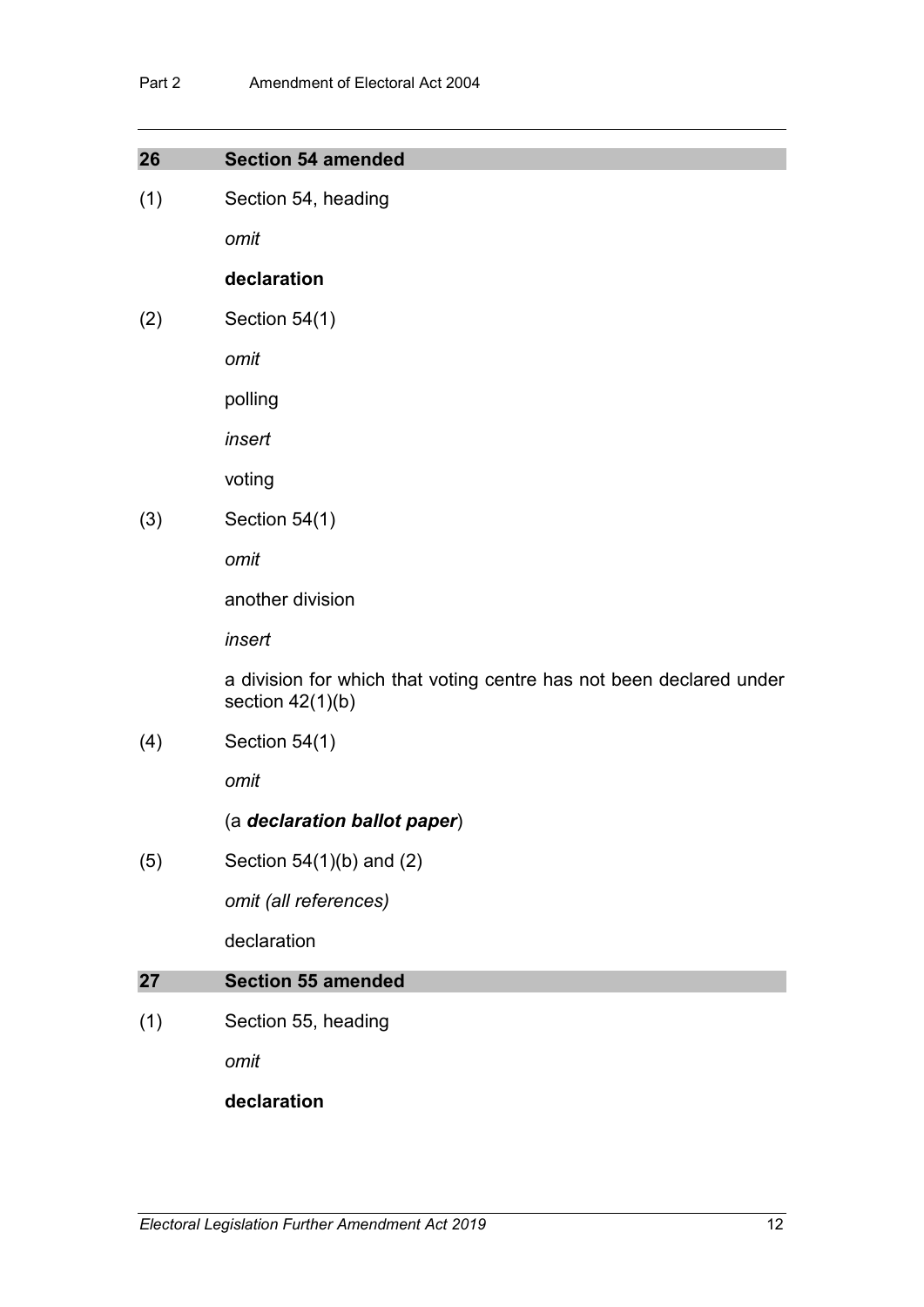## 26 Section 54 amended

(1) Section 54, heading

*omit*

**declaration**

(2) Section 54(1)

*omit*

polling

*insert*

voting

(3) Section 54(1)

*omit*

another division

*insert*

a division for which that voting centre has not been declared under section 42(1)(b)

(4) Section 54(1)

*omit*

(a ***declaration ballot paper***)

(5) Section 54(1)(b) and (2)

*omit (all references)*

declaration

## 27 Section 55 amended

(1) Section 55, heading

*omit*

**declaration**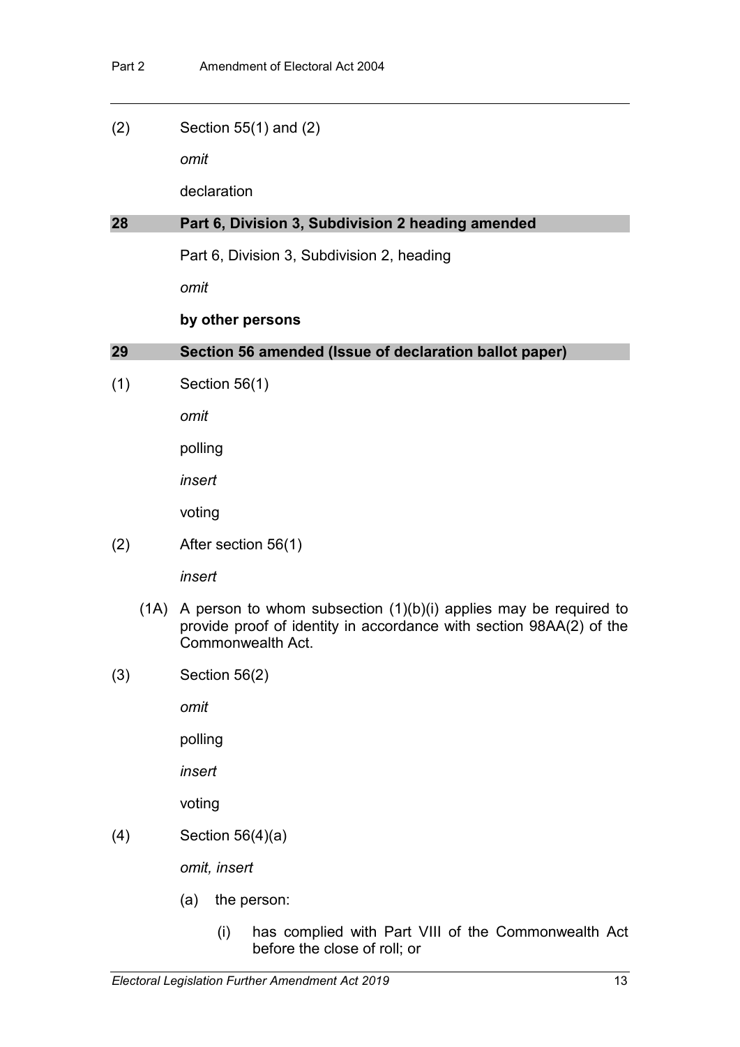(2) Section 55(1) and (2)

*omit*

declaration

### 28 Part 6, Division 3, Subdivision 2 heading amended

Part 6, Division 3, Subdivision 2, heading

*omit*

**by other persons**

### 29 Section 56 amended (Issue of declaration ballot paper)

(1) Section 56(1)

*omit*

polling

*insert*

voting

(2) After section 56(1)

*insert*

(1A) A person to whom subsection (1)(b)(i) applies may be required to provide proof of identity in accordance with section 98AA(2) of the Commonwealth Act.

(3) Section 56(2)

*omit*

polling

*insert*

voting

(4) Section 56(4)(a)

*omit, insert*

(a) the person:

(i) has complied with Part VIII of the Commonwealth Act before the close of roll; or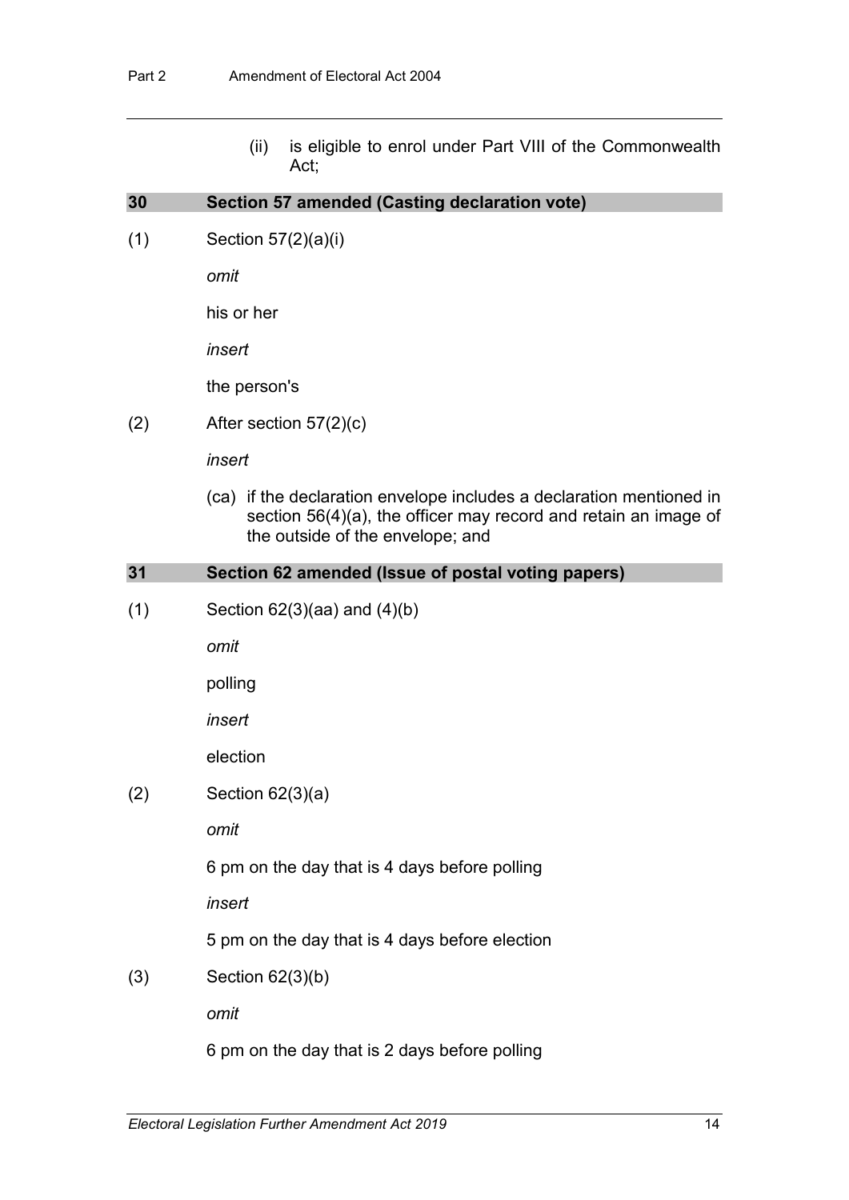(ii) is eligible to enrol under Part VIII of the Commonwealth Act;

### 30 Section 57 amended (Casting declaration vote)

(1) Section 57(2)(a)(i)

*omit*

his or her

*insert*

the person's

(2) After section 57(2)(c)

*insert*

(ca) if the declaration envelope includes a declaration mentioned in section 56(4)(a), the officer may record and retain an image of the outside of the envelope; and

### 31 Section 62 amended (Issue of postal voting papers)

(1) Section 62(3)(aa) and (4)(b)

*omit*

polling

*insert*

election

(2) Section 62(3)(a)

*omit*

6 pm on the day that is 4 days before polling

*insert*

5 pm on the day that is 4 days before election

(3) Section 62(3)(b)

*omit*

6 pm on the day that is 2 days before polling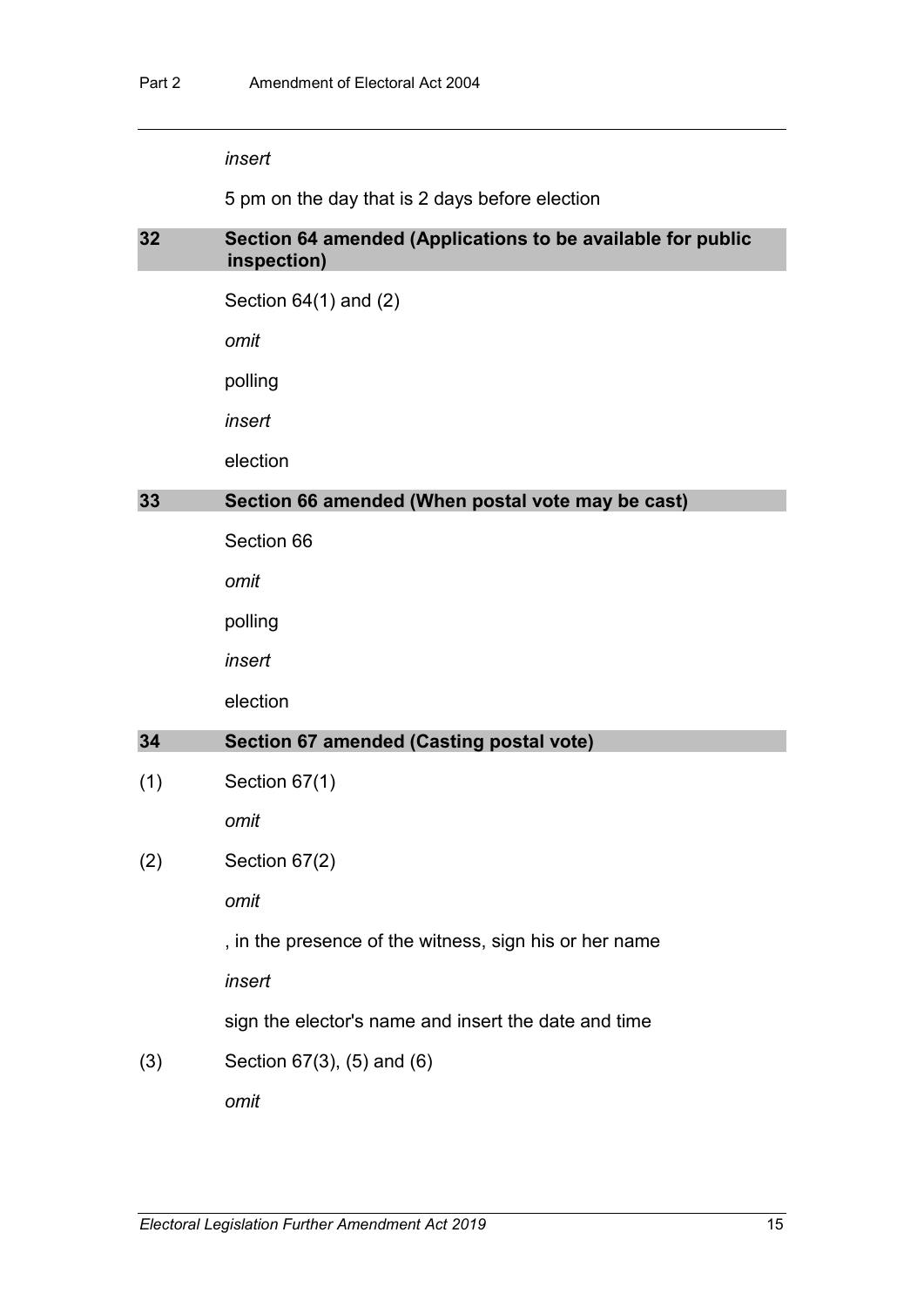*insert*

5 pm on the day that is 2 days before election

## 32 Section 64 amended (Applications to be available for public inspection)

Section 64(1) and (2)

*omit*

polling

*insert*

election

## 33 Section 66 amended (When postal vote may be cast)

Section 66

*omit*

polling

*insert*

election

## 34 Section 67 amended (Casting postal vote)

(1) Section 67(1)

*omit*

(2) Section 67(2)

*omit*

, in the presence of the witness, sign his or her name

*insert*

sign the elector's name and insert the date and time

(3) Section 67(3), (5) and (6)

*omit*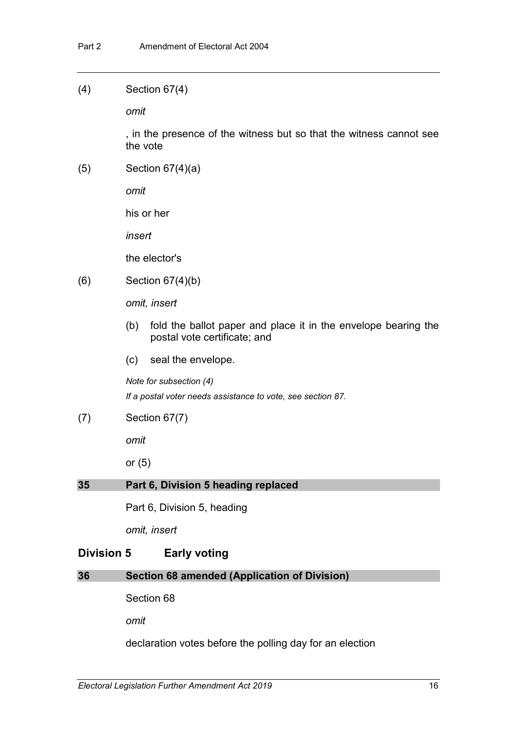(4) Section 67(4)

*omit*

, in the presence of the witness but so that the witness cannot see the vote

(5) Section 67(4)(a)

*omit*

his or her

*insert*

the elector's

(6) Section 67(4)(b)

*omit, insert*

(b) fold the ballot paper and place it in the envelope bearing the postal vote certificate; and

(c) seal the envelope.

*Note for subsection (4)*

*If a postal voter needs assistance to vote, see section 87.*

(7) Section 67(7)

*omit*

or (5)

### 35 Part 6, Division 5 heading replaced

Part 6, Division 5, heading

*omit, insert*

## Division 5 Early voting

### 36 Section 68 amended (Application of Division)

Section 68

*omit*

declaration votes before the polling day for an election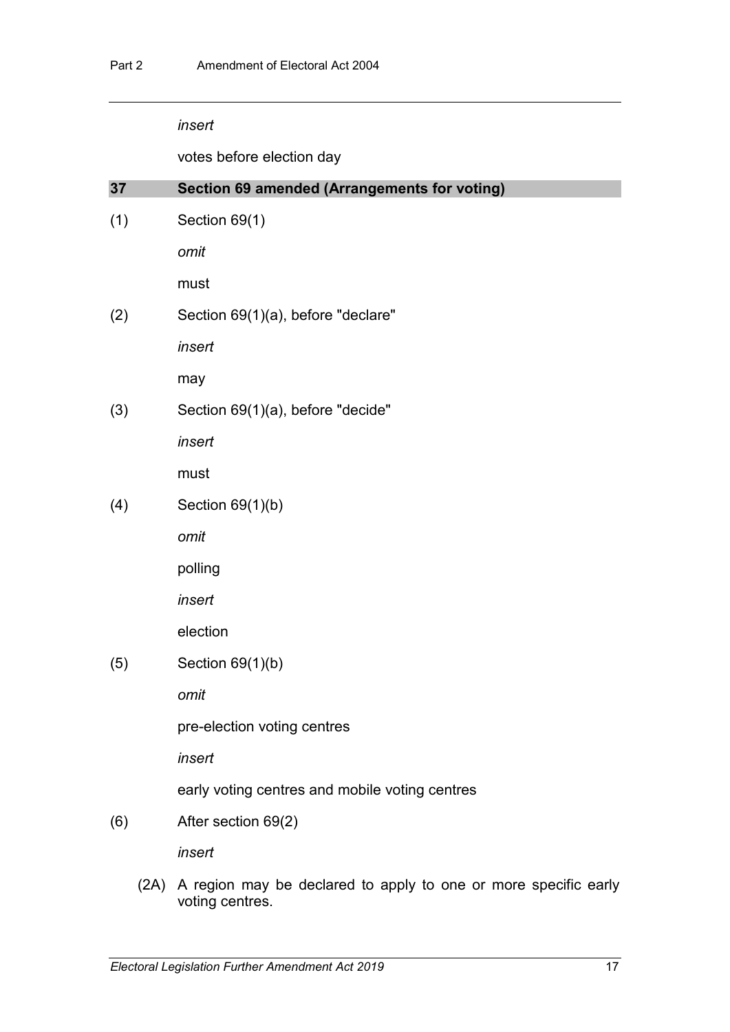*insert*

votes before election day

## 37 Section 69 amended (Arrangements for voting)

(1) Section 69(1)

*omit*

must

(2) Section 69(1)(a), before "declare"

*insert*

may

(3) Section 69(1)(a), before "decide"

*insert*

must

(4) Section 69(1)(b)

*omit*

polling

*insert*

election

(5) Section 69(1)(b)

*omit*

pre-election voting centres

*insert*

early voting centres and mobile voting centres

(6) After section 69(2)

*insert*

(2A) A region may be declared to apply to one or more specific early voting centres.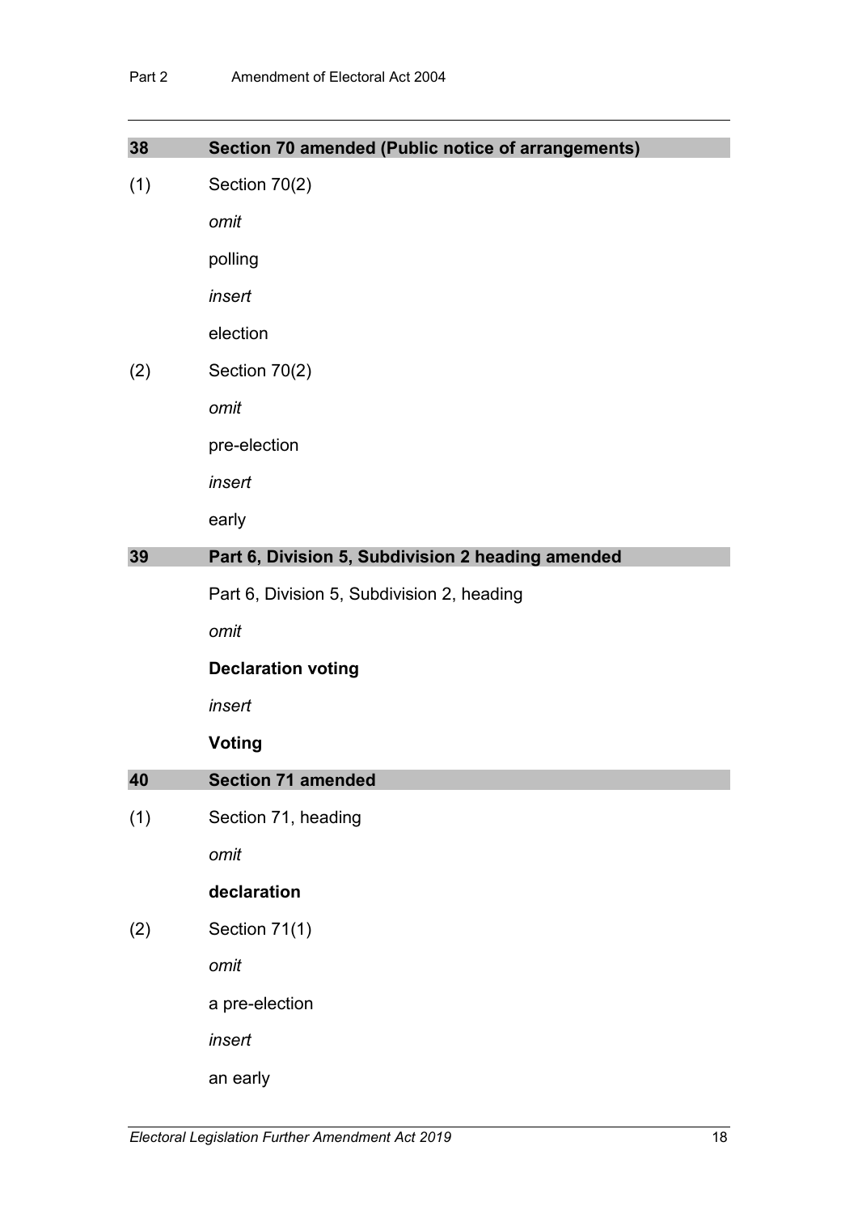## 38 Section 70 amended (Public notice of arrangements)

(1) Section 70(2)

*omit*

polling

*insert*

election

(2) Section 70(2)

*omit*

pre-election

*insert*

early

## 39 Part 6, Division 5, Subdivision 2 heading amended

Part 6, Division 5, Subdivision 2, heading

*omit*

**Declaration voting**

*insert*

**Voting**

## 40 Section 71 amended

(1) Section 71, heading

*omit*

**declaration**

(2) Section 71(1)

*omit*

a pre-election

*insert*

an early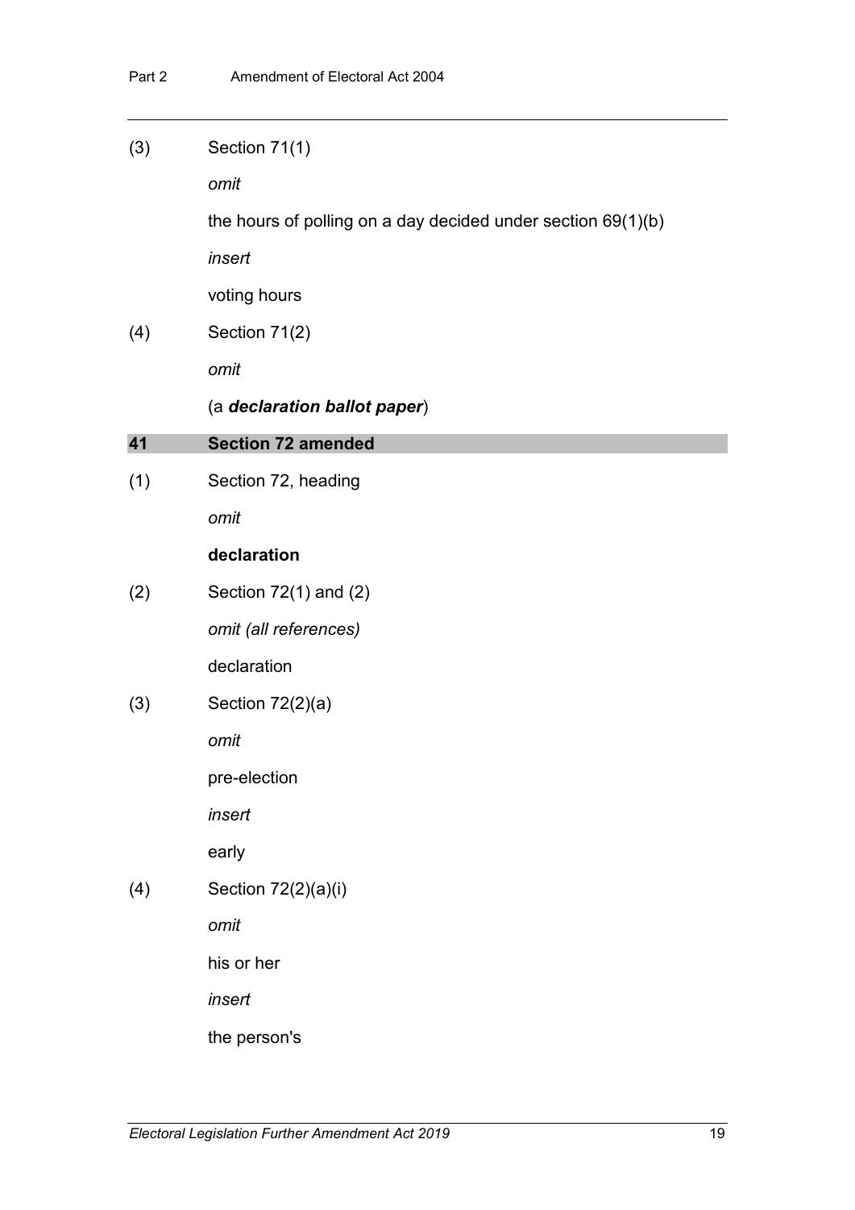(3) Section 71(1)

*omit*

the hours of polling on a day decided under section 69(1)(b)

*insert*

voting hours

(4) Section 71(2)

*omit*

(a ***declaration ballot paper***)

## 41 Section 72 amended

(1) Section 72, heading

*omit*

**declaration**

(2) Section 72(1) and (2)

*omit (all references)*

declaration

(3) Section 72(2)(a)

*omit*

pre-election

*insert*

early

(4) Section 72(2)(a)(i)

*omit*

his or her

*insert*

the person's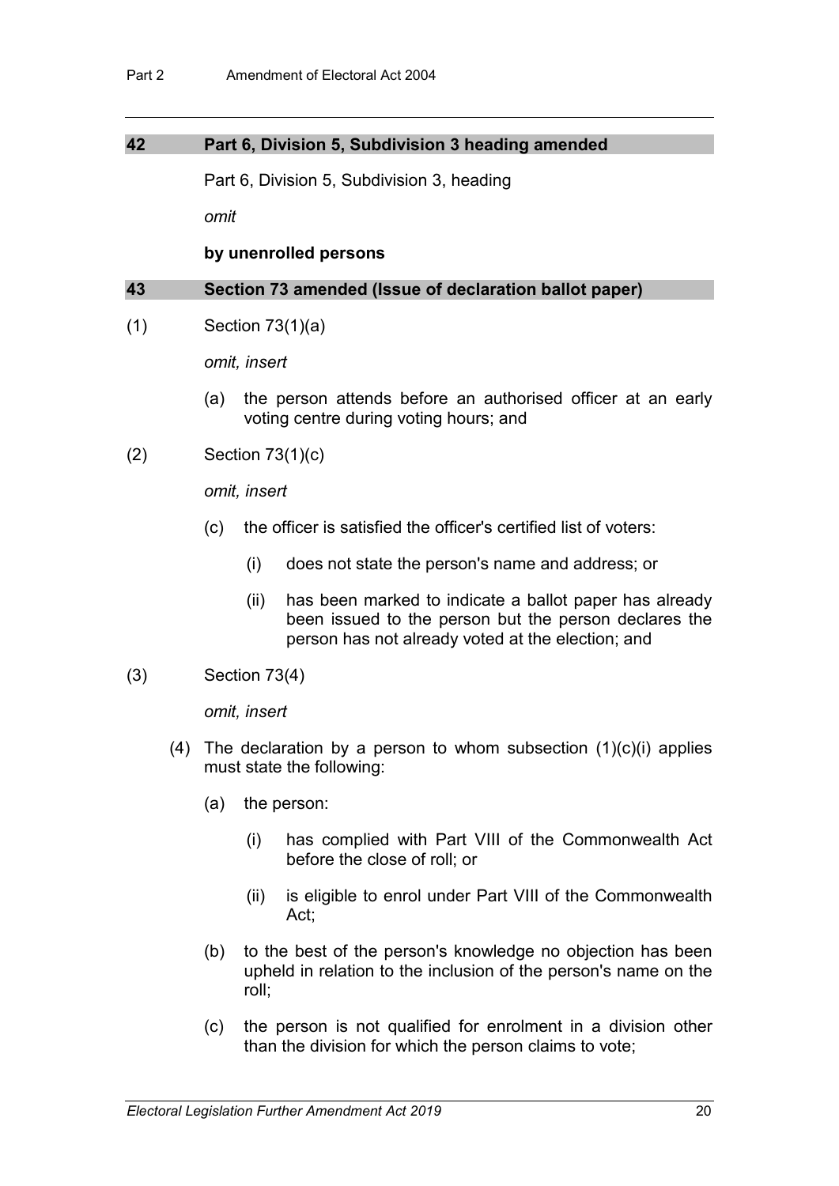## 42 Part 6, Division 5, Subdivision 3 heading amended

Part 6, Division 5, Subdivision 3, heading

*omit*

**by unenrolled persons**

## 43 Section 73 amended (Issue of declaration ballot paper)

(1) Section 73(1)(a)

*omit, insert*

(a) the person attends before an authorised officer at an early voting centre during voting hours; and

(2) Section 73(1)(c)

*omit, insert*

(c) the officer is satisfied the officer's certified list of voters:

(i) does not state the person's name and address; or

(ii) has been marked to indicate a ballot paper has already been issued to the person but the person declares the person has not already voted at the election; and

(3) Section 73(4)

*omit, insert*

(4) The declaration by a person to whom subsection (1)(c)(i) applies must state the following:

(a) the person:

(i) has complied with Part VIII of the Commonwealth Act before the close of roll; or

(ii) is eligible to enrol under Part VIII of the Commonwealth Act;

(b) to the best of the person's knowledge no objection has been upheld in relation to the inclusion of the person's name on the roll;

(c) the person is not qualified for enrolment in a division other than the division for which the person claims to vote;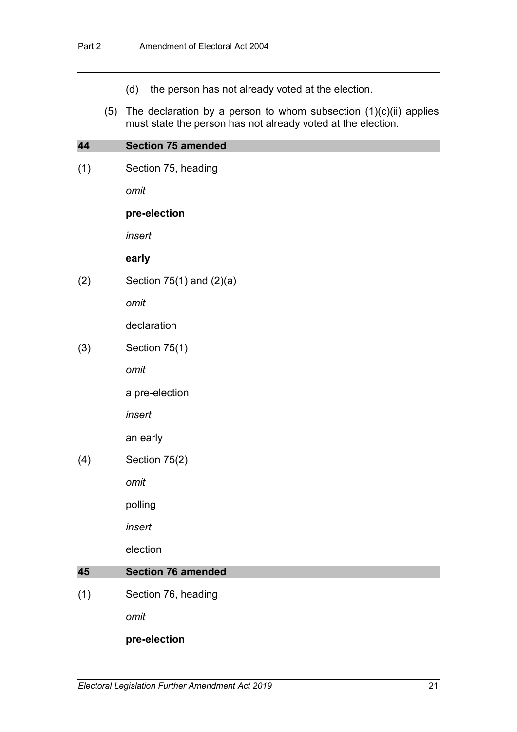(d) the person has not already voted at the election.

(5) The declaration by a person to whom subsection (1)(c)(ii) applies must state the person has not already voted at the election.

## 44 Section 75 amended

(1) Section 75, heading

*omit*

**pre-election**

*insert*

**early**

(2) Section 75(1) and (2)(a)

*omit*

declaration

(3) Section 75(1)

*omit*

a pre-election

*insert*

an early

(4) Section 75(2)

*omit*

polling

*insert*

election

## 45 Section 76 amended

(1) Section 76, heading

*omit*

**pre-election**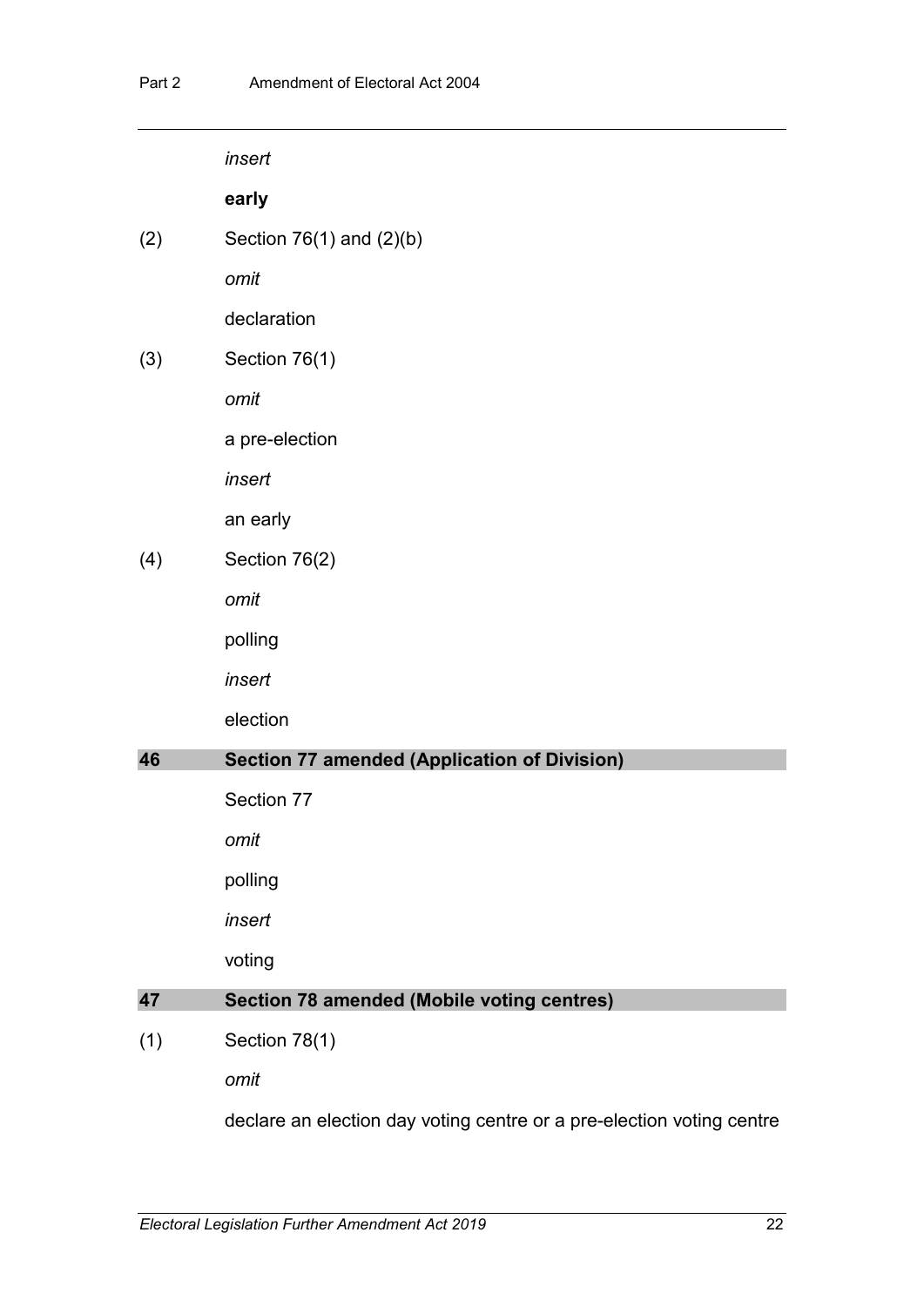*insert*

**early**

(2) Section 76(1) and (2)(b)

*omit*

declaration

(3) Section 76(1)

*omit*

a pre-election

*insert*

an early

(4) Section 76(2)

*omit*

polling

*insert*

election

### 46 Section 77 amended (Application of Division)

Section 77

*omit*

polling

*insert*

voting

### 47 Section 78 amended (Mobile voting centres)

(1) Section 78(1)

*omit*

declare an election day voting centre or a pre-election voting centre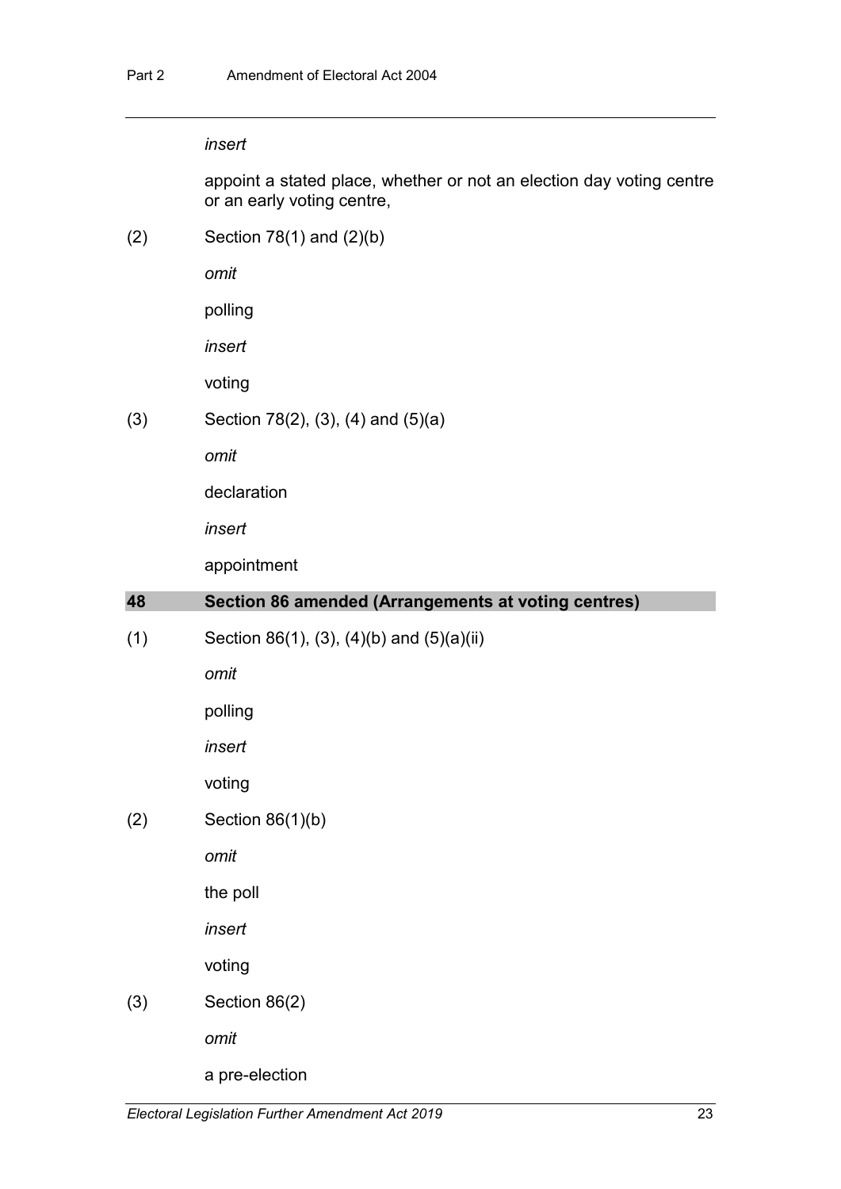*insert*

appoint a stated place, whether or not an election day voting centre or an early voting centre,

(2) Section 78(1) and (2)(b)

*omit*

polling

*insert*

voting

(3) Section 78(2), (3), (4) and (5)(a)

*omit*

declaration

*insert*

appointment

## 48 Section 86 amended (Arrangements at voting centres)

(1) Section 86(1), (3), (4)(b) and (5)(a)(ii)

*omit*

polling

*insert*

voting

(2) Section 86(1)(b)

*omit*

the poll

*insert*

voting

(3) Section 86(2)

*omit*

a pre-election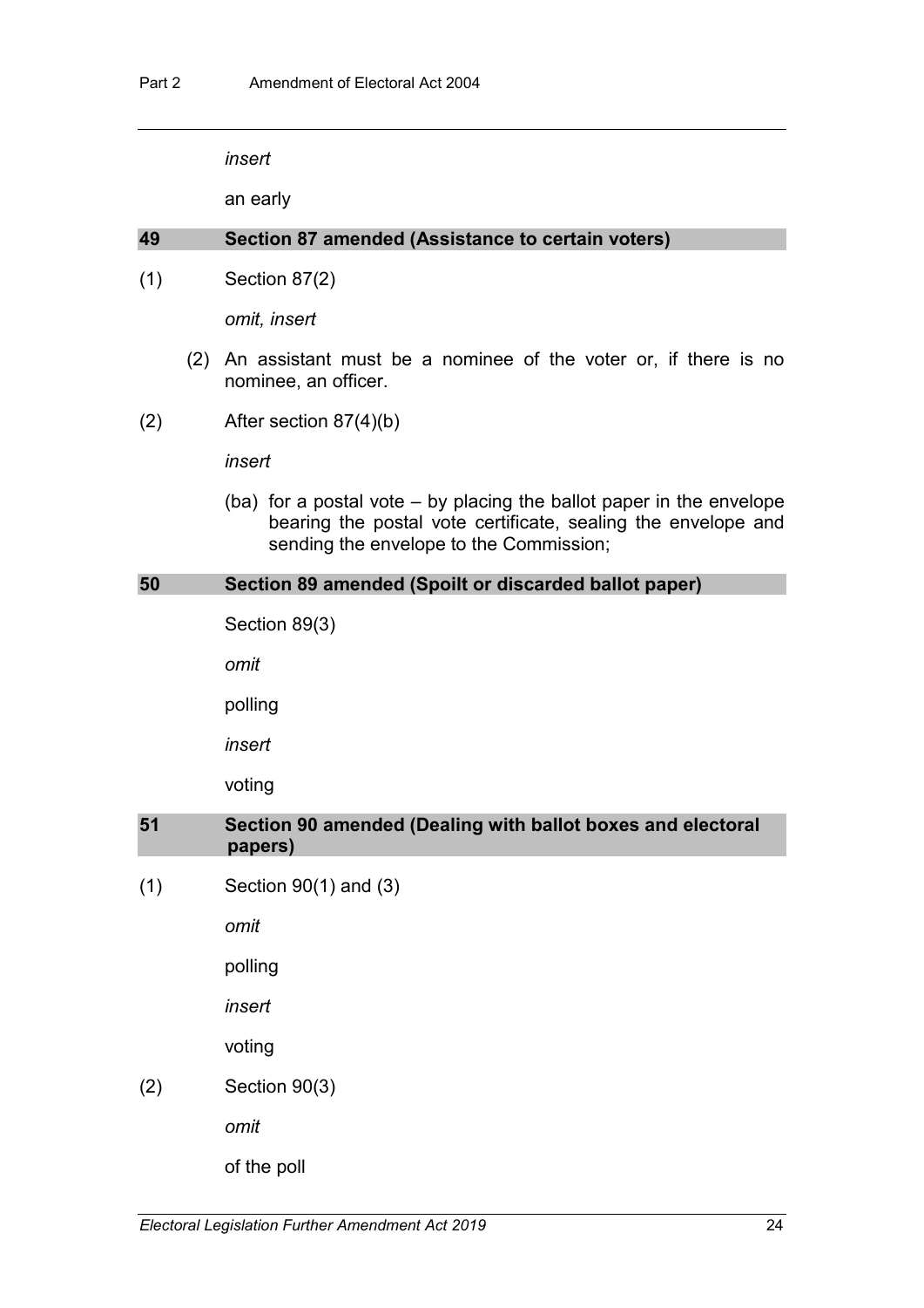*insert*

an early

### 49 Section 87 amended (Assistance to certain voters)

(1) Section 87(2)

*omit, insert*

(2) An assistant must be a nominee of the voter or, if there is no nominee, an officer.

(2) After section 87(4)(b)

*insert*

(ba) for a postal vote – by placing the ballot paper in the envelope bearing the postal vote certificate, sealing the envelope and sending the envelope to the Commission;

### 50 Section 89 amended (Spoilt or discarded ballot paper)

Section 89(3)

*omit*

polling

*insert*

voting

### 51 Section 90 amended (Dealing with ballot boxes and electoral papers)

(1) Section 90(1) and (3)

*omit*

polling

*insert*

voting

(2) Section 90(3)

*omit*

of the poll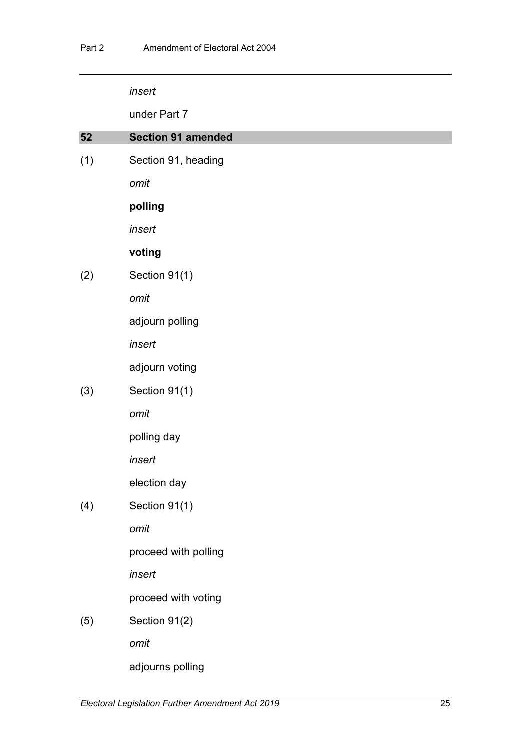*insert*

under Part 7

## 52 Section 91 amended

(1) Section 91, heading

*omit*

**polling**

*insert*

**voting**

(2) Section 91(1)

*omit*

adjourn polling

*insert*

adjourn voting

(3) Section 91(1)

*omit*

polling day

*insert*

election day

(4) Section 91(1)

*omit*

proceed with polling

*insert*

proceed with voting

(5) Section 91(2)

*omit*

adjourns polling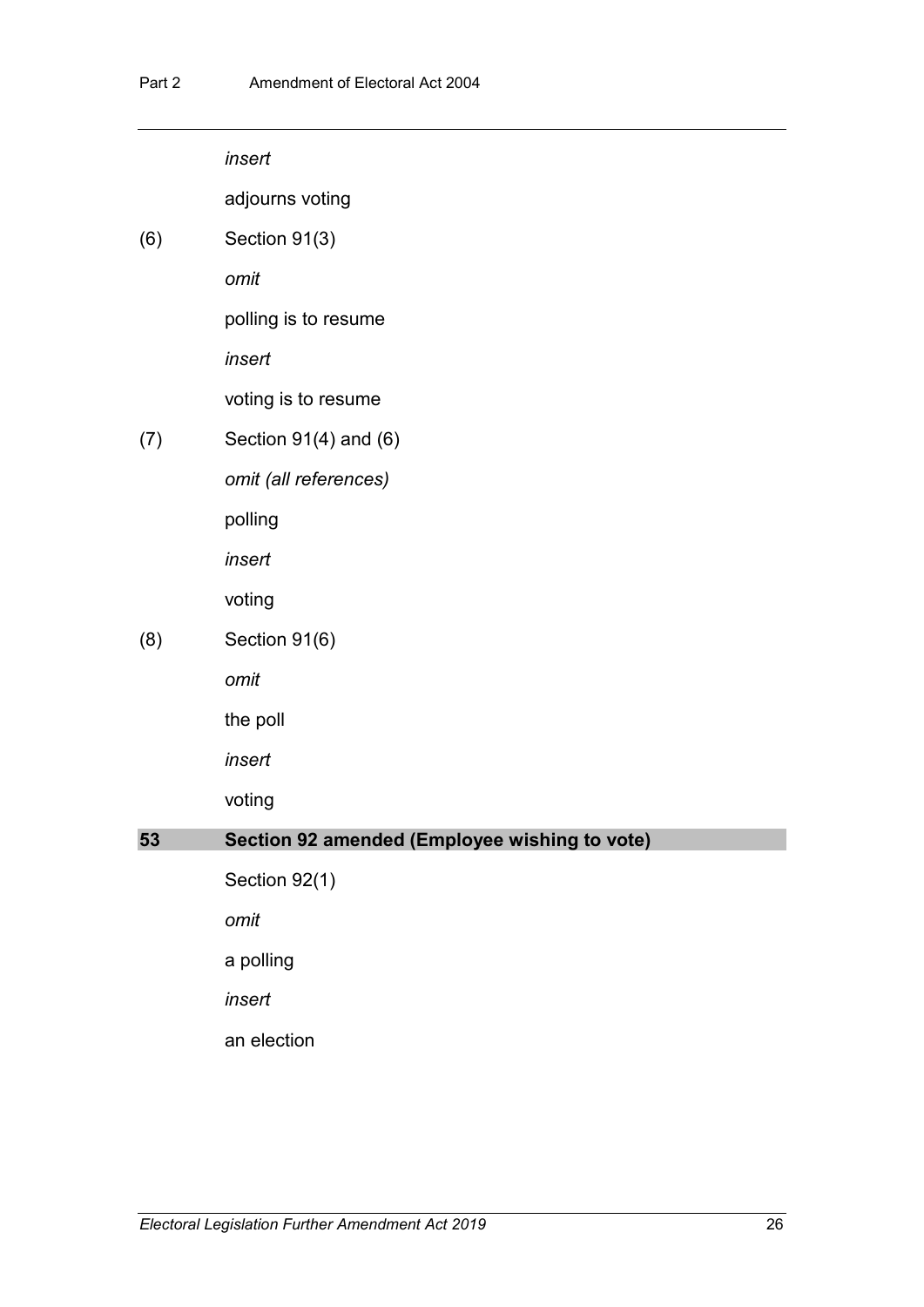*insert*

adjourns voting

(6) Section 91(3)

*omit*

polling is to resume

*insert*

voting is to resume

(7) Section 91(4) and (6)

*omit (all references)*

polling

*insert*

voting

(8) Section 91(6)

*omit*

the poll

*insert*

voting

### 53 Section 92 amended (Employee wishing to vote)

Section 92(1)

*omit*

a polling

*insert*

an election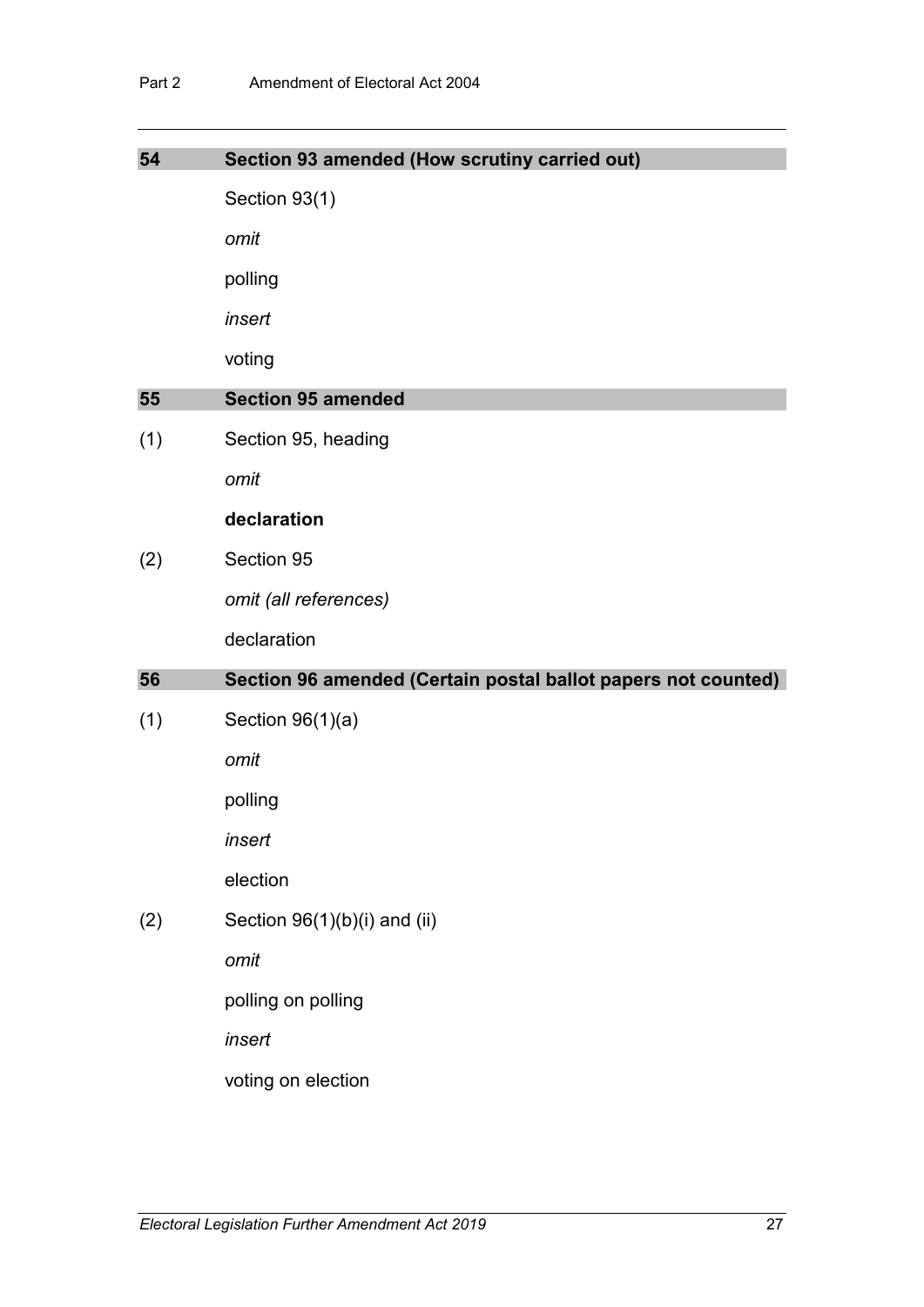## 54 Section 93 amended (How scrutiny carried out)

Section 93(1)

*omit*

polling

*insert*

voting

## 55 Section 95 amended

(1) Section 95, heading

*omit*

**declaration**

(2) Section 95

*omit (all references)*

declaration

## 56 Section 96 amended (Certain postal ballot papers not counted)

(1) Section 96(1)(a)

*omit*

polling

*insert*

election

(2) Section 96(1)(b)(i) and (ii)

*omit*

polling on polling

*insert*

voting on election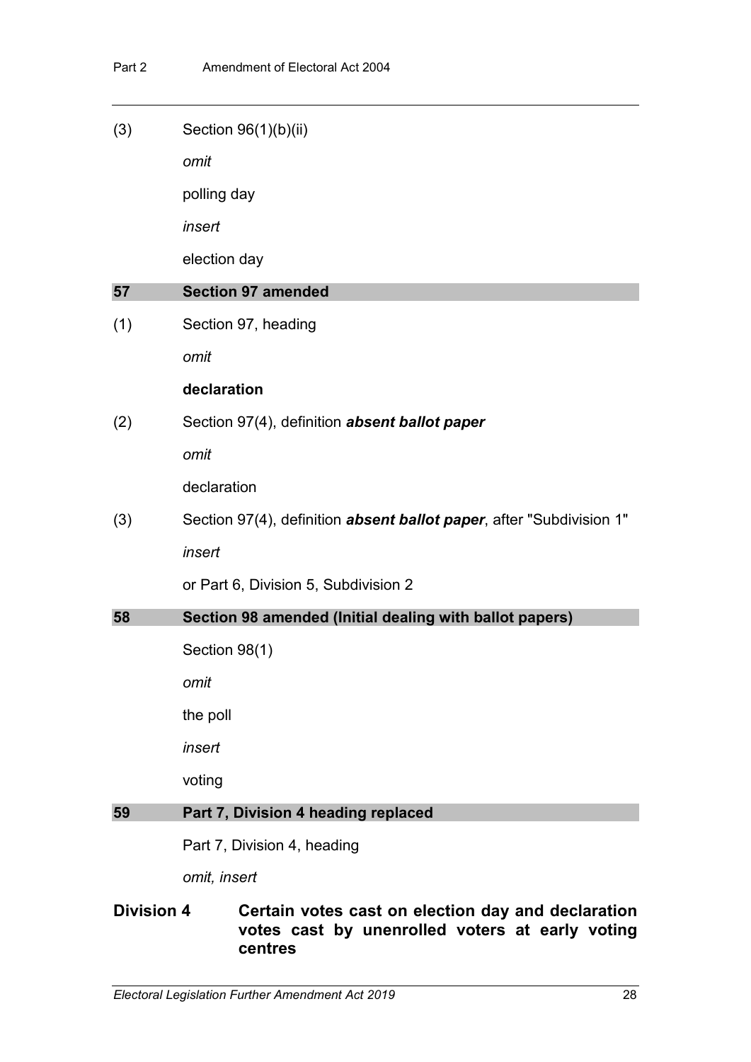(3) Section 96(1)(b)(ii)

*omit*

polling day

*insert*

election day

## 57 Section 97 amended

(1) Section 97, heading

*omit*

**declaration**

(2) Section 97(4), definition ***absent ballot paper***

*omit*

declaration

(3) Section 97(4), definition ***absent ballot paper***, after "Subdivision 1"

*insert*

or Part 6, Division 5, Subdivision 2

## 58 Section 98 amended (Initial dealing with ballot papers)

Section 98(1)

*omit*

the poll

*insert*

voting

## 59 Part 7, Division 4 heading replaced

Part 7, Division 4, heading

*omit, insert*

### Division 4 Certain votes cast on election day and declaration votes cast by unenrolled voters at early voting centres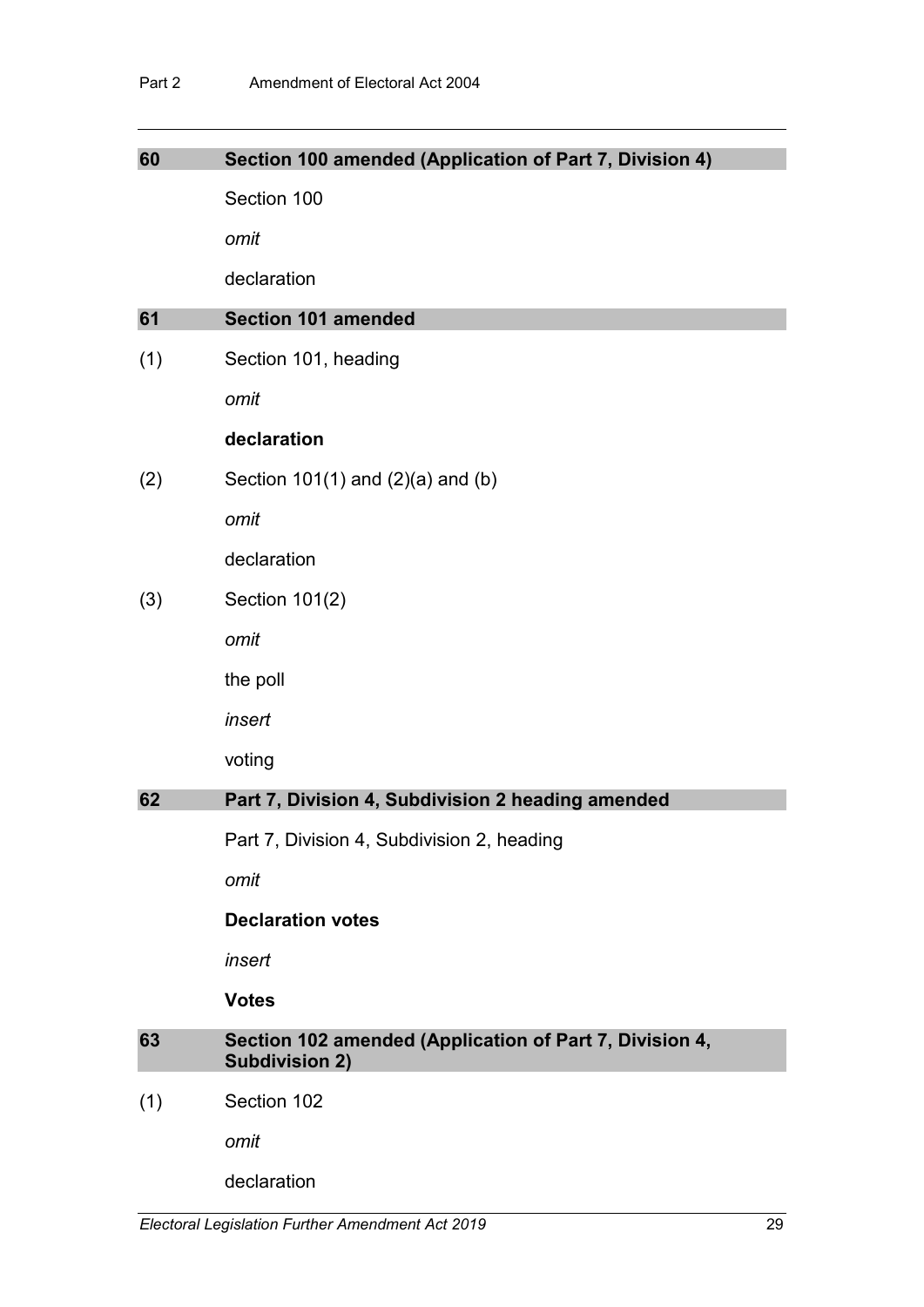## 60 Section 100 amended (Application of Part 7, Division 4)

Section 100

*omit*

declaration

## 61 Section 101 amended

(1) Section 101, heading

*omit*

**declaration**

(2) Section 101(1) and (2)(a) and (b)

*omit*

declaration

(3) Section 101(2)

*omit*

the poll

*insert*

voting

## 62 Part 7, Division 4, Subdivision 2 heading amended

Part 7, Division 4, Subdivision 2, heading

*omit*

**Declaration votes**

*insert*

**Votes**

## 63 Section 102 amended (Application of Part 7, Division 4, Subdivision 2)

(1) Section 102

*omit*

declaration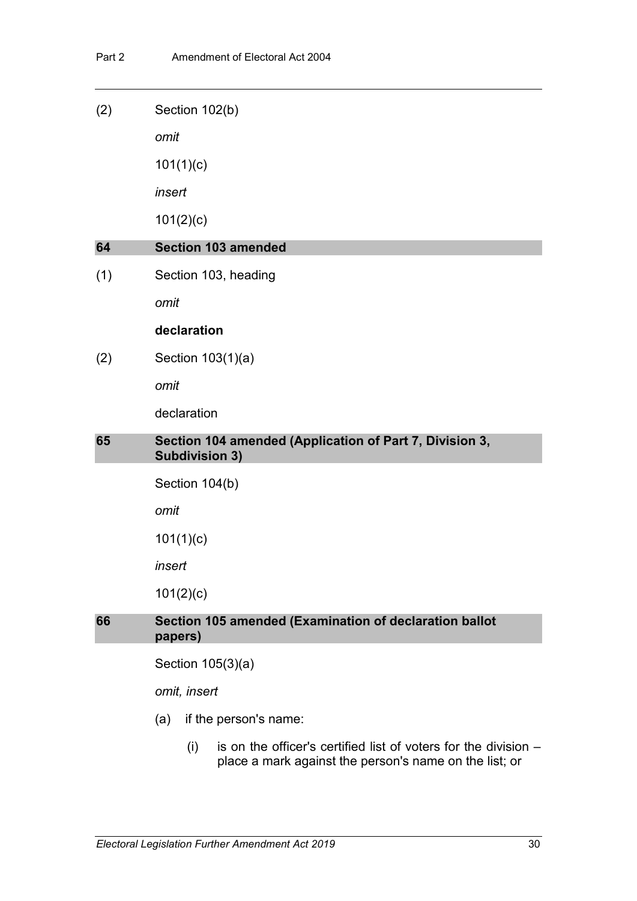(2) Section 102(b)

*omit*

101(1)(c)

*insert*

101(2)(c)

### 64 Section 103 amended

(1) Section 103, heading

*omit*

**declaration**

(2) Section 103(1)(a)

*omit*

declaration

### 65 Section 104 amended (Application of Part 7, Division 3, Subdivision 3)

Section 104(b)

*omit*

101(1)(c)

*insert*

101(2)(c)

### 66 Section 105 amended (Examination of declaration ballot papers)

Section 105(3)(a)

*omit, insert*

(a) if the person's name:

(i) is on the officer's certified list of voters for the division – place a mark against the person's name on the list; or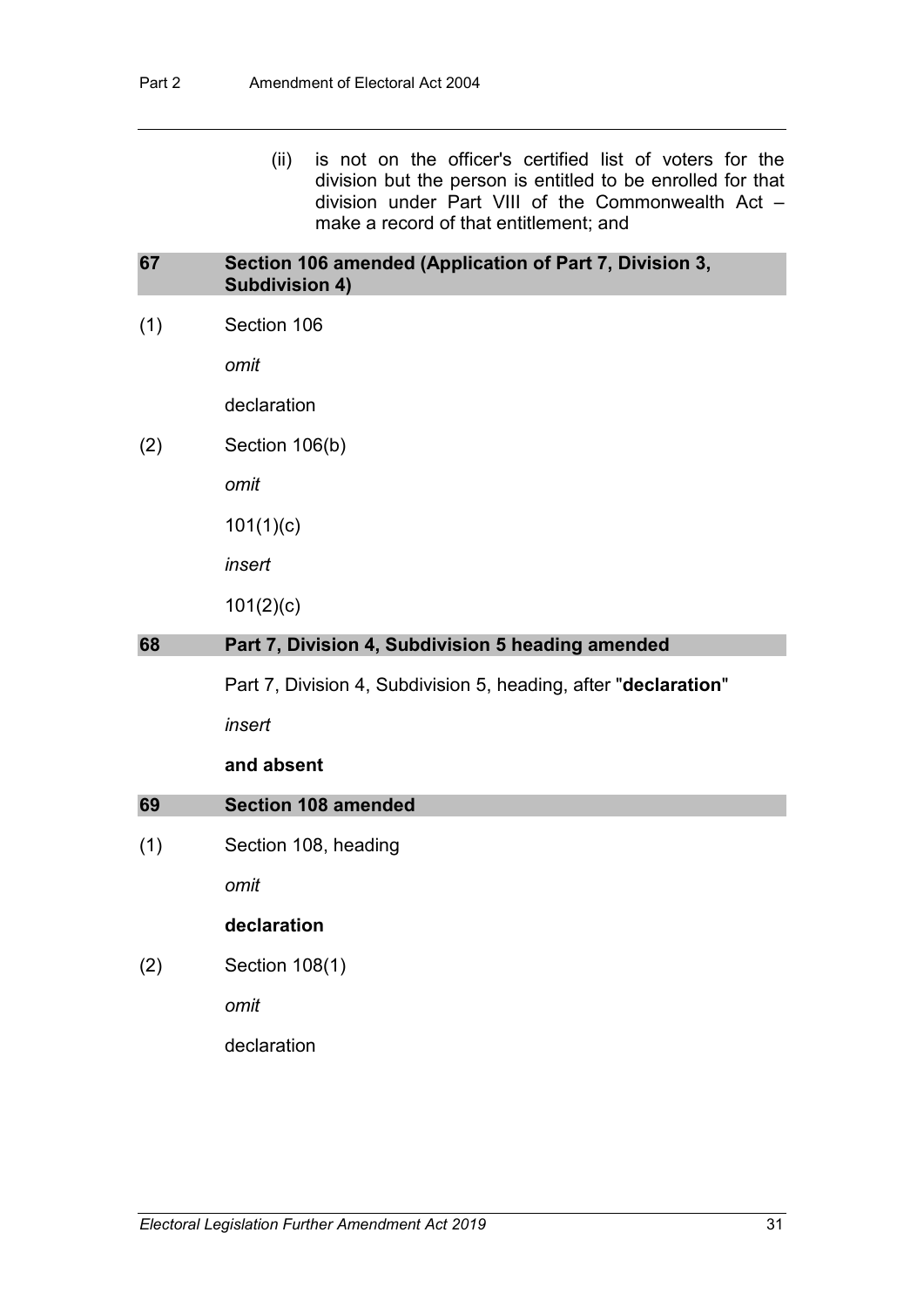(ii) is not on the officer's certified list of voters for the division but the person is entitled to be enrolled for that division under Part VIII of the Commonwealth Act – make a record of that entitlement; and

## 67 Section 106 amended (Application of Part 7, Division 3, Subdivision 4)

(1) Section 106

*omit*

declaration

(2) Section 106(b)

*omit*

101(1)(c)

*insert*

101(2)(c)

## 68 Part 7, Division 4, Subdivision 5 heading amended

Part 7, Division 4, Subdivision 5, heading, after "**declaration**"

*insert*

**and absent**

## 69 Section 108 amended

(1) Section 108, heading

*omit*

**declaration**

(2) Section 108(1)

*omit*

declaration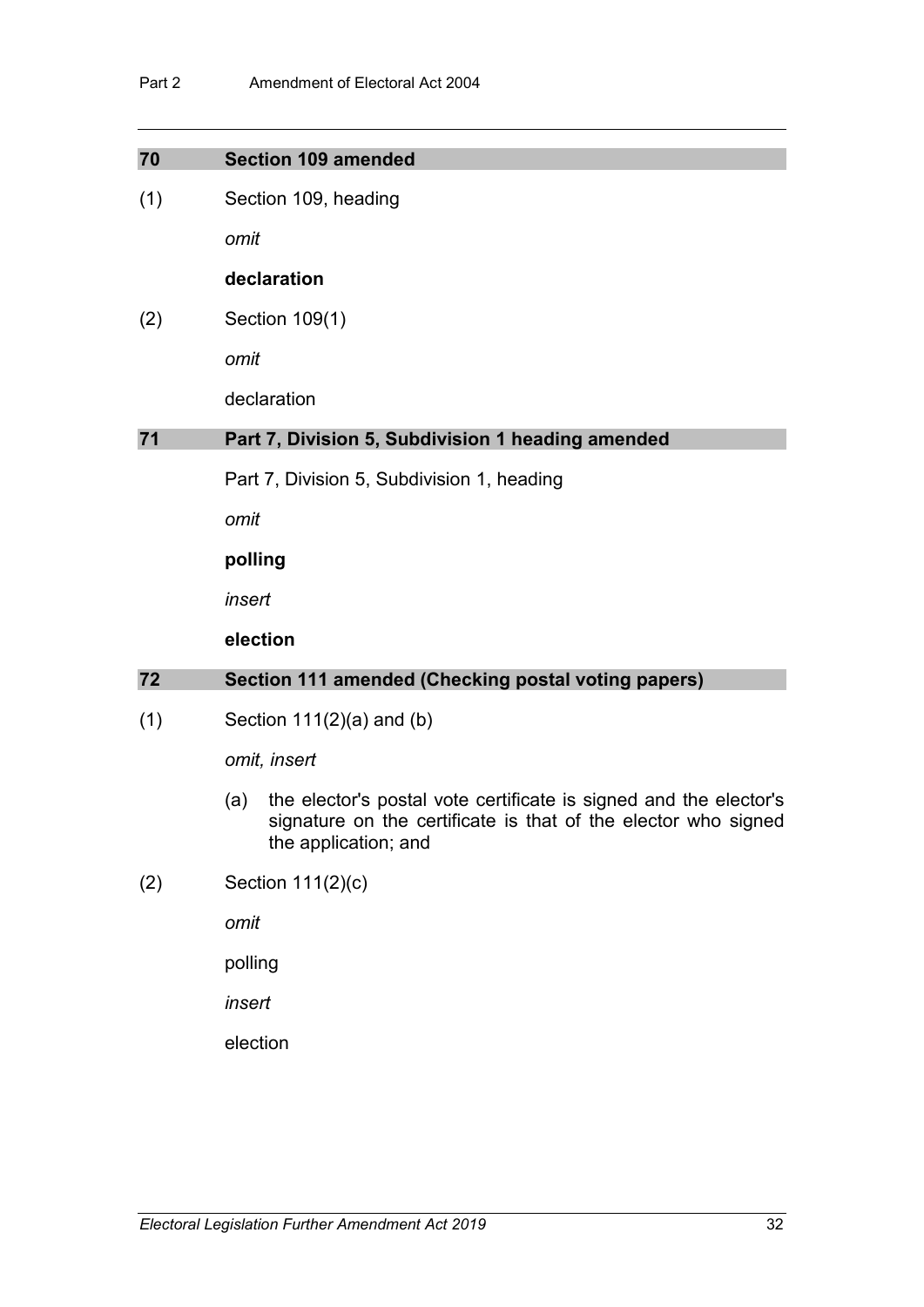## 70 Section 109 amended

(1) Section 109, heading

*omit*

**declaration**

(2) Section 109(1)

*omit*

declaration

## 71 Part 7, Division 5, Subdivision 1 heading amended

Part 7, Division 5, Subdivision 1, heading

*omit*

**polling**

*insert*

**election**

## 72 Section 111 amended (Checking postal voting papers)

(1) Section 111(2)(a) and (b)

*omit, insert*

(a) the elector's postal vote certificate is signed and the elector's signature on the certificate is that of the elector who signed the application; and

(2) Section 111(2)(c)

*omit*

polling

*insert*

election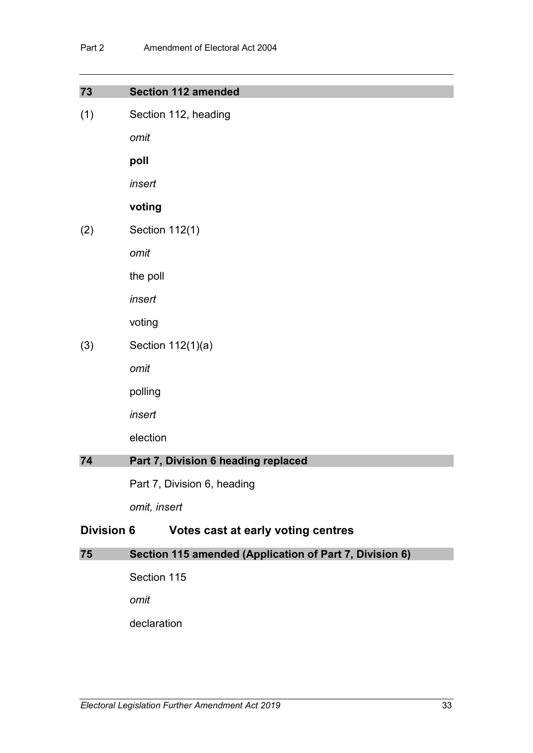## 73 Section 112 amended

(1) Section 112, heading

*omit*

**poll**

*insert*

**voting**

(2) Section 112(1)

*omit*

the poll

*insert*

voting

(3) Section 112(1)(a)

*omit*

polling

*insert*

election

## 74 Part 7, Division 6 heading replaced

Part 7, Division 6, heading

*omit, insert*

### Division 6 Votes cast at early voting centres

## 75 Section 115 amended (Application of Part 7, Division 6)

Section 115

*omit*

declaration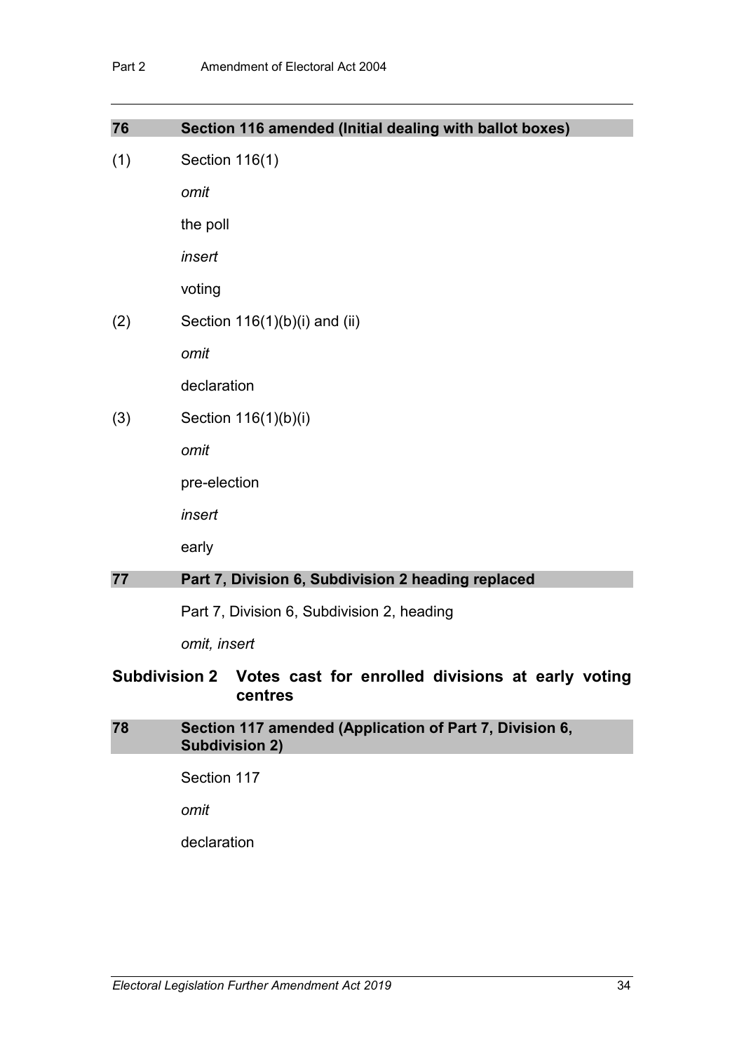### 76 Section 116 amended (Initial dealing with ballot boxes)

(1) Section 116(1)

*omit*

the poll

*insert*

voting

(2) Section 116(1)(b)(i) and (ii)

*omit*

declaration

(3) Section 116(1)(b)(i)

*omit*

pre-election

*insert*

early

### 77 Part 7, Division 6, Subdivision 2 heading replaced

Part 7, Division 6, Subdivision 2, heading

*omit, insert*

#### Subdivision 2 Votes cast for enrolled divisions at early voting centres

### 78 Section 117 amended (Application of Part 7, Division 6, Subdivision 2)

Section 117

*omit*

declaration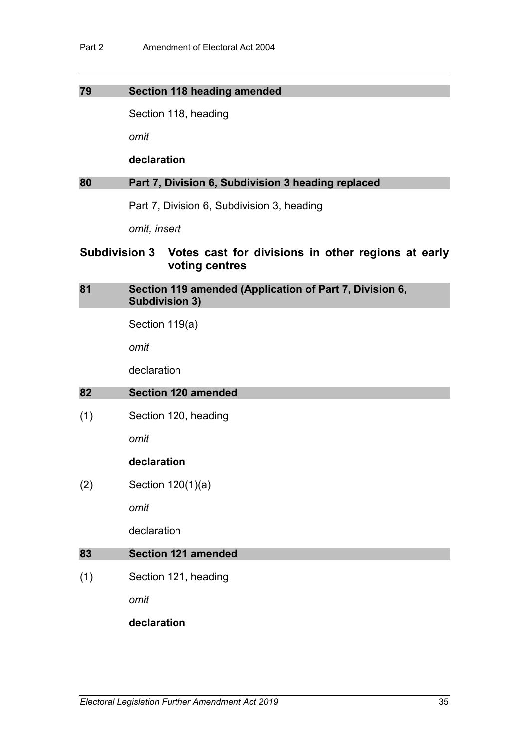## 79 Section 118 heading amended

Section 118, heading

*omit*

**declaration**

## 80 Part 7, Division 6, Subdivision 3 heading replaced

Part 7, Division 6, Subdivision 3, heading

*omit, insert*

### Subdivision 3 Votes cast for divisions in other regions at early voting centres

## 81 Section 119 amended (Application of Part 7, Division 6, Subdivision 3)

Section 119(a)

*omit*

declaration

## 82 Section 120 amended

(1) Section 120, heading

*omit*

**declaration**

(2) Section 120(1)(a)

*omit*

declaration

## 83 Section 121 amended

(1) Section 121, heading

*omit*

**declaration**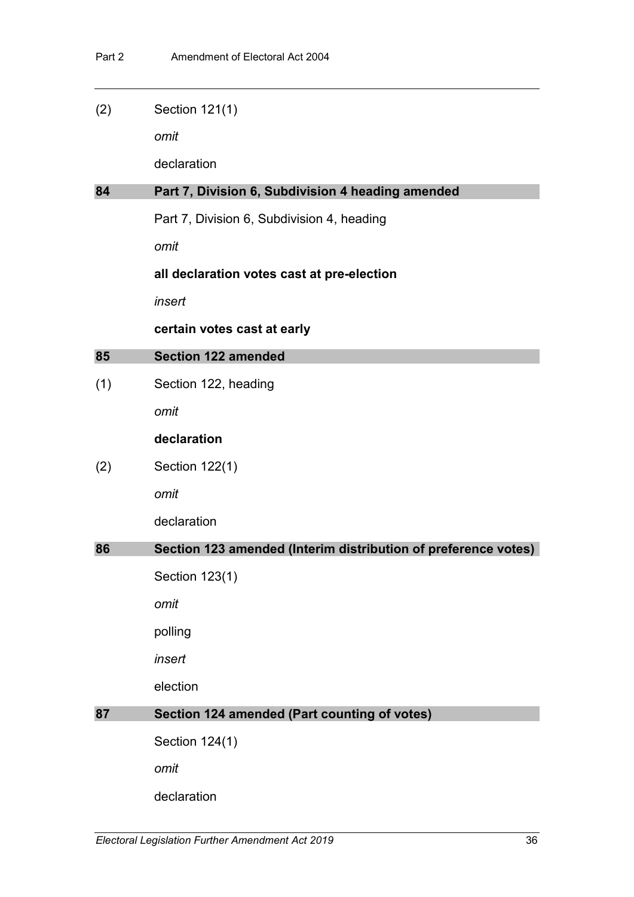(2) Section 121(1)

*omit*

declaration

## 84 Part 7, Division 6, Subdivision 4 heading amended

Part 7, Division 6, Subdivision 4, heading

*omit*

**all declaration votes cast at pre-election**

*insert*

**certain votes cast at early**

## 85 Section 122 amended

(1) Section 122, heading

*omit*

**declaration**

(2) Section 122(1)

*omit*

declaration

## 86 Section 123 amended (Interim distribution of preference votes)

Section 123(1)

*omit*

polling

*insert*

election

## 87 Section 124 amended (Part counting of votes)

Section 124(1)

*omit*

declaration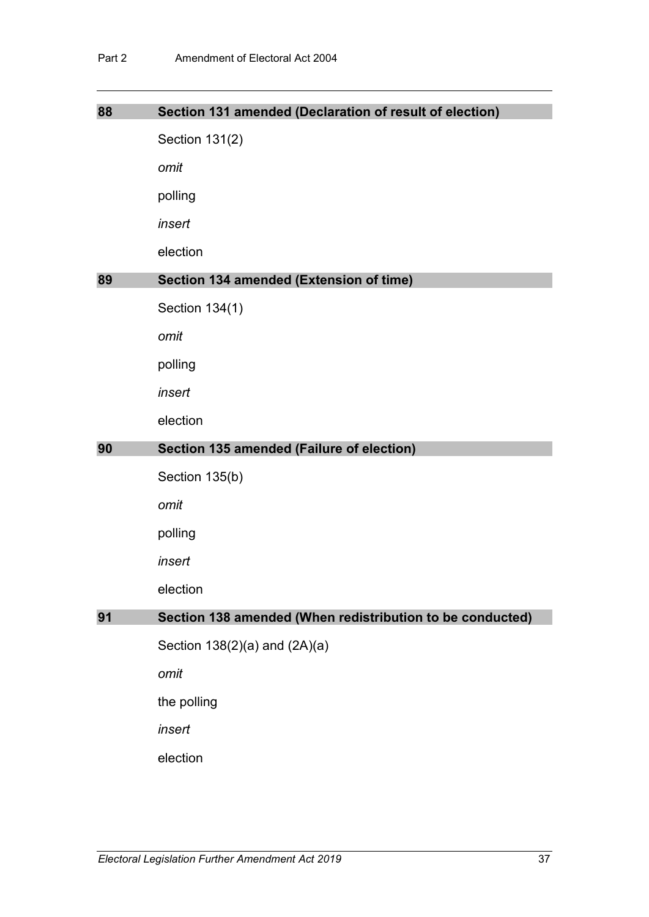## 88 Section 131 amended (Declaration of result of election)

Section 131(2)

*omit*

polling

*insert*

election

## 89 Section 134 amended (Extension of time)

Section 134(1)

*omit*

polling

*insert*

election

## 90 Section 135 amended (Failure of election)

Section 135(b)

*omit*

polling

*insert*

election

## 91 Section 138 amended (When redistribution to be conducted)

Section 138(2)(a) and (2A)(a)

*omit*

the polling

*insert*

election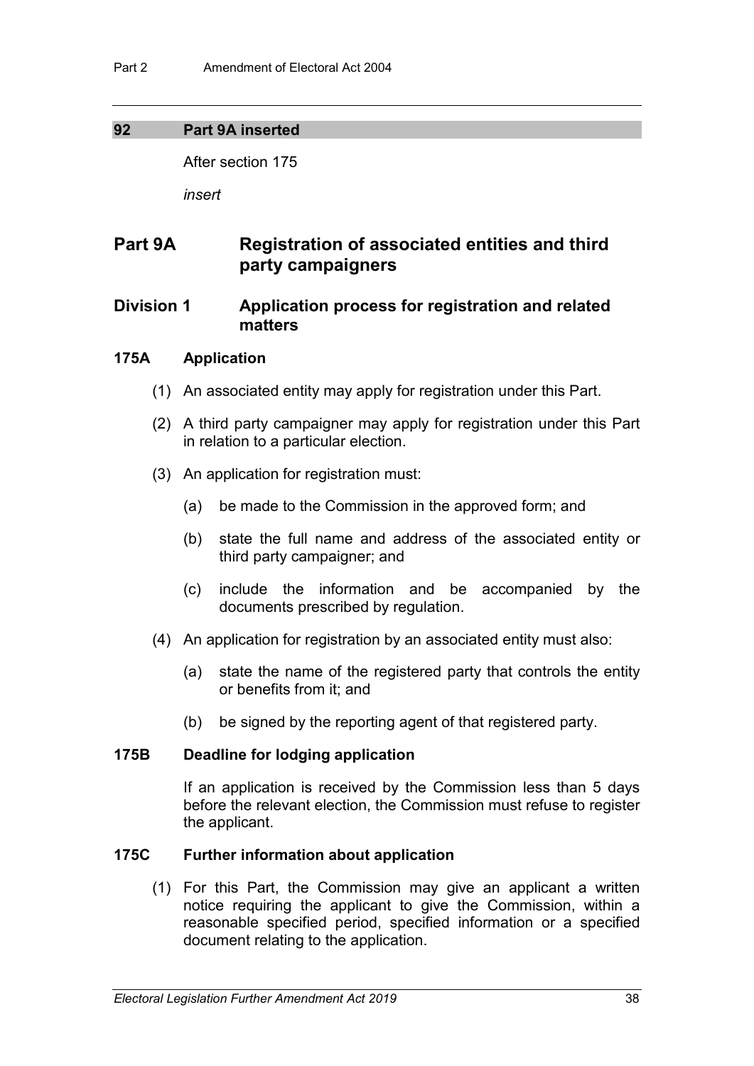**92 Part 9A inserted**

After section 175

*insert*

# Part 9A Registration of associated entities and third party campaigners

## Division 1 Application process for registration and related matters

### 175A Application

(1) An associated entity may apply for registration under this Part.

(2) A third party campaigner may apply for registration under this Part in relation to a particular election.

(3) An application for registration must:

(a) be made to the Commission in the approved form; and

(b) state the full name and address of the associated entity or third party campaigner; and

(c) include the information and be accompanied by the documents prescribed by regulation.

(4) An application for registration by an associated entity must also:

(a) state the name of the registered party that controls the entity or benefits from it; and

(b) be signed by the reporting agent of that registered party.

### 175B Deadline for lodging application

If an application is received by the Commission less than 5 days before the relevant election, the Commission must refuse to register the applicant.

### 175C Further information about application

(1) For this Part, the Commission may give an applicant a written notice requiring the applicant to give the Commission, within a reasonable specified period, specified information or a specified document relating to the application.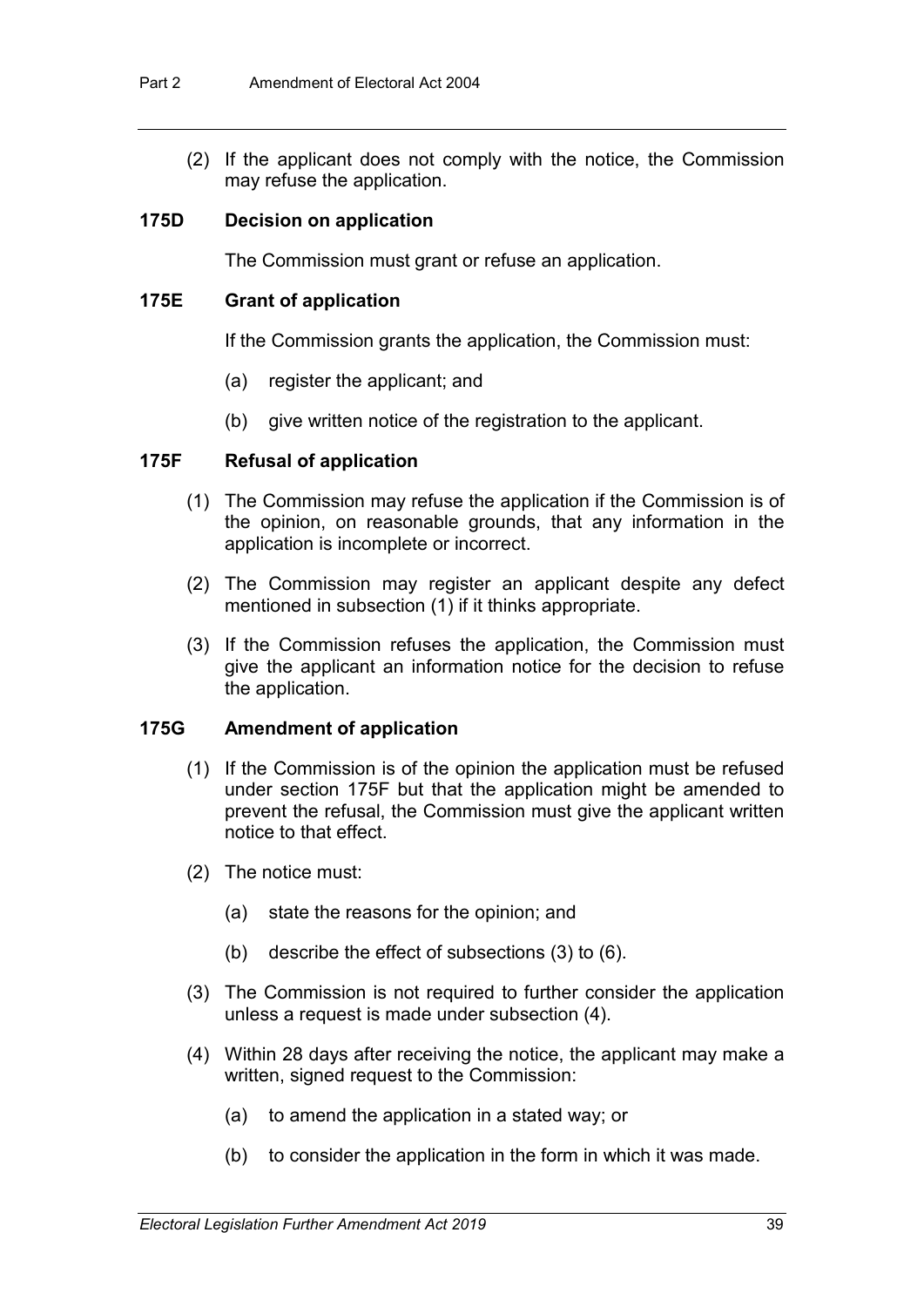(2) If the applicant does not comply with the notice, the Commission may refuse the application.

### 175D Decision on application

The Commission must grant or refuse an application.

### 175E Grant of application

If the Commission grants the application, the Commission must:

(a) register the applicant; and

(b) give written notice of the registration to the applicant.

### 175F Refusal of application

(1) The Commission may refuse the application if the Commission is of the opinion, on reasonable grounds, that any information in the application is incomplete or incorrect.

(2) The Commission may register an applicant despite any defect mentioned in subsection (1) if it thinks appropriate.

(3) If the Commission refuses the application, the Commission must give the applicant an information notice for the decision to refuse the application.

### 175G Amendment of application

(1) If the Commission is of the opinion the application must be refused under section 175F but that the application might be amended to prevent the refusal, the Commission must give the applicant written notice to that effect.

(2) The notice must:

(a) state the reasons for the opinion; and

(b) describe the effect of subsections (3) to (6).

(3) The Commission is not required to further consider the application unless a request is made under subsection (4).

(4) Within 28 days after receiving the notice, the applicant may make a written, signed request to the Commission:

(a) to amend the application in a stated way; or

(b) to consider the application in the form in which it was made.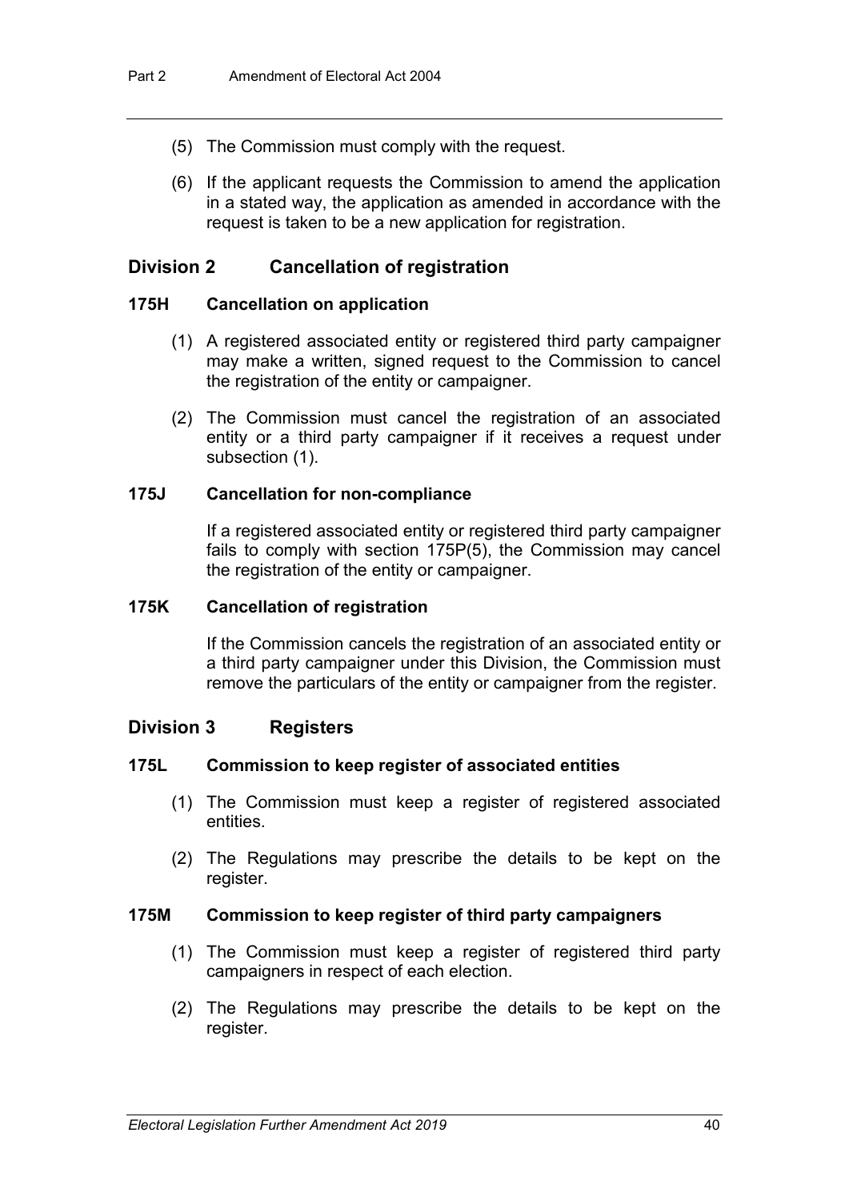(5) The Commission must comply with the request.

(6) If the applicant requests the Commission to amend the application in a stated way, the application as amended in accordance with the request is taken to be a new application for registration.

## Division 2 Cancellation of registration

### 175H Cancellation on application

(1) A registered associated entity or registered third party campaigner may make a written, signed request to the Commission to cancel the registration of the entity or campaigner.

(2) The Commission must cancel the registration of an associated entity or a third party campaigner if it receives a request under subsection (1).

### 175J Cancellation for non-compliance

If a registered associated entity or registered third party campaigner fails to comply with section 175P(5), the Commission may cancel the registration of the entity or campaigner.

### 175K Cancellation of registration

If the Commission cancels the registration of an associated entity or a third party campaigner under this Division, the Commission must remove the particulars of the entity or campaigner from the register.

## Division 3 Registers

### 175L Commission to keep register of associated entities

(1) The Commission must keep a register of registered associated entities.

(2) The Regulations may prescribe the details to be kept on the register.

### 175M Commission to keep register of third party campaigners

(1) The Commission must keep a register of registered third party campaigners in respect of each election.

(2) The Regulations may prescribe the details to be kept on the register.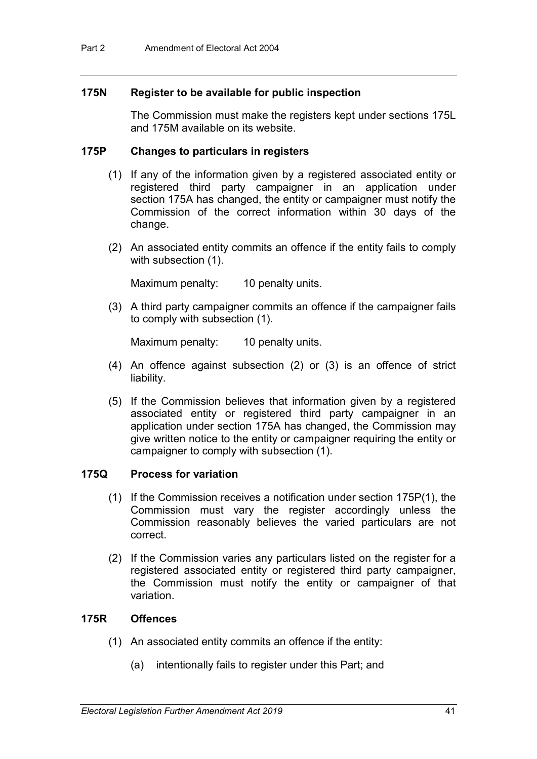#### 175N Register to be available for public inspection

The Commission must make the registers kept under sections 175L and 175M available on its website.

#### 175P Changes to particulars in registers

(1) If any of the information given by a registered associated entity or registered third party campaigner in an application under section 175A has changed, the entity or campaigner must notify the Commission of the correct information within 30 days of the change.

(2) An associated entity commits an offence if the entity fails to comply with subsection (1).

Maximum penalty: 10 penalty units.

(3) A third party campaigner commits an offence if the campaigner fails to comply with subsection (1).

Maximum penalty: 10 penalty units.

(4) An offence against subsection (2) or (3) is an offence of strict liability.

(5) If the Commission believes that information given by a registered associated entity or registered third party campaigner in an application under section 175A has changed, the Commission may give written notice to the entity or campaigner requiring the entity or campaigner to comply with subsection (1).

#### 175Q Process for variation

(1) If the Commission receives a notification under section 175P(1), the Commission must vary the register accordingly unless the Commission reasonably believes the varied particulars are not correct.

(2) If the Commission varies any particulars listed on the register for a registered associated entity or registered third party campaigner, the Commission must notify the entity or campaigner of that variation.

#### 175R Offences

(1) An associated entity commits an offence if the entity:

(a) intentionally fails to register under this Part; and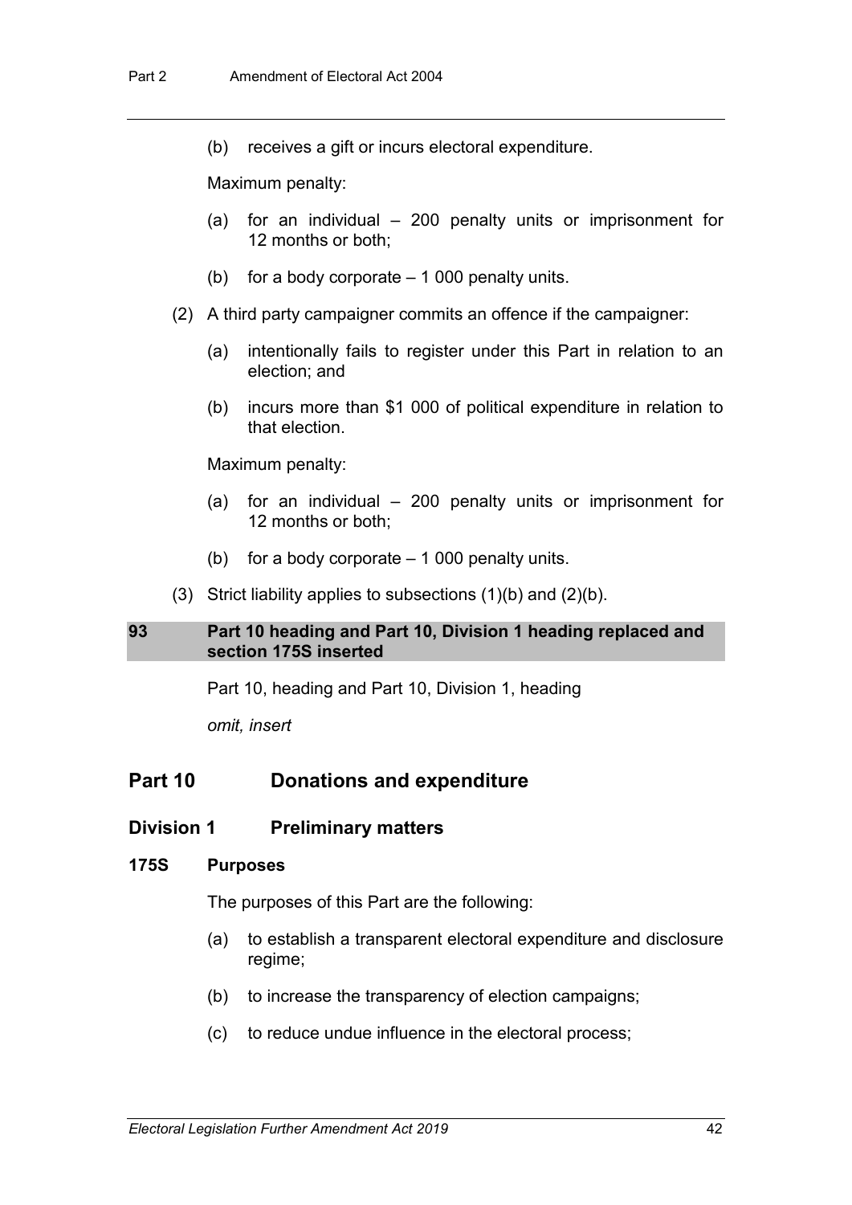(b) receives a gift or incurs electoral expenditure.

Maximum penalty:

(a) for an individual – 200 penalty units or imprisonment for 12 months or both;

(b) for a body corporate – 1 000 penalty units.

(2) A third party campaigner commits an offence if the campaigner:

(a) intentionally fails to register under this Part in relation to an election; and

(b) incurs more than $1 000 of political expenditure in relation to that election.

Maximum penalty:

(a) for an individual – 200 penalty units or imprisonment for 12 months or both;

(b) for a body corporate – 1 000 penalty units.

(3) Strict liability applies to subsections (1)(b) and (2)(b).

### 93 Part 10 heading and Part 10, Division 1 heading replaced and section 175S inserted

Part 10, heading and Part 10, Division 1, heading

*omit, insert*

## Part 10 Donations and expenditure

### Division 1 Preliminary matters

#### 175S Purposes

The purposes of this Part are the following:

(a) to establish a transparent electoral expenditure and disclosure regime;

(b) to increase the transparency of election campaigns;

(c) to reduce undue influence in the electoral process;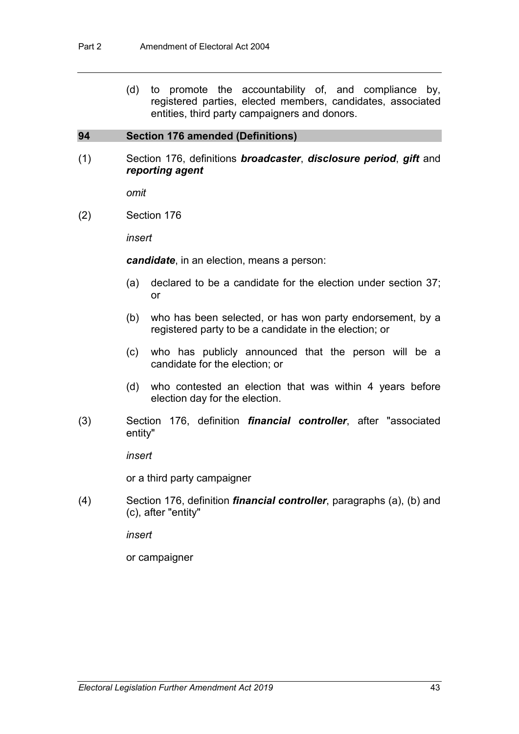(d) to promote the accountability of, and compliance by, registered parties, elected members, candidates, associated entities, third party campaigners and donors.

### 94 Section 176 amended (Definitions)

(1) Section 176, definitions ***broadcaster***, ***disclosure period***, ***gift*** and ***reporting agent***

*omit*

(2) Section 176

*insert*

***candidate***, in an election, means a person:

- (a) declared to be a candidate for the election under section 37; or
- (b) who has been selected, or has won party endorsement, by a registered party to be a candidate in the election; or
- (c) who has publicly announced that the person will be a candidate for the election; or
- (d) who contested an election that was within 4 years before election day for the election.

(3) Section 176, definition ***financial controller***, after "associated entity"

*insert*

or a third party campaigner

(4) Section 176, definition ***financial controller***, paragraphs (a), (b) and (c), after "entity"

*insert*

or campaigner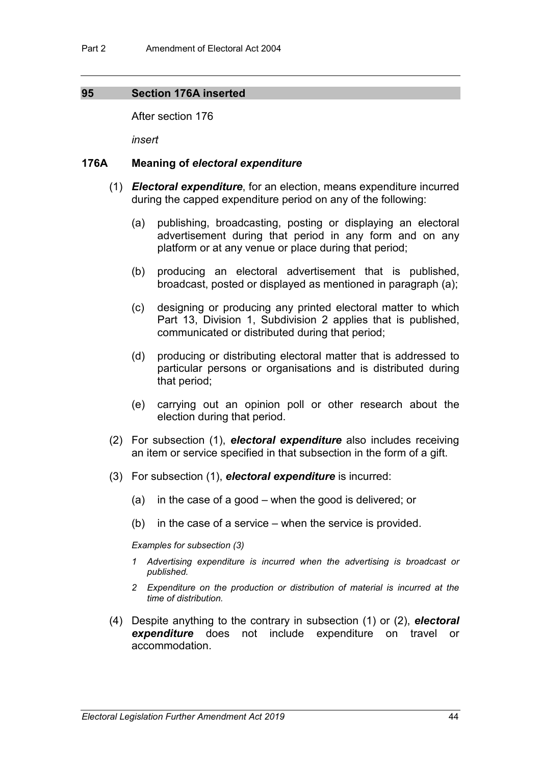## 95 Section 176A inserted

After section 176

*insert*

### 176A Meaning of *electoral expenditure*

(1) ***Electoral expenditure***, for an election, means expenditure incurred during the capped expenditure period on any of the following:

(a) publishing, broadcasting, posting or displaying an electoral advertisement during that period in any form and on any platform or at any venue or place during that period;

(b) producing an electoral advertisement that is published, broadcast, posted or displayed as mentioned in paragraph (a);

(c) designing or producing any printed electoral matter to which Part 13, Division 1, Subdivision 2 applies that is published, communicated or distributed during that period;

(d) producing or distributing electoral matter that is addressed to particular persons or organisations and is distributed during that period;

(e) carrying out an opinion poll or other research about the election during that period.

(2) For subsection (1), ***electoral expenditure*** also includes receiving an item or service specified in that subsection in the form of a gift.

(3) For subsection (1), ***electoral expenditure*** is incurred:

(a) in the case of a good – when the good is delivered; or

(b) in the case of a service – when the service is provided.

*Examples for subsection (3)*

*1 Advertising expenditure is incurred when the advertising is broadcast or published.*

*2 Expenditure on the production or distribution of material is incurred at the time of distribution.*

(4) Despite anything to the contrary in subsection (1) or (2), ***electoral expenditure*** does not include expenditure on travel or accommodation.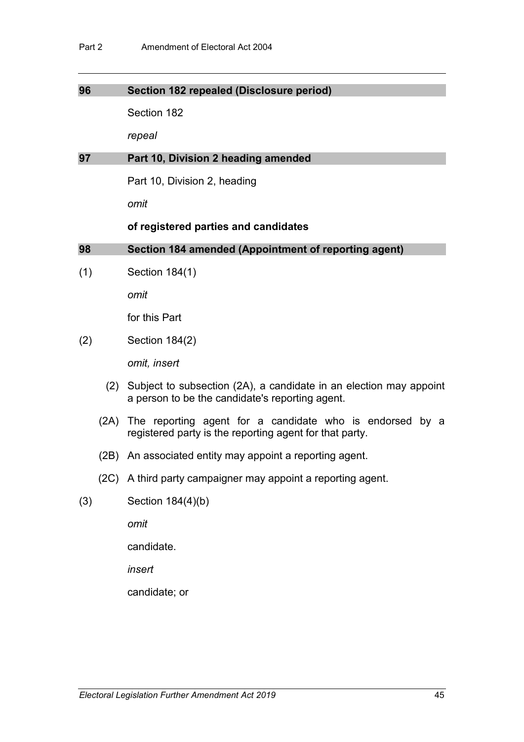### 96 Section 182 repealed (Disclosure period)

Section 182

*repeal*

### 97 Part 10, Division 2 heading amended

Part 10, Division 2, heading

*omit*

**of registered parties and candidates**

### 98 Section 184 amended (Appointment of reporting agent)

(1) Section 184(1)

*omit*

for this Part

(2) Section 184(2)

*omit, insert*

(2) Subject to subsection (2A), a candidate in an election may appoint a person to be the candidate's reporting agent.

(2A) The reporting agent for a candidate who is endorsed by a registered party is the reporting agent for that party.

(2B) An associated entity may appoint a reporting agent.

(2C) A third party campaigner may appoint a reporting agent.

(3) Section 184(4)(b)

*omit*

candidate.

*insert*

candidate; or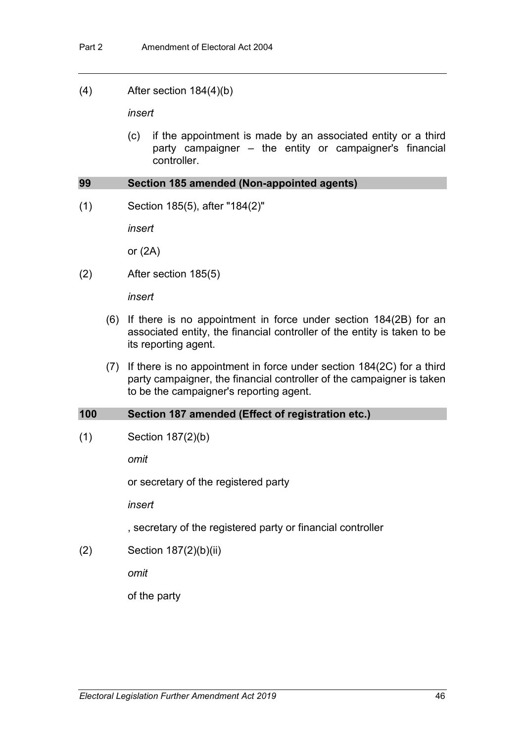(4) After section 184(4)(b)

*insert*

(c) if the appointment is made by an associated entity or a third party campaigner – the entity or campaigner's financial controller.

**99 Section 185 amended (Non-appointed agents)**

(1) Section 185(5), after "184(2)"

*insert*

or (2A)

(2) After section 185(5)

*insert*

(6) If there is no appointment in force under section 184(2B) for an associated entity, the financial controller of the entity is taken to be its reporting agent.

(7) If there is no appointment in force under section 184(2C) for a third party campaigner, the financial controller of the campaigner is taken to be the campaigner's reporting agent.

**100 Section 187 amended (Effect of registration etc.)**

(1) Section 187(2)(b)

*omit*

or secretary of the registered party

*insert*

, secretary of the registered party or financial controller

(2) Section 187(2)(b)(ii)

*omit*

of the party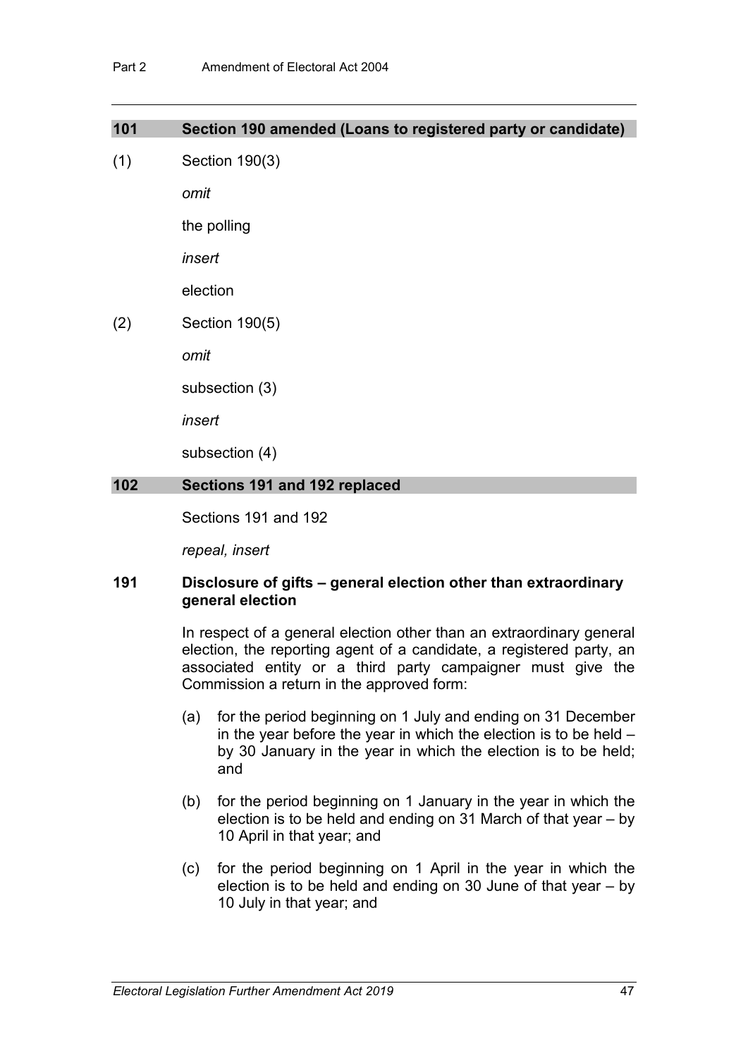### 101 Section 190 amended (Loans to registered party or candidate)

(1) Section 190(3)

*omit*

the polling

*insert*

election

(2) Section 190(5)

*omit*

subsection (3)

*insert*

subsection (4)

### 102 Sections 191 and 192 replaced

Sections 191 and 192

*repeal, insert*

**191 Disclosure of gifts – general election other than extraordinary general election**

In respect of a general election other than an extraordinary general election, the reporting agent of a candidate, a registered party, an associated entity or a third party campaigner must give the Commission a return in the approved form:

(a) for the period beginning on 1 July and ending on 31 December in the year before the year in which the election is to be held – by 30 January in the year in which the election is to be held; and

(b) for the period beginning on 1 January in the year in which the election is to be held and ending on 31 March of that year – by 10 April in that year; and

(c) for the period beginning on 1 April in the year in which the election is to be held and ending on 30 June of that year – by 10 July in that year; and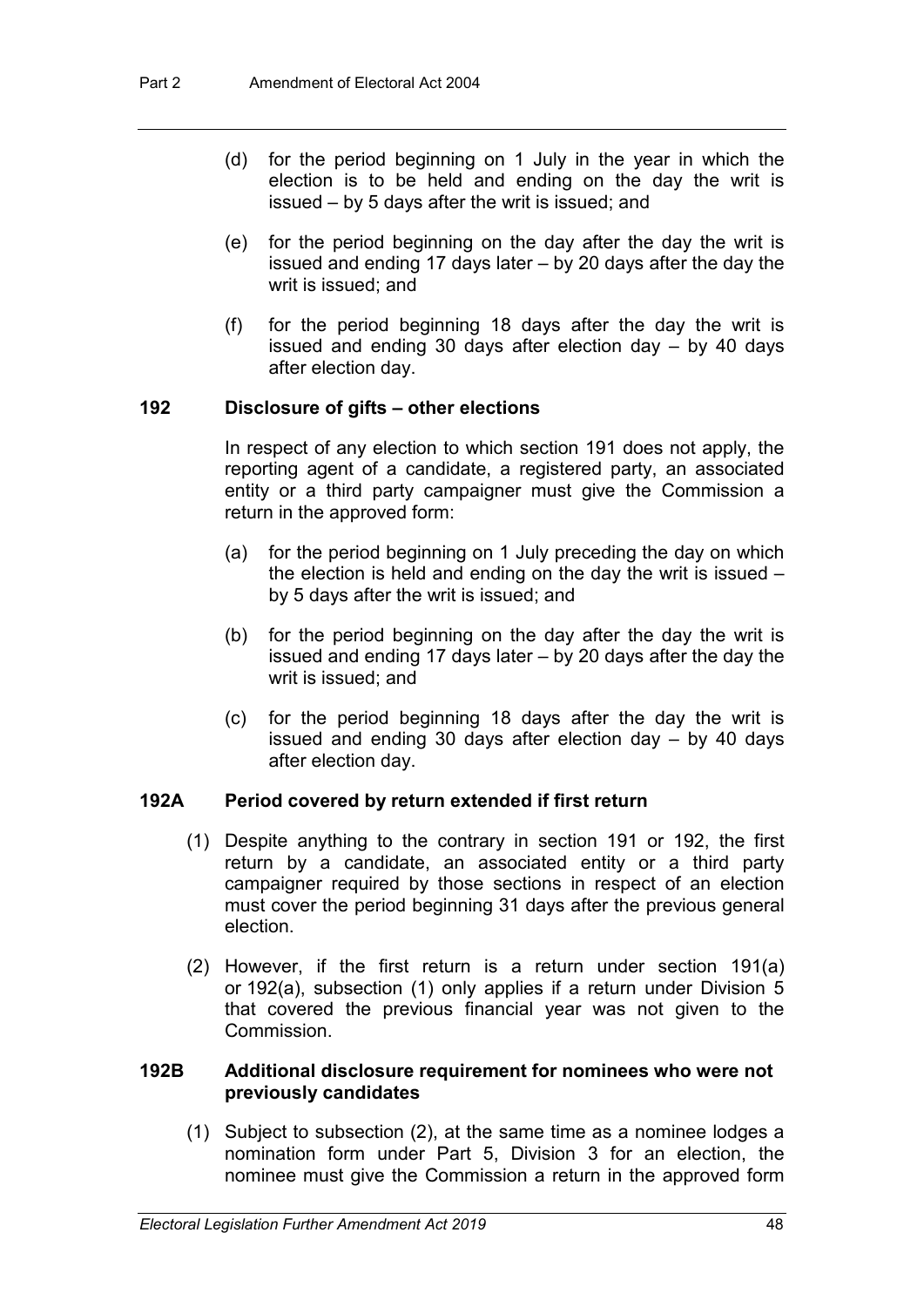(d) for the period beginning on 1 July in the year in which the election is to be held and ending on the day the writ is issued – by 5 days after the writ is issued; and

(e) for the period beginning on the day after the day the writ is issued and ending 17 days later – by 20 days after the day the writ is issued; and

(f) for the period beginning 18 days after the day the writ is issued and ending 30 days after election day – by 40 days after election day.

### 192 Disclosure of gifts – other elections

In respect of any election to which section 191 does not apply, the reporting agent of a candidate, a registered party, an associated entity or a third party campaigner must give the Commission a return in the approved form:

(a) for the period beginning on 1 July preceding the day on which the election is held and ending on the day the writ is issued – by 5 days after the writ is issued; and

(b) for the period beginning on the day after the day the writ is issued and ending 17 days later – by 20 days after the day the writ is issued; and

(c) for the period beginning 18 days after the day the writ is issued and ending 30 days after election day – by 40 days after election day.

### 192A Period covered by return extended if first return

(1) Despite anything to the contrary in section 191 or 192, the first return by a candidate, an associated entity or a third party campaigner required by those sections in respect of an election must cover the period beginning 31 days after the previous general election.

(2) However, if the first return is a return under section 191(a) or 192(a), subsection (1) only applies if a return under Division 5 that covered the previous financial year was not given to the Commission.

### 192B Additional disclosure requirement for nominees who were not previously candidates

(1) Subject to subsection (2), at the same time as a nominee lodges a nomination form under Part 5, Division 3 for an election, the nominee must give the Commission a return in the approved form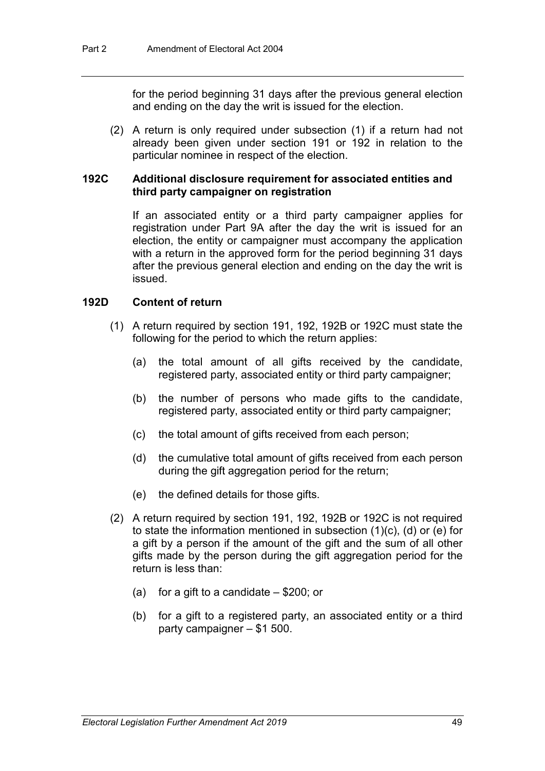for the period beginning 31 days after the previous general election and ending on the day the writ is issued for the election.

(2) A return is only required under subsection (1) if a return had not already been given under section 191 or 192 in relation to the particular nominee in respect of the election.

**192C Additional disclosure requirement for associated entities and third party campaigner on registration**

If an associated entity or a third party campaigner applies for registration under Part 9A after the day the writ is issued for an election, the entity or campaigner must accompany the application with a return in the approved form for the period beginning 31 days after the previous general election and ending on the day the writ is issued.

**192D Content of return**

(1) A return required by section 191, 192, 192B or 192C must state the following for the period to which the return applies:

(a) the total amount of all gifts received by the candidate, registered party, associated entity or third party campaigner;

(b) the number of persons who made gifts to the candidate, registered party, associated entity or third party campaigner;

(c) the total amount of gifts received from each person;

(d) the cumulative total amount of gifts received from each person during the gift aggregation period for the return;

(e) the defined details for those gifts.

(2) A return required by section 191, 192, 192B or 192C is not required to state the information mentioned in subsection (1)(c), (d) or (e) for a gift by a person if the amount of the gift and the sum of all other gifts made by the person during the gift aggregation period for the return is less than:

(a) for a gift to a candidate – $200; or

(b) for a gift to a registered party, an associated entity or a third party campaigner – $1 500.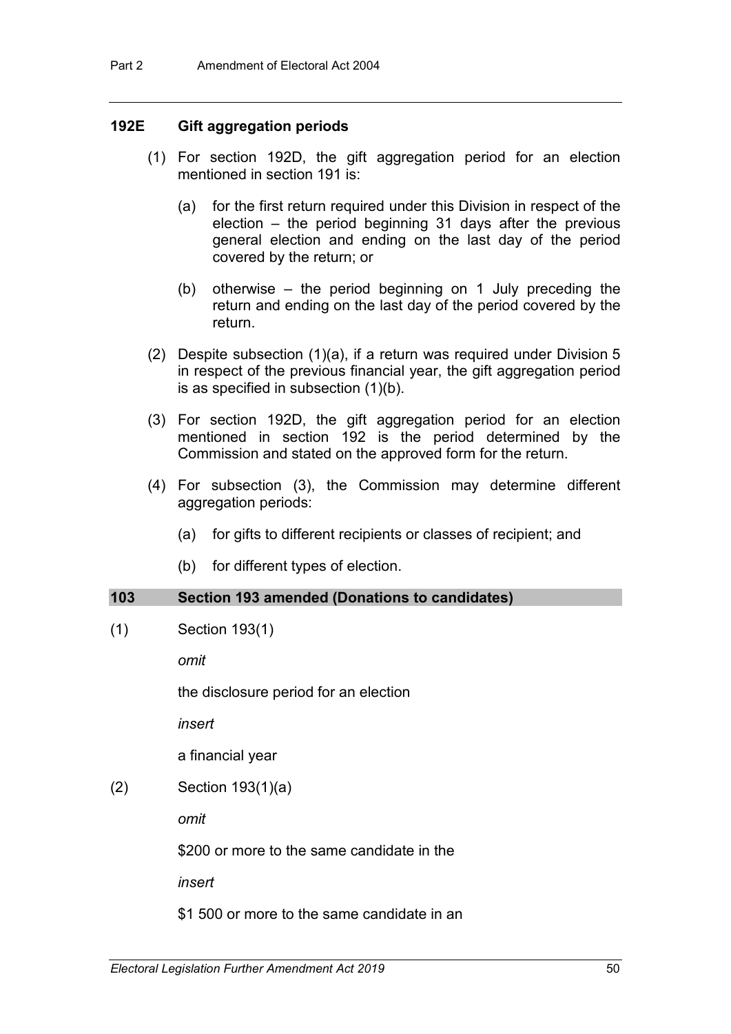### 192E Gift aggregation periods

(1) For section 192D, the gift aggregation period for an election mentioned in section 191 is:

(a) for the first return required under this Division in respect of the election – the period beginning 31 days after the previous general election and ending on the last day of the period covered by the return; or

(b) otherwise – the period beginning on 1 July preceding the return and ending on the last day of the period covered by the return.

(2) Despite subsection (1)(a), if a return was required under Division 5 in respect of the previous financial year, the gift aggregation period is as specified in subsection (1)(b).

(3) For section 192D, the gift aggregation period for an election mentioned in section 192 is the period determined by the Commission and stated on the approved form for the return.

(4) For subsection (3), the Commission may determine different aggregation periods:

(a) for gifts to different recipients or classes of recipient; and

(b) for different types of election.

## 103 Section 193 amended (Donations to candidates)

(1) Section 193(1)

*omit*

the disclosure period for an election

*insert*

a financial year

(2) Section 193(1)(a)

*omit*

$200 or more to the same candidate in the

*insert*

$1 500 or more to the same candidate in an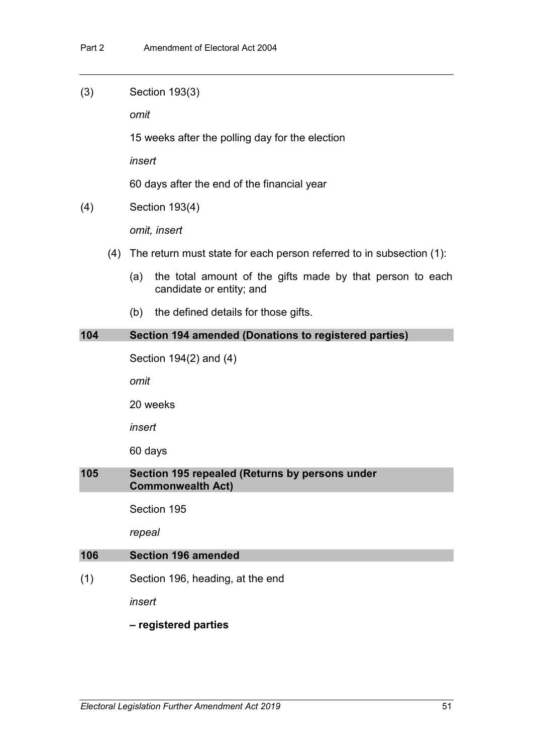(3) Section 193(3)

*omit*

15 weeks after the polling day for the election

*insert*

60 days after the end of the financial year

(4) Section 193(4)

*omit, insert*

(4) The return must state for each person referred to in subsection (1):

(a) the total amount of the gifts made by that person to each candidate or entity; and

(b) the defined details for those gifts.

## 104 Section 194 amended (Donations to registered parties)

Section 194(2) and (4)

*omit*

20 weeks

*insert*

60 days

## 105 Section 195 repealed (Returns by persons under Commonwealth Act)

Section 195

*repeal*

## 106 Section 196 amended

(1) Section 196, heading, at the end

*insert*

**– registered parties**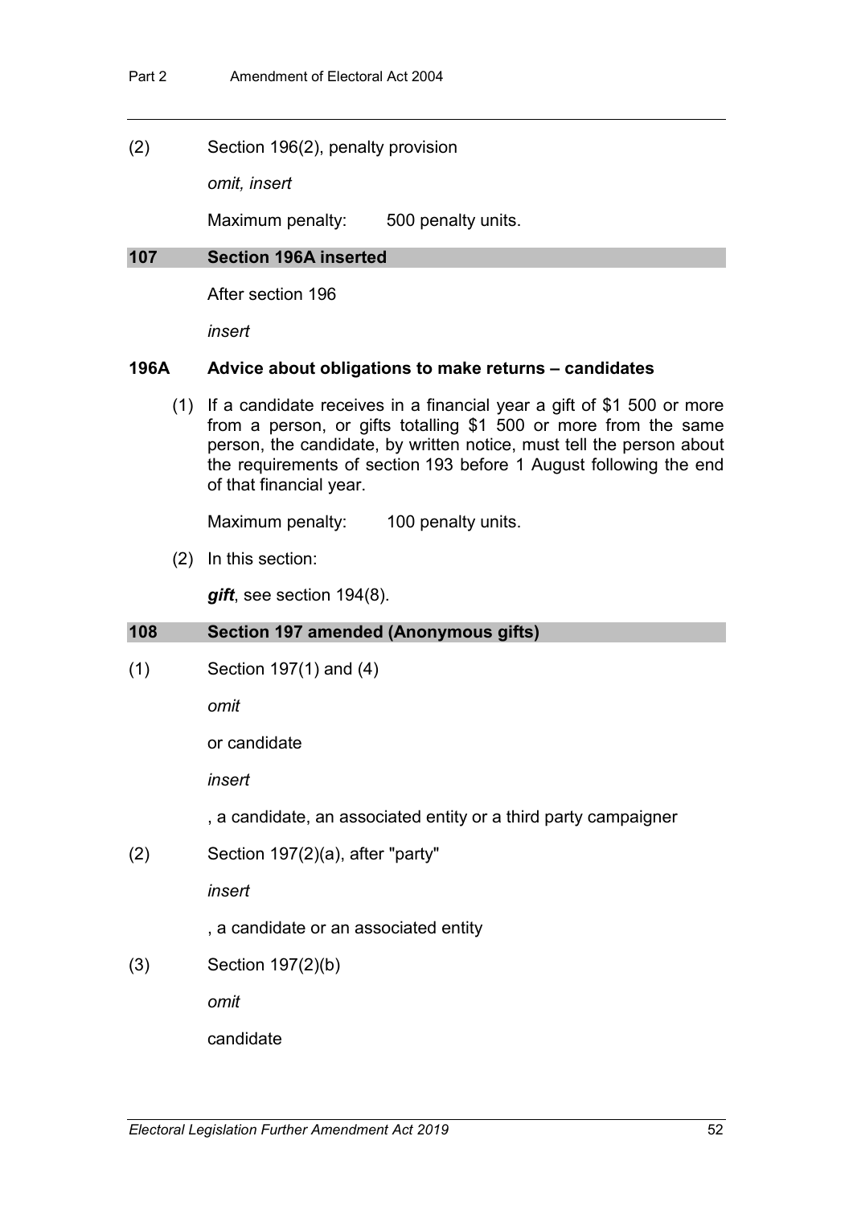(2) Section 196(2), penalty provision

*omit, insert*

Maximum penalty: 500 penalty units.

## 107 Section 196A inserted

After section 196

*insert*

### 196A Advice about obligations to make returns – candidates

(1) If a candidate receives in a financial year a gift of $1 500 or more from a person, or gifts totalling $1 500 or more from the same person, the candidate, by written notice, must tell the person about the requirements of section 193 before 1 August following the end of that financial year.

Maximum penalty: 100 penalty units.

(2) In this section:

***gift***, see section 194(8).

## 108 Section 197 amended (Anonymous gifts)

(1) Section 197(1) and (4)

*omit*

or candidate

*insert*

, a candidate, an associated entity or a third party campaigner

(2) Section 197(2)(a), after "party"

*insert*

, a candidate or an associated entity

(3) Section 197(2)(b)

*omit*

candidate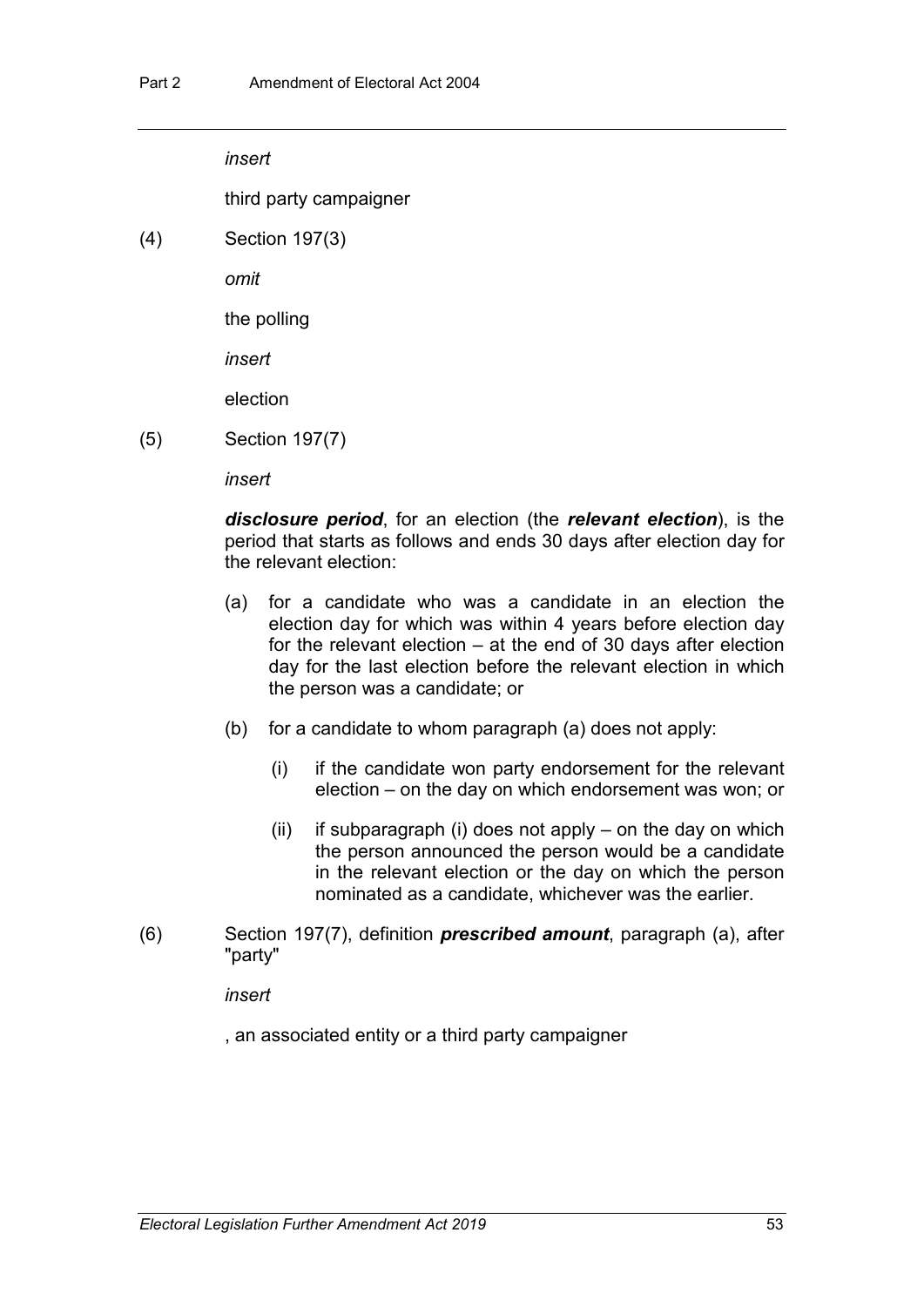*insert*

third party campaigner

(4) Section 197(3)

*omit*

the polling

*insert*

election

(5) Section 197(7)

*insert*

***disclosure period***, for an election (the ***relevant election***), is the period that starts as follows and ends 30 days after election day for the relevant election:

- (a) for a candidate who was a candidate in an election the election day for which was within 4 years before election day for the relevant election – at the end of 30 days after election day for the last election before the relevant election in which the person was a candidate; or
- (b) for a candidate to whom paragraph (a) does not apply:
  - (i) if the candidate won party endorsement for the relevant election – on the day on which endorsement was won; or
  - (ii) if subparagraph (i) does not apply – on the day on which the person announced the person would be a candidate in the relevant election or the day on which the person nominated as a candidate, whichever was the earlier.

(6) Section 197(7), definition ***prescribed amount***, paragraph (a), after "party"

*insert*

, an associated entity or a third party campaigner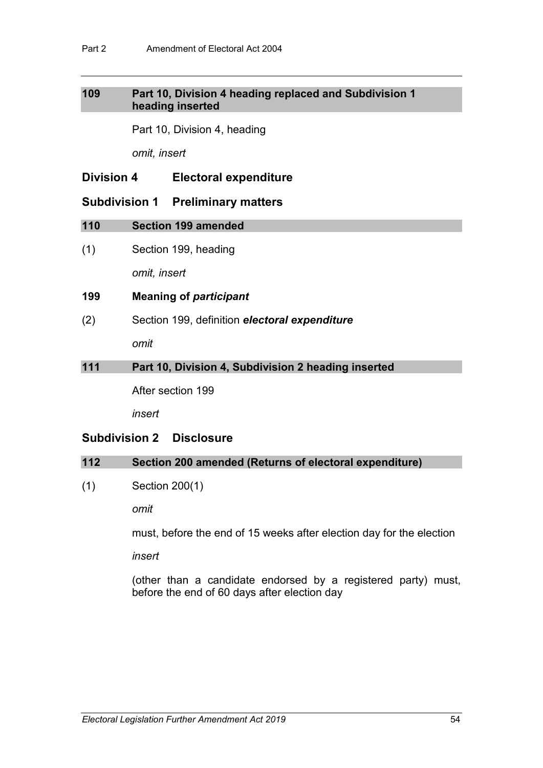## 109 Part 10, Division 4 heading replaced and Subdivision 1 heading inserted

Part 10, Division 4, heading

*omit, insert*

### Division 4 Electoral expenditure

### Subdivision 1 Preliminary matters

## 110 Section 199 amended

(1) Section 199, heading

*omit, insert*

**199 Meaning of *participant***

(2) Section 199, definition ***electoral expenditure***

*omit*

## 111 Part 10, Division 4, Subdivision 2 heading inserted

After section 199

*insert*

### Subdivision 2 Disclosure

## 112 Section 200 amended (Returns of electoral expenditure)

(1) Section 200(1)

*omit*

must, before the end of 15 weeks after election day for the election

*insert*

(other than a candidate endorsed by a registered party) must, before the end of 60 days after election day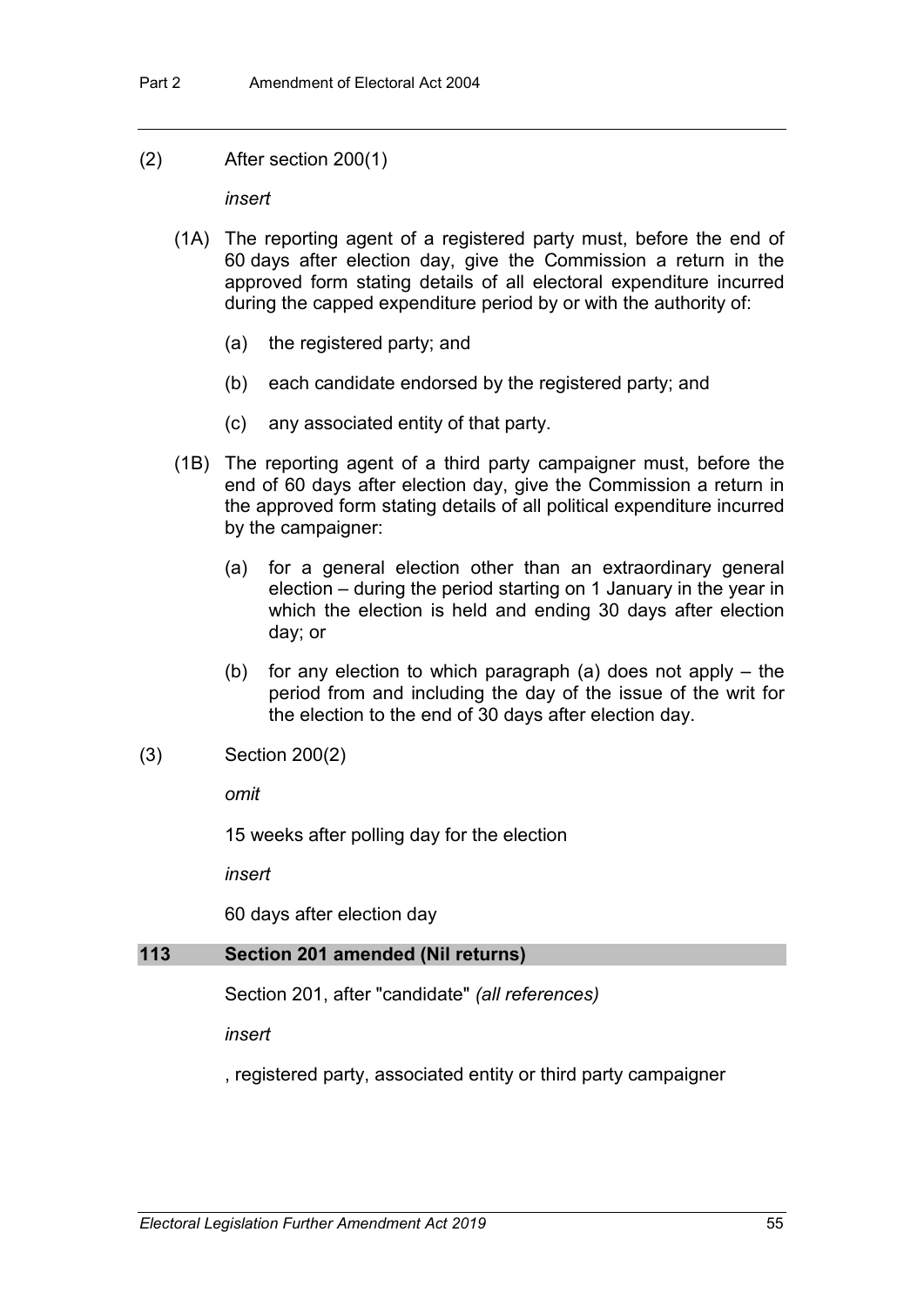(2) After section 200(1)

*insert*

(1A) The reporting agent of a registered party must, before the end of 60 days after election day, give the Commission a return in the approved form stating details of all electoral expenditure incurred during the capped expenditure period by or with the authority of:

(a) the registered party; and

(b) each candidate endorsed by the registered party; and

(c) any associated entity of that party.

(1B) The reporting agent of a third party campaigner must, before the end of 60 days after election day, give the Commission a return in the approved form stating details of all political expenditure incurred by the campaigner:

(a) for a general election other than an extraordinary general election – during the period starting on 1 January in the year in which the election is held and ending 30 days after election day; or

(b) for any election to which paragraph (a) does not apply – the period from and including the day of the issue of the writ for the election to the end of 30 days after election day.

(3) Section 200(2)

*omit*

15 weeks after polling day for the election

*insert*

60 days after election day

### 113 Section 201 amended (Nil returns)

Section 201, after "candidate" *(all references)*

*insert*

, registered party, associated entity or third party campaigner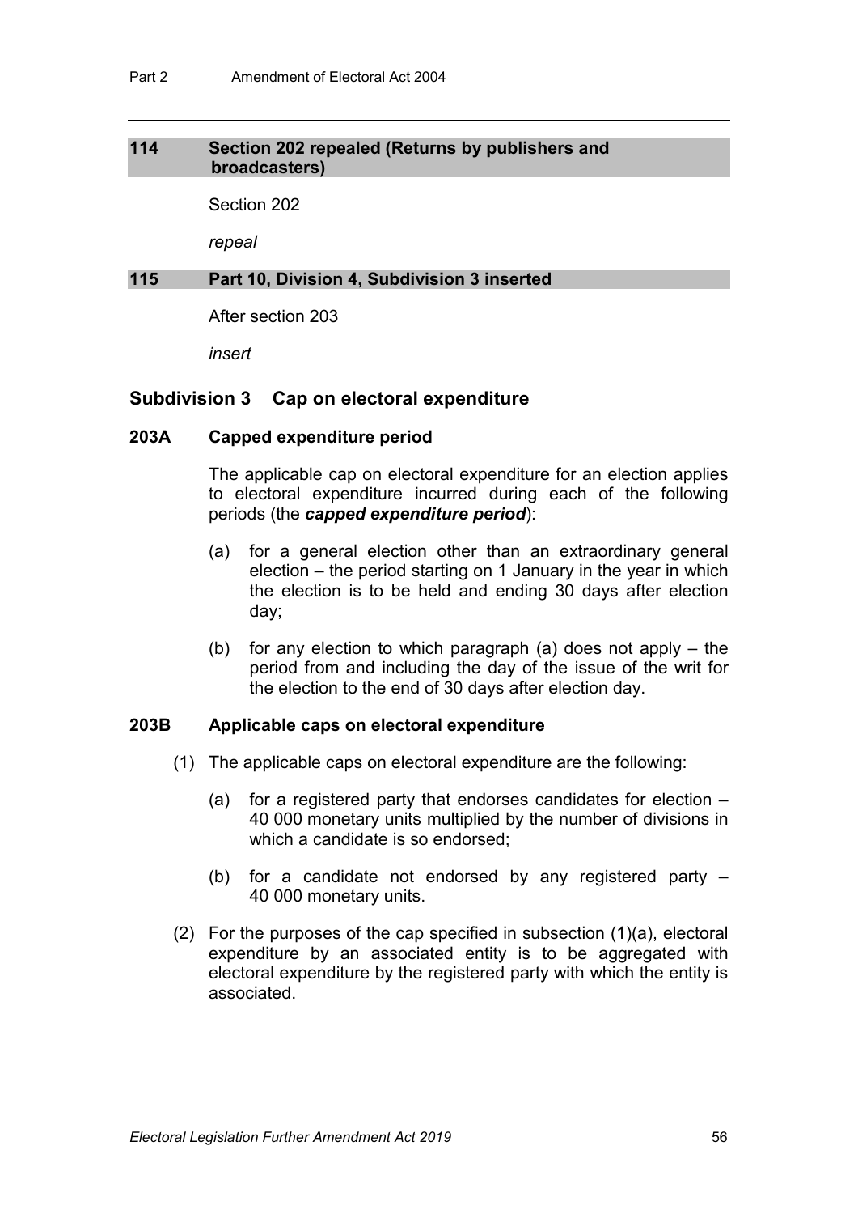## 114 Section 202 repealed (Returns by publishers and broadcasters)

Section 202

*repeal*

## 115 Part 10, Division 4, Subdivision 3 inserted

After section 203

*insert*

### Subdivision 3 Cap on electoral expenditure

#### 203A Capped expenditure period

The applicable cap on electoral expenditure for an election applies to electoral expenditure incurred during each of the following periods (the ***capped expenditure period***):

(a) for a general election other than an extraordinary general election – the period starting on 1 January in the year in which the election is to be held and ending 30 days after election day;

(b) for any election to which paragraph (a) does not apply – the period from and including the day of the issue of the writ for the election to the end of 30 days after election day.

#### 203B Applicable caps on electoral expenditure

(1) The applicable caps on electoral expenditure are the following:

(a) for a registered party that endorses candidates for election – 40 000 monetary units multiplied by the number of divisions in which a candidate is so endorsed;

(b) for a candidate not endorsed by any registered party – 40 000 monetary units.

(2) For the purposes of the cap specified in subsection (1)(a), electoral expenditure by an associated entity is to be aggregated with electoral expenditure by the registered party with which the entity is associated.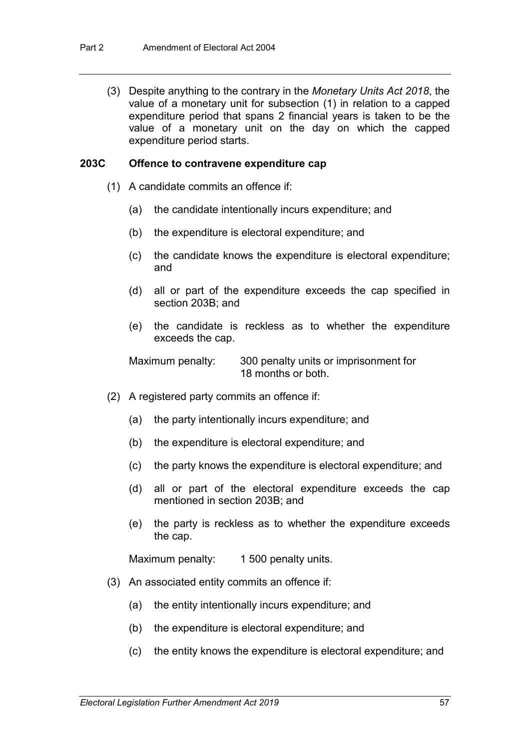(3) Despite anything to the contrary in the *Monetary Units Act 2018*, the value of a monetary unit for subsection (1) in relation to a capped expenditure period that spans 2 financial years is taken to be the value of a monetary unit on the day on which the capped expenditure period starts.

**203C Offence to contravene expenditure cap**

(1) A candidate commits an offence if:

(a) the candidate intentionally incurs expenditure; and

(b) the expenditure is electoral expenditure; and

(c) the candidate knows the expenditure is electoral expenditure; and

(d) all or part of the expenditure exceeds the cap specified in section 203B; and

(e) the candidate is reckless as to whether the expenditure exceeds the cap.

Maximum penalty: 300 penalty units or imprisonment for 18 months or both.

(2) A registered party commits an offence if:

(a) the party intentionally incurs expenditure; and

(b) the expenditure is electoral expenditure; and

(c) the party knows the expenditure is electoral expenditure; and

(d) all or part of the electoral expenditure exceeds the cap mentioned in section 203B; and

(e) the party is reckless as to whether the expenditure exceeds the cap.

Maximum penalty: 1 500 penalty units.

(3) An associated entity commits an offence if:

(a) the entity intentionally incurs expenditure; and

(b) the expenditure is electoral expenditure; and

(c) the entity knows the expenditure is electoral expenditure; and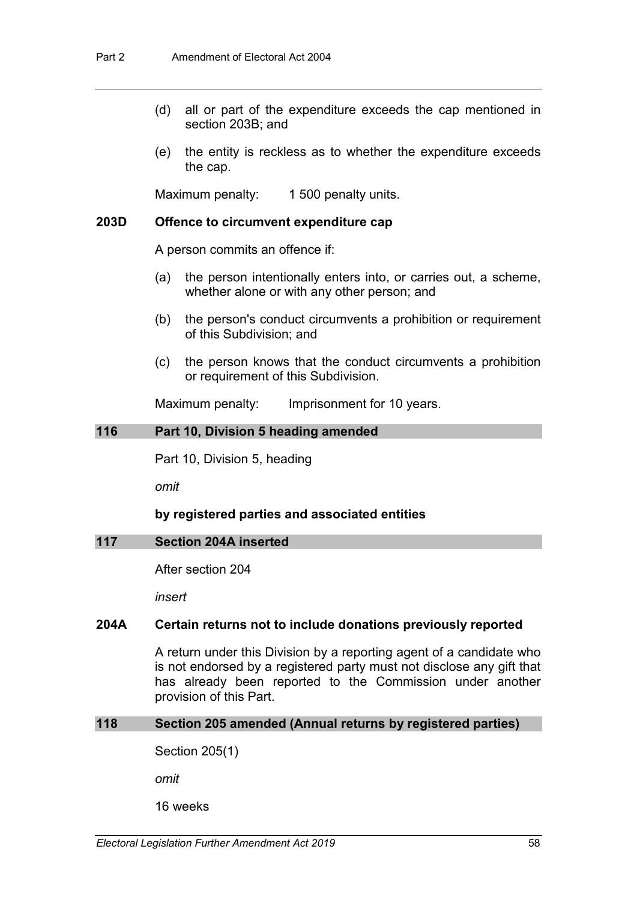(d) all or part of the expenditure exceeds the cap mentioned in section 203B; and

(e) the entity is reckless as to whether the expenditure exceeds the cap.

Maximum penalty: 1 500 penalty units.

### 203D Offence to circumvent expenditure cap

A person commits an offence if:

(a) the person intentionally enters into, or carries out, a scheme, whether alone or with any other person; and

(b) the person's conduct circumvents a prohibition or requirement of this Subdivision; and

(c) the person knows that the conduct circumvents a prohibition or requirement of this Subdivision.

Maximum penalty: Imprisonment for 10 years.

## 116 Part 10, Division 5 heading amended

Part 10, Division 5, heading

*omit*

**by registered parties and associated entities**

## 117 Section 204A inserted

After section 204

*insert*

### 204A Certain returns not to include donations previously reported

A return under this Division by a reporting agent of a candidate who is not endorsed by a registered party must not disclose any gift that has already been reported to the Commission under another provision of this Part.

## 118 Section 205 amended (Annual returns by registered parties)

Section 205(1)

*omit*

16 weeks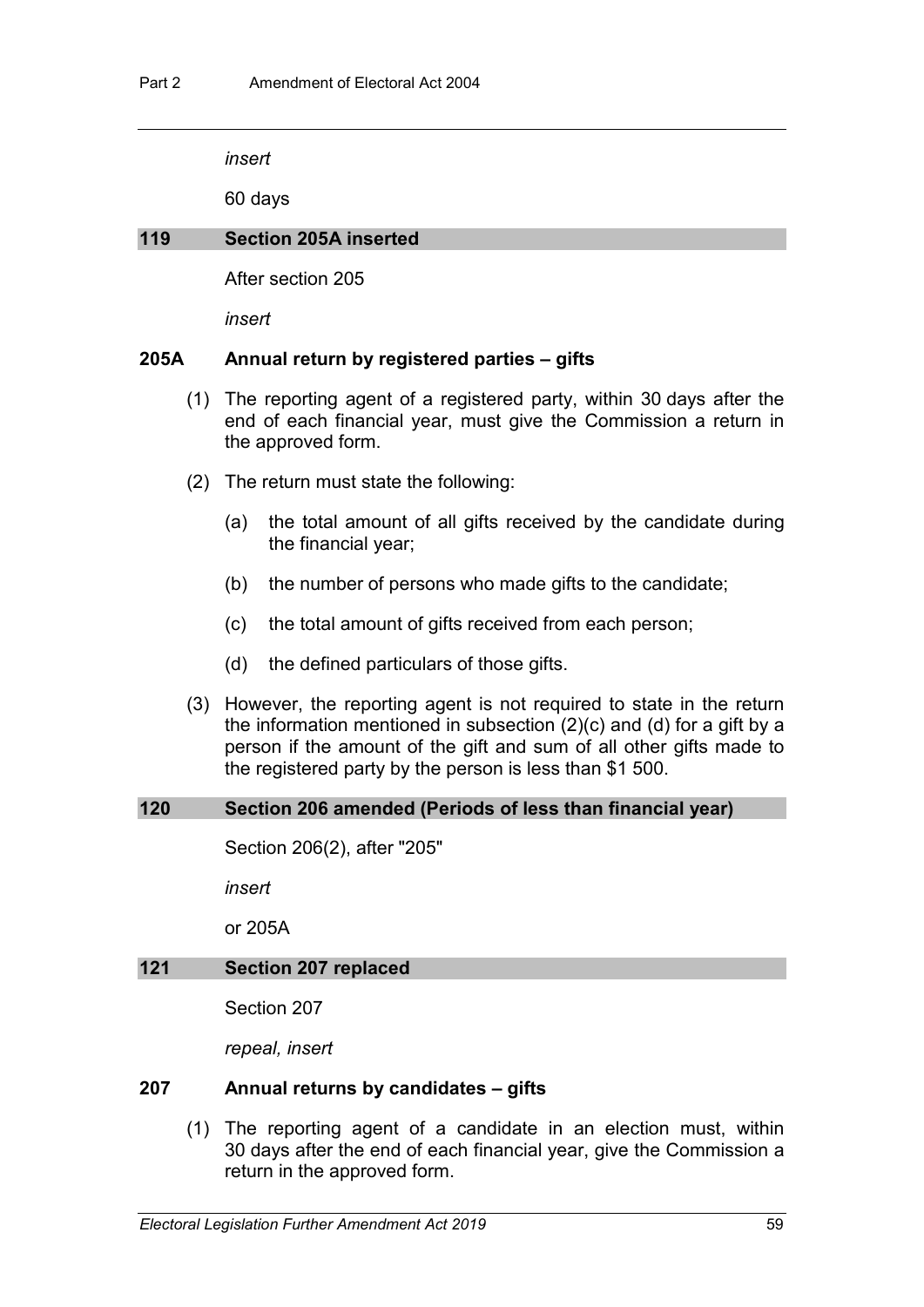*insert*

60 days

### 119 Section 205A inserted

After section 205

*insert*

#### 205A Annual return by registered parties – gifts

(1) The reporting agent of a registered party, within 30 days after the end of each financial year, must give the Commission a return in the approved form.

(2) The return must state the following:

(a) the total amount of all gifts received by the candidate during the financial year;

(b) the number of persons who made gifts to the candidate;

(c) the total amount of gifts received from each person;

(d) the defined particulars of those gifts.

(3) However, the reporting agent is not required to state in the return the information mentioned in subsection (2)(c) and (d) for a gift by a person if the amount of the gift and sum of all other gifts made to the registered party by the person is less than $1 500.

### 120 Section 206 amended (Periods of less than financial year)

Section 206(2), after "205"

*insert*

or 205A

### 121 Section 207 replaced

Section 207

*repeal, insert*

#### 207 Annual returns by candidates – gifts

(1) The reporting agent of a candidate in an election must, within 30 days after the end of each financial year, give the Commission a return in the approved form.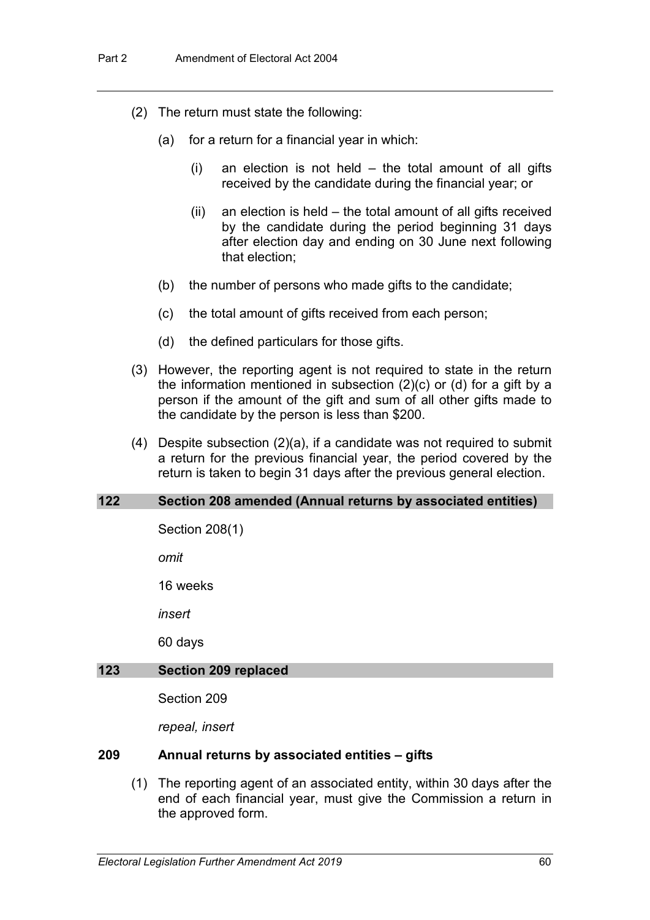(2) The return must state the following:

(a) for a return for a financial year in which:

(i) an election is not held – the total amount of all gifts received by the candidate during the financial year; or

(ii) an election is held – the total amount of all gifts received by the candidate during the period beginning 31 days after election day and ending on 30 June next following that election;

(b) the number of persons who made gifts to the candidate;

(c) the total amount of gifts received from each person;

(d) the defined particulars for those gifts.

(3) However, the reporting agent is not required to state in the return the information mentioned in subsection (2)(c) or (d) for a gift by a person if the amount of the gift and sum of all other gifts made to the candidate by the person is less than $200.

(4) Despite subsection (2)(a), if a candidate was not required to submit a return for the previous financial year, the period covered by the return is taken to begin 31 days after the previous general election.

**122 Section 208 amended (Annual returns by associated entities)**

Section 208(1)

*omit*

16 weeks

*insert*

60 days

**123 Section 209 replaced**

Section 209

*repeal, insert*

**209 Annual returns by associated entities – gifts**

(1) The reporting agent of an associated entity, within 30 days after the end of each financial year, must give the Commission a return in the approved form.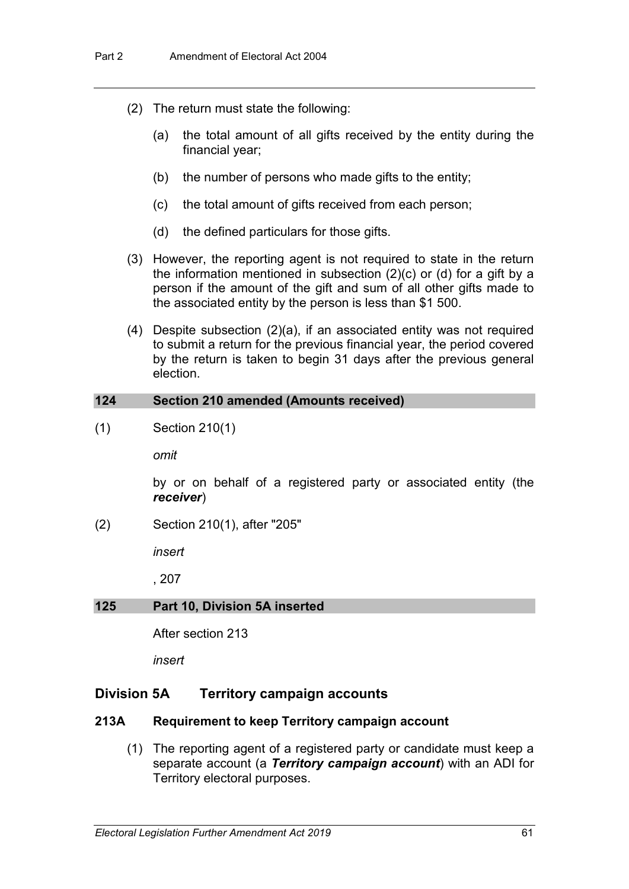(2) The return must state the following:

(a) the total amount of all gifts received by the entity during the financial year;

(b) the number of persons who made gifts to the entity;

(c) the total amount of gifts received from each person;

(d) the defined particulars for those gifts.

(3) However, the reporting agent is not required to state in the return the information mentioned in subsection (2)(c) or (d) for a gift by a person if the amount of the gift and sum of all other gifts made to the associated entity by the person is less than $1 500.

(4) Despite subsection (2)(a), if an associated entity was not required to submit a return for the previous financial year, the period covered by the return is taken to begin 31 days after the previous general election.

## 124 Section 210 amended (Amounts received)

(1) Section 210(1)

*omit*

by or on behalf of a registered party or associated entity (the ***receiver***)

(2) Section 210(1), after "205"

*insert*

, 207

## 125 Part 10, Division 5A inserted

After section 213

*insert*

### Division 5A Territory campaign accounts

#### 213A Requirement to keep Territory campaign account

(1) The reporting agent of a registered party or candidate must keep a separate account (a ***Territory campaign account***) with an ADI for Territory electoral purposes.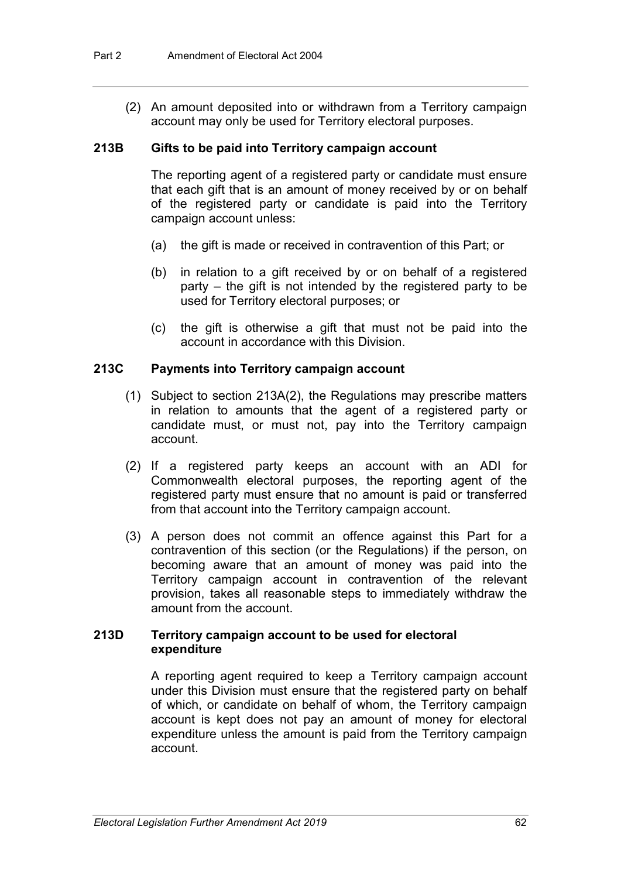(2) An amount deposited into or withdrawn from a Territory campaign account may only be used for Territory electoral purposes.

### 213B Gifts to be paid into Territory campaign account

The reporting agent of a registered party or candidate must ensure that each gift that is an amount of money received by or on behalf of the registered party or candidate is paid into the Territory campaign account unless:

(a) the gift is made or received in contravention of this Part; or

(b) in relation to a gift received by or on behalf of a registered party – the gift is not intended by the registered party to be used for Territory electoral purposes; or

(c) the gift is otherwise a gift that must not be paid into the account in accordance with this Division.

### 213C Payments into Territory campaign account

(1) Subject to section 213A(2), the Regulations may prescribe matters in relation to amounts that the agent of a registered party or candidate must, or must not, pay into the Territory campaign account.

(2) If a registered party keeps an account with an ADI for Commonwealth electoral purposes, the reporting agent of the registered party must ensure that no amount is paid or transferred from that account into the Territory campaign account.

(3) A person does not commit an offence against this Part for a contravention of this section (or the Regulations) if the person, on becoming aware that an amount of money was paid into the Territory campaign account in contravention of the relevant provision, takes all reasonable steps to immediately withdraw the amount from the account.

### 213D Territory campaign account to be used for electoral expenditure

A reporting agent required to keep a Territory campaign account under this Division must ensure that the registered party on behalf of which, or candidate on behalf of whom, the Territory campaign account is kept does not pay an amount of money for electoral expenditure unless the amount is paid from the Territory campaign account.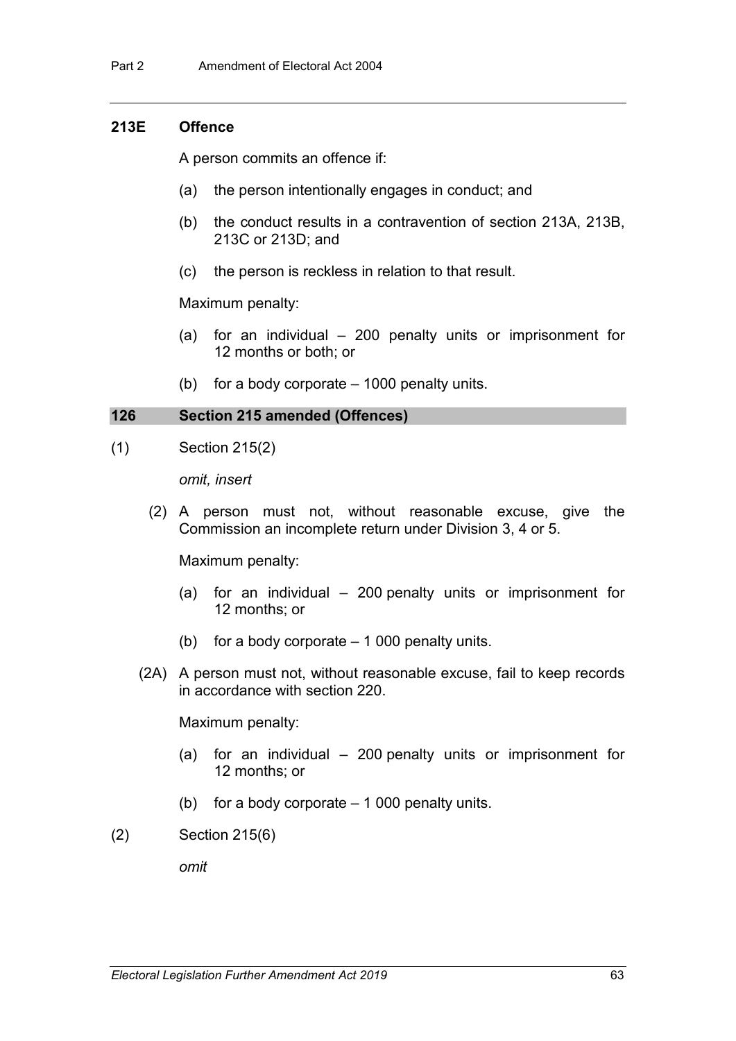### 213E Offence

A person commits an offence if:

(a) the person intentionally engages in conduct; and

(b) the conduct results in a contravention of section 213A, 213B, 213C or 213D; and

(c) the person is reckless in relation to that result.

Maximum penalty:

(a) for an individual – 200 penalty units or imprisonment for 12 months or both; or

(b) for a body corporate – 1000 penalty units.

### 126 Section 215 amended (Offences)

(1) Section 215(2)

*omit, insert*

(2) A person must not, without reasonable excuse, give the Commission an incomplete return under Division 3, 4 or 5.

Maximum penalty:

(a) for an individual – 200 penalty units or imprisonment for 12 months; or

(b) for a body corporate – 1 000 penalty units.

(2A) A person must not, without reasonable excuse, fail to keep records in accordance with section 220.

Maximum penalty:

(a) for an individual – 200 penalty units or imprisonment for 12 months; or

(b) for a body corporate – 1 000 penalty units.

(2) Section 215(6)

*omit*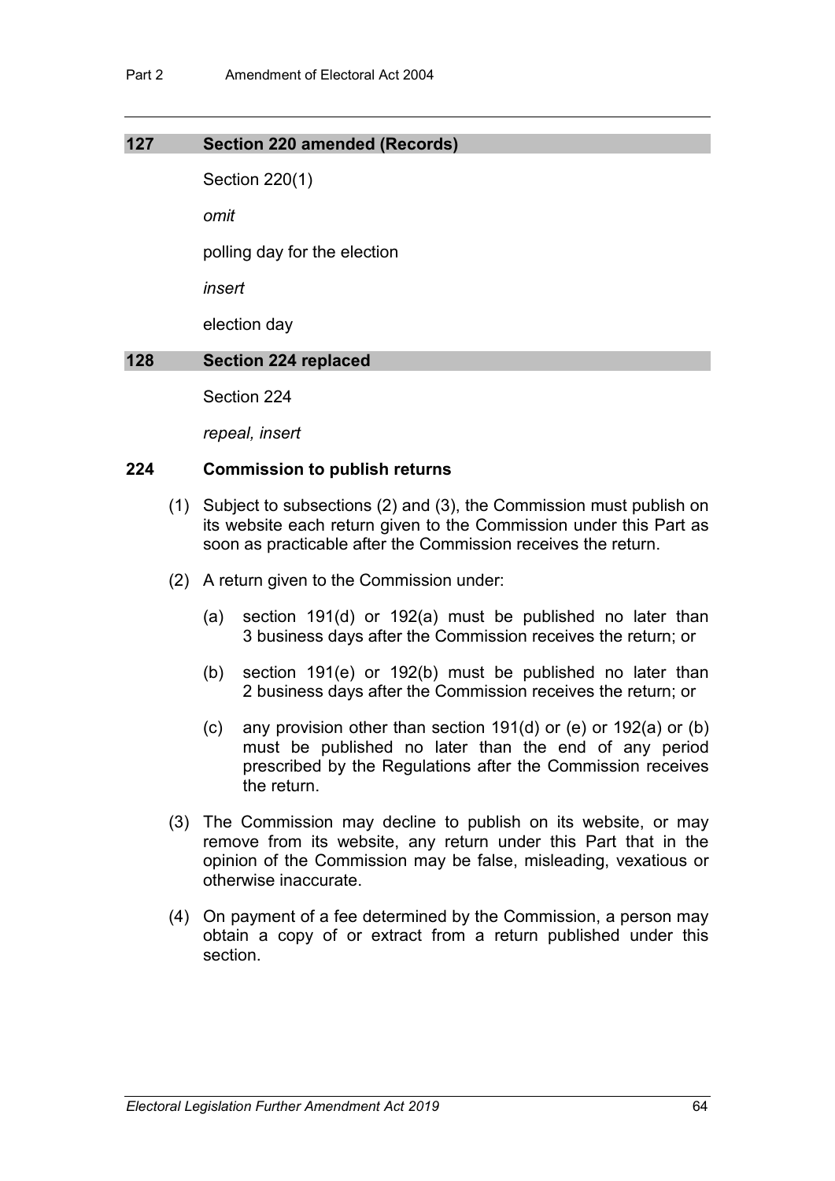### 127 Section 220 amended (Records)

Section 220(1)

*omit*

polling day for the election

*insert*

election day

### 128 Section 224 replaced

Section 224

*repeal, insert*

#### 224 Commission to publish returns

(1) Subject to subsections (2) and (3), the Commission must publish on its website each return given to the Commission under this Part as soon as practicable after the Commission receives the return.

(2) A return given to the Commission under:

(a) section 191(d) or 192(a) must be published no later than 3 business days after the Commission receives the return; or

(b) section 191(e) or 192(b) must be published no later than 2 business days after the Commission receives the return; or

(c) any provision other than section 191(d) or (e) or 192(a) or (b) must be published no later than the end of any period prescribed by the Regulations after the Commission receives the return.

(3) The Commission may decline to publish on its website, or may remove from its website, any return under this Part that in the opinion of the Commission may be false, misleading, vexatious or otherwise inaccurate.

(4) On payment of a fee determined by the Commission, a person may obtain a copy of or extract from a return published under this section.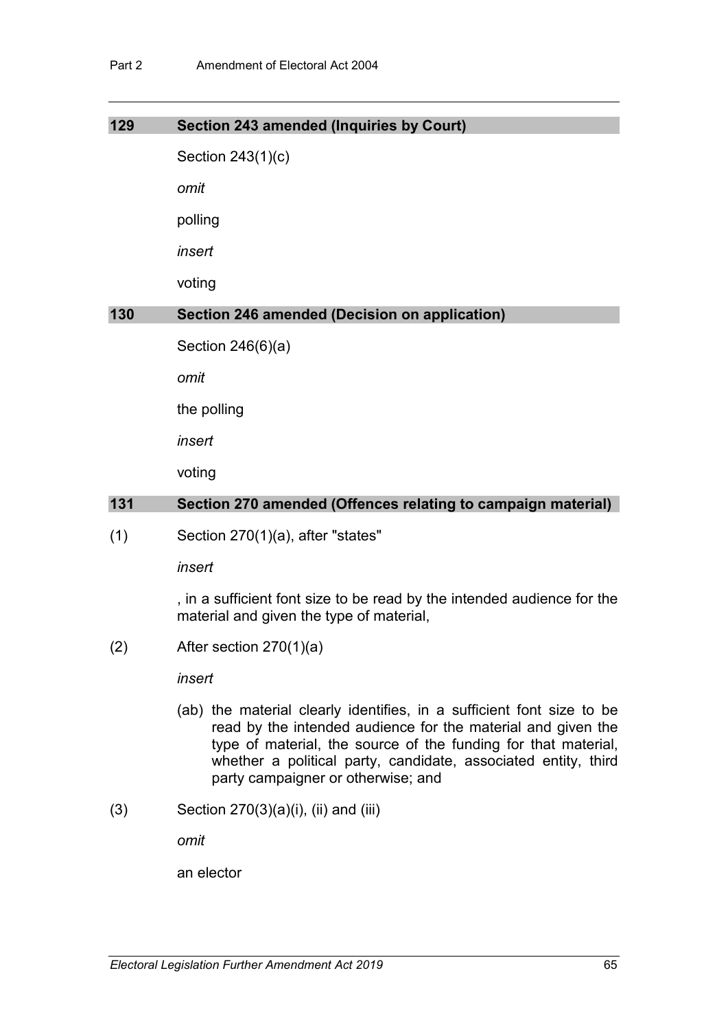## 129 Section 243 amended (Inquiries by Court)

Section 243(1)(c)

*omit*

polling

*insert*

voting

## 130 Section 246 amended (Decision on application)

Section 246(6)(a)

*omit*

the polling

*insert*

voting

## 131 Section 270 amended (Offences relating to campaign material)

(1) Section 270(1)(a), after "states"

*insert*

, in a sufficient font size to be read by the intended audience for the material and given the type of material,

(2) After section 270(1)(a)

*insert*

(ab) the material clearly identifies, in a sufficient font size to be read by the intended audience for the material and given the type of material, the source of the funding for that material, whether a political party, candidate, associated entity, third party campaigner or otherwise; and

(3) Section 270(3)(a)(i), (ii) and (iii)

*omit*

an elector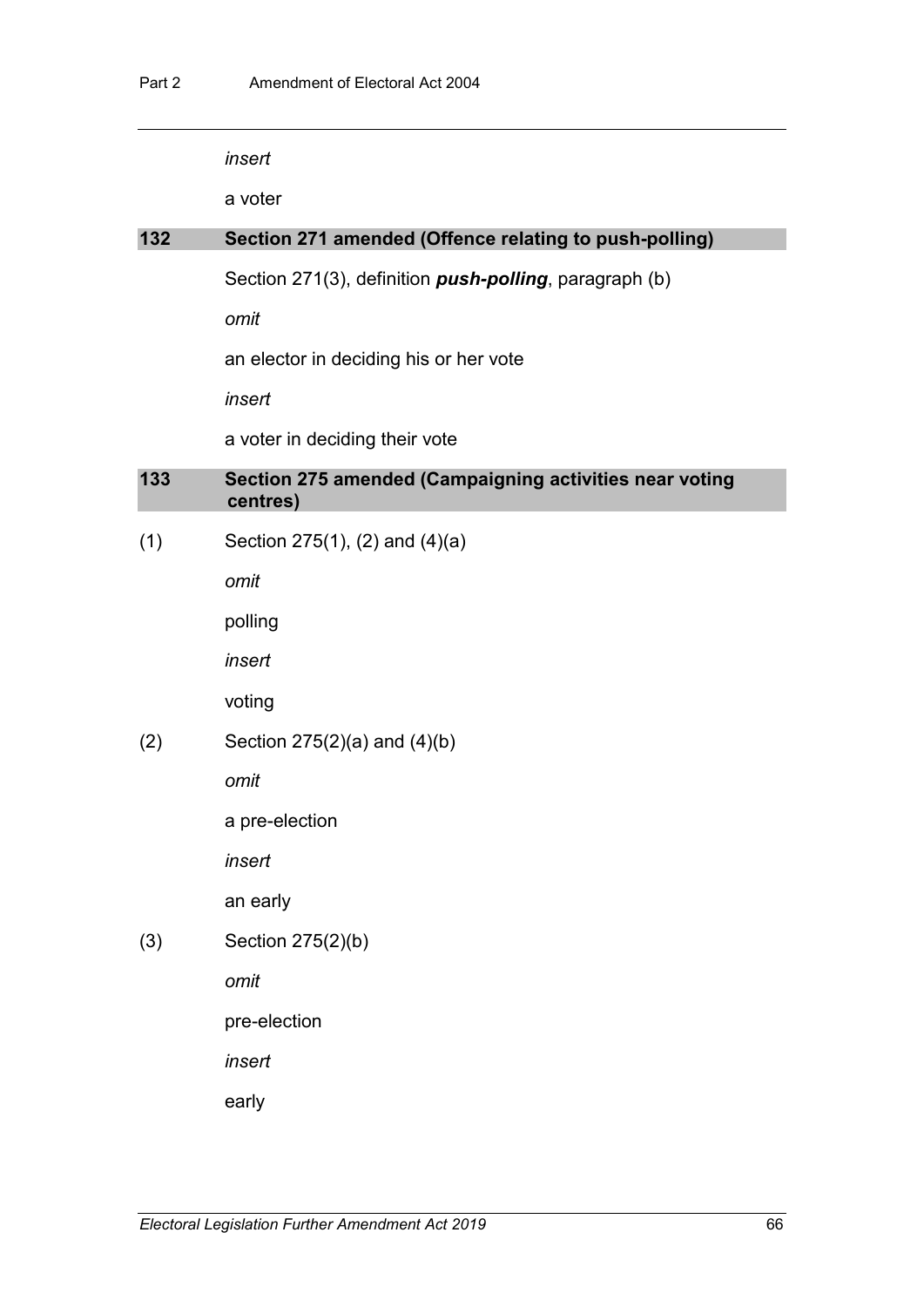*insert*

a voter

### 132 Section 271 amended (Offence relating to push-polling)

Section 271(3), definition ***push-polling***, paragraph (b)

*omit*

an elector in deciding his or her vote

*insert*

a voter in deciding their vote

### 133 Section 275 amended (Campaigning activities near voting centres)

(1) Section 275(1), (2) and (4)(a)

*omit*

polling

*insert*

voting

(2) Section 275(2)(a) and (4)(b)

*omit*

a pre-election

*insert*

an early

(3) Section 275(2)(b)

*omit*

pre-election

*insert*

early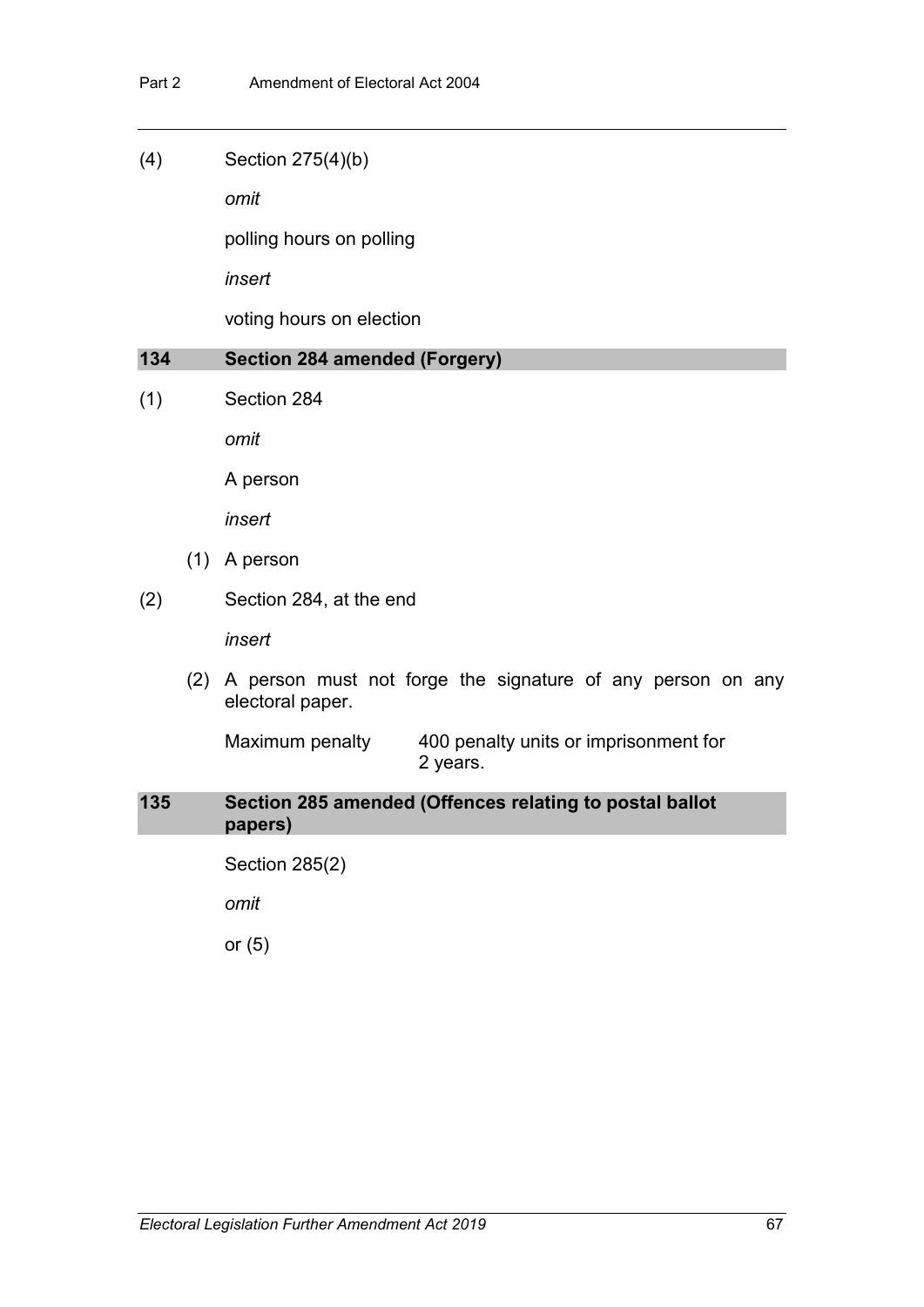(4) Section 275(4)(b)

*omit*

polling hours on polling

*insert*

voting hours on election

## 134 Section 284 amended (Forgery)

(1) Section 284

*omit*

A person

*insert*

(1) A person

(2) Section 284, at the end

*insert*

(2) A person must not forge the signature of any person on any electoral paper.

Maximum penalty 400 penalty units or imprisonment for 2 years.

## 135 Section 285 amended (Offences relating to postal ballot papers)

Section 285(2)

*omit*

or (5)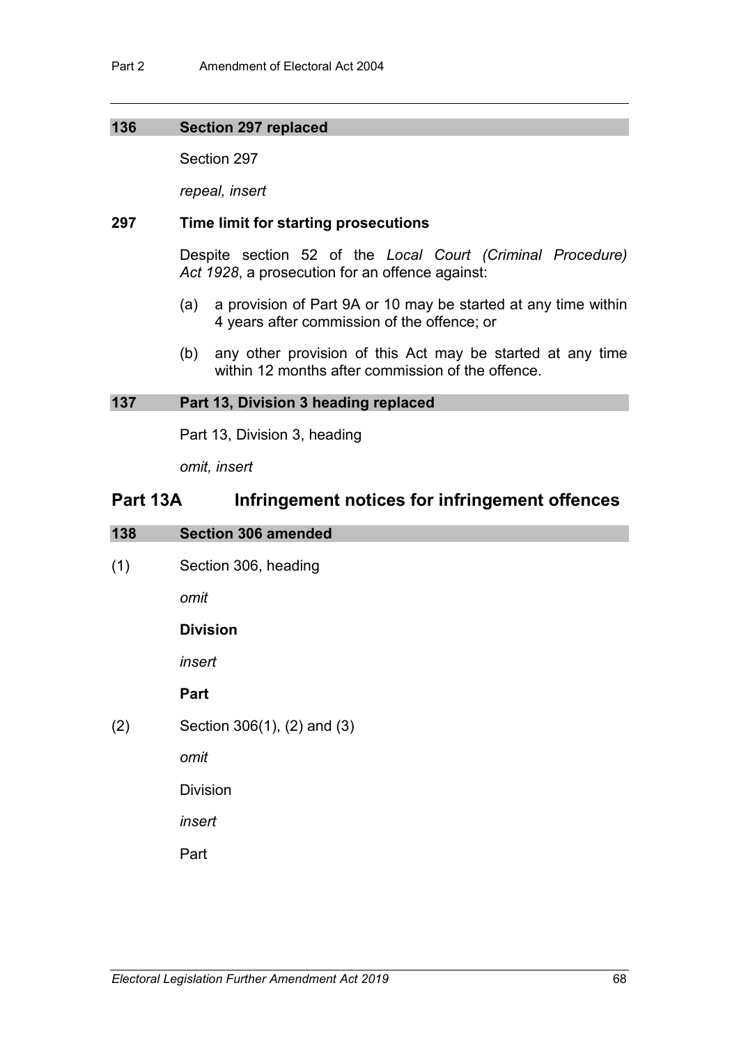### 136 Section 297 replaced

Section 297

*repeal, insert*

### 297 Time limit for starting prosecutions

Despite section 52 of the *Local Court (Criminal Procedure) Act 1928*, a prosecution for an offence against:

- (a) a provision of Part 9A or 10 may be started at any time within 4 years after commission of the offence; or
- (b) any other provision of this Act may be started at any time within 12 months after commission of the offence.

### 137 Part 13, Division 3 heading replaced

Part 13, Division 3, heading

*omit, insert*

## Part 13A Infringement notices for infringement offences

### 138 Section 306 amended

(1) Section 306, heading

*omit*

**Division**

*insert*

**Part**

(2) Section 306(1), (2) and (3)

*omit*

Division

*insert*

Part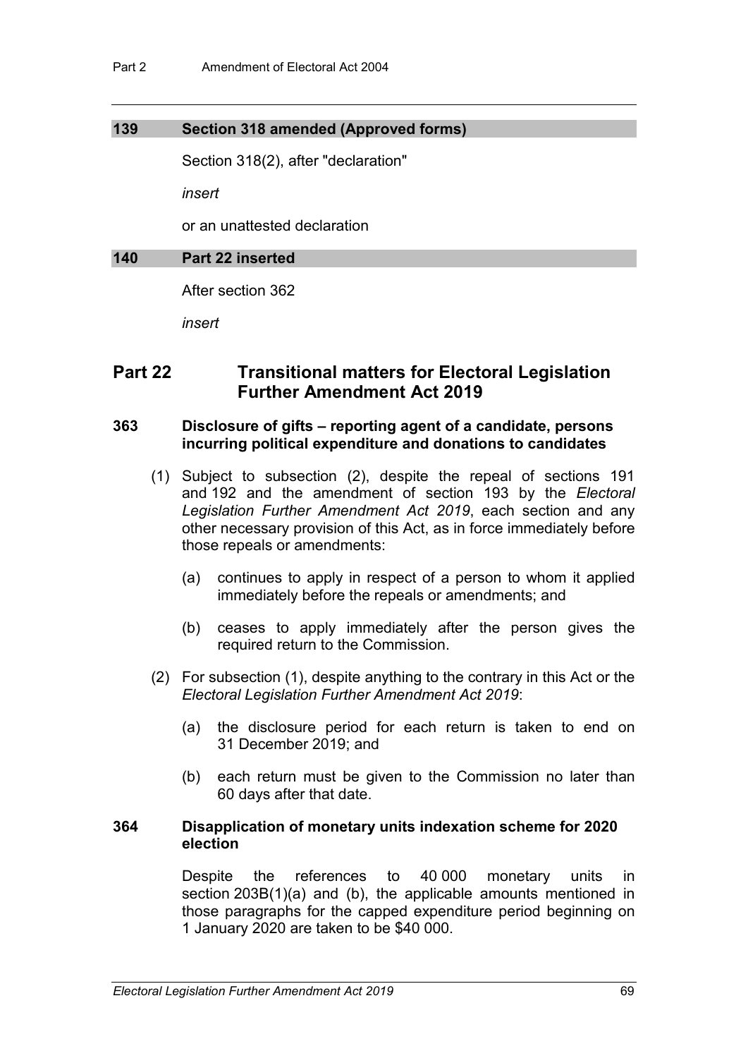### 139 Section 318 amended (Approved forms)

Section 318(2), after "declaration"

*insert*

or an unattested declaration

### 140 Part 22 inserted

After section 362

*insert*

## Part 22 Transitional matters for Electoral Legislation Further Amendment Act 2019

### 363 Disclosure of gifts – reporting agent of a candidate, persons incurring political expenditure and donations to candidates

(1) Subject to subsection (2), despite the repeal of sections 191 and 192 and the amendment of section 193 by the *Electoral Legislation Further Amendment Act 2019*, each section and any other necessary provision of this Act, as in force immediately before those repeals or amendments:

(a) continues to apply in respect of a person to whom it applied immediately before the repeals or amendments; and

(b) ceases to apply immediately after the person gives the required return to the Commission.

(2) For subsection (1), despite anything to the contrary in this Act or the *Electoral Legislation Further Amendment Act 2019*:

(a) the disclosure period for each return is taken to end on 31 December 2019; and

(b) each return must be given to the Commission no later than 60 days after that date.

### 364 Disapplication of monetary units indexation scheme for 2020 election

Despite the references to 40 000 monetary units in section 203B(1)(a) and (b), the applicable amounts mentioned in those paragraphs for the capped expenditure period beginning on 1 January 2020 are taken to be $40 000.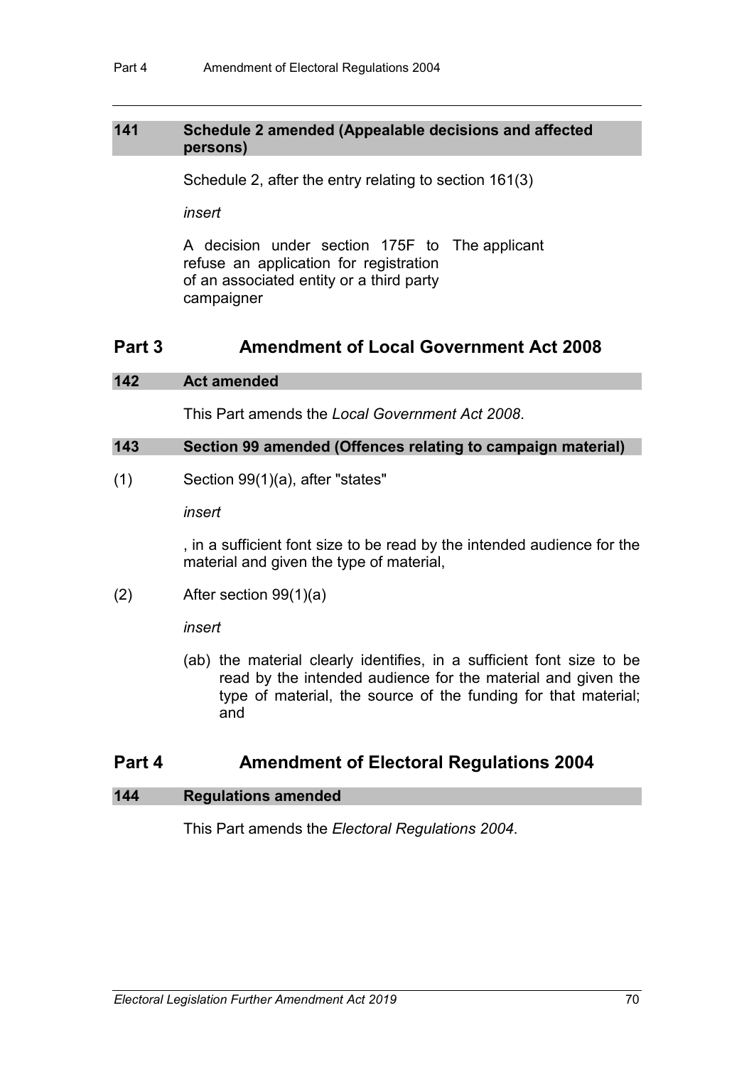### 141 Schedule 2 amended (Appealable decisions and affected persons)

Schedule 2, after the entry relating to section 161(3)

*insert*

| | |
|---|---|
| A decision under section 175F to refuse an application for registration of an associated entity or a third party campaigner | The applicant |

## Part 3 Amendment of Local Government Act 2008

### 142 Act amended

This Part amends the *Local Government Act 2008*.

### 143 Section 99 amended (Offences relating to campaign material)

(1) Section 99(1)(a), after "states"

*insert*

, in a sufficient font size to be read by the intended audience for the material and given the type of material,

(2) After section 99(1)(a)

*insert*

(ab) the material clearly identifies, in a sufficient font size to be read by the intended audience for the material and given the type of material, the source of the funding for that material; and

## Part 4 Amendment of Electoral Regulations 2004

### 144 Regulations amended

This Part amends the *Electoral Regulations 2004*.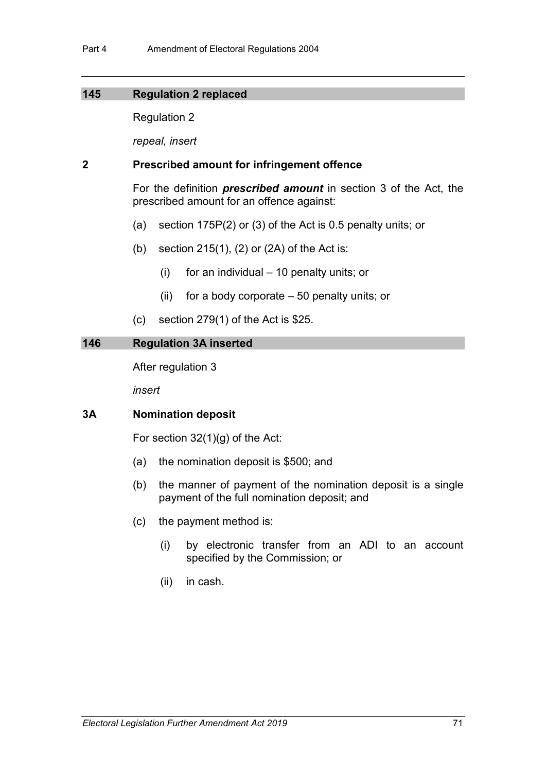## 145 Regulation 2 replaced

Regulation 2

*repeal, insert*

### 2 Prescribed amount for infringement offence

For the definition ***prescribed amount*** in section 3 of the Act, the prescribed amount for an offence against:

(a) section 175P(2) or (3) of the Act is 0.5 penalty units; or

(b) section 215(1), (2) or (2A) of the Act is:

(i) for an individual – 10 penalty units; or

(ii) for a body corporate – 50 penalty units; or

(c) section 279(1) of the Act is $25.

## 146 Regulation 3A inserted

After regulation 3

*insert*

### 3A Nomination deposit

For section 32(1)(g) of the Act:

(a) the nomination deposit is $500; and

(b) the manner of payment of the nomination deposit is a single payment of the full nomination deposit; and

(c) the payment method is:

(i) by electronic transfer from an ADI to an account specified by the Commission; or

(ii) in cash.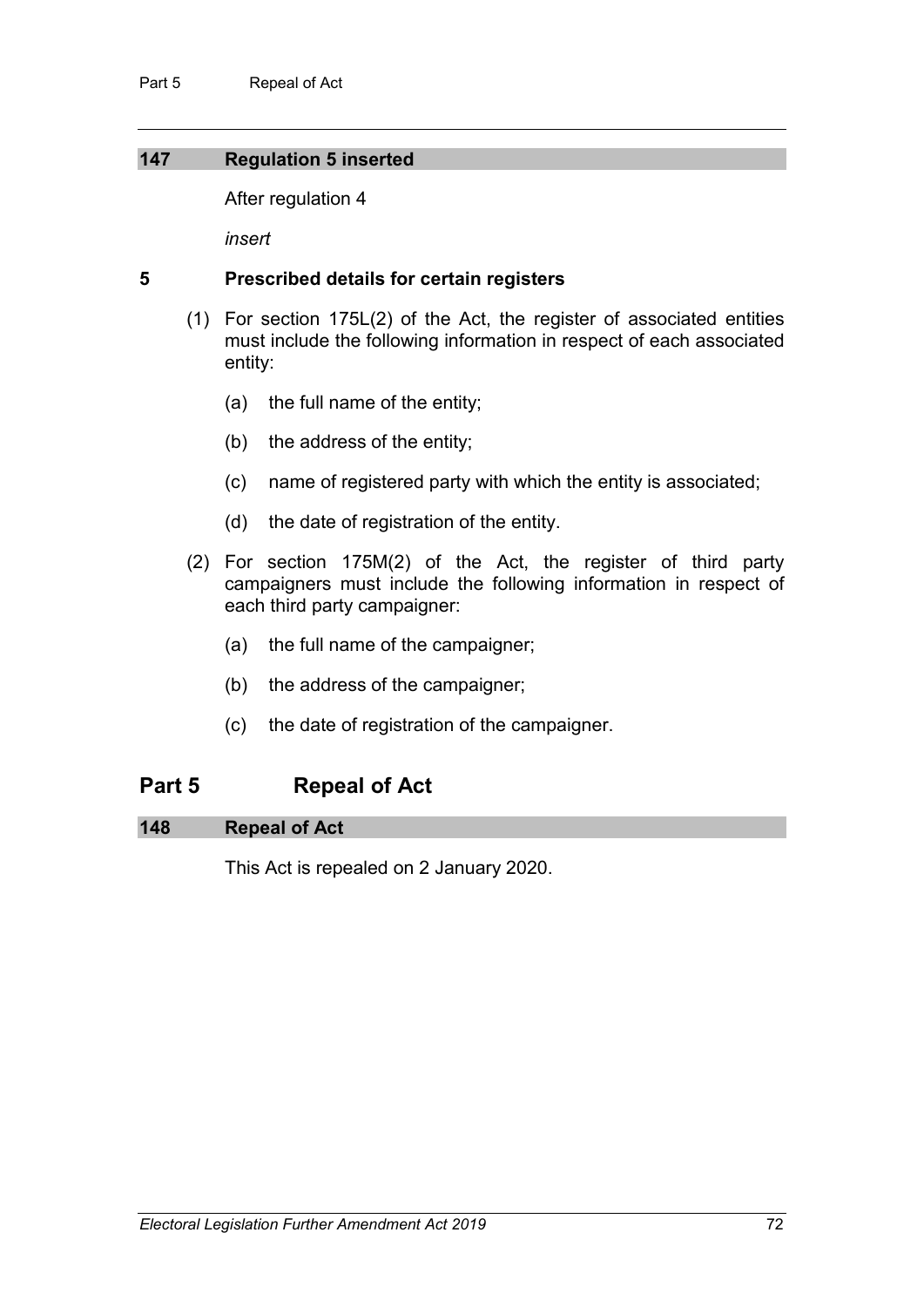### 147 Regulation 5 inserted

After regulation 4

*insert*

### 5 Prescribed details for certain registers

(1) For section 175L(2) of the Act, the register of associated entities must include the following information in respect of each associated entity:

(a) the full name of the entity;

(b) the address of the entity;

(c) name of registered party with which the entity is associated;

(d) the date of registration of the entity.

(2) For section 175M(2) of the Act, the register of third party campaigners must include the following information in respect of each third party campaigner:

(a) the full name of the campaigner;

(b) the address of the campaigner;

(c) the date of registration of the campaigner.

## Part 5 Repeal of Act

### 148 Repeal of Act

This Act is repealed on 2 January 2020.